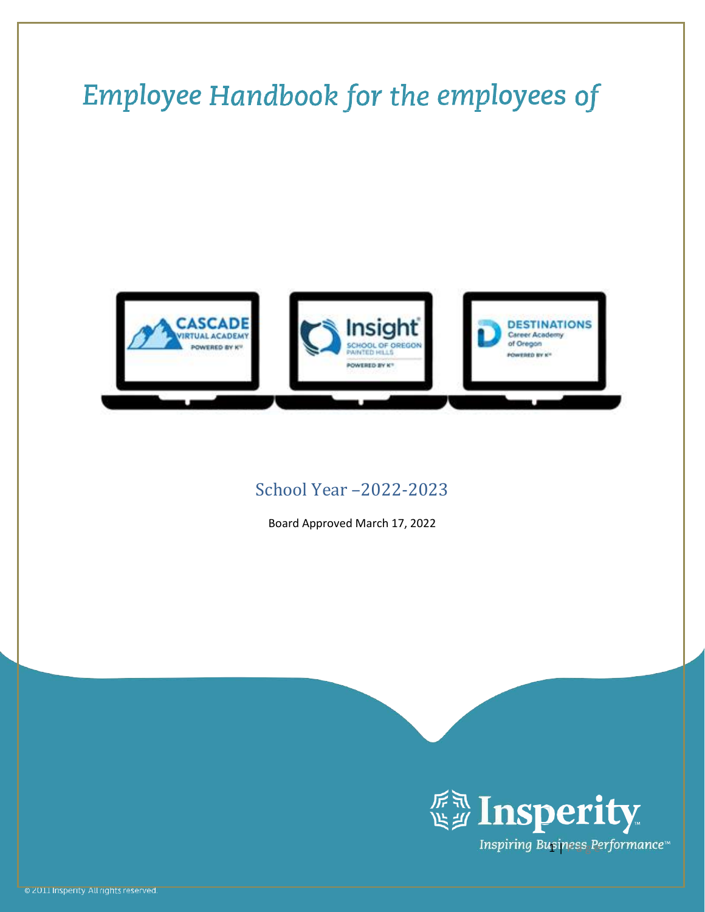# Employee Handbook for the employees of

CASCADE VIRTUAL ACADEMY POWERED BY K12

Insight SCHOOL OF OREGON PAINTED HILLS POWERED BY K12

DESTINATIONS Career Academy of Oregon POWERED BY K12

## School Year –2022-2023

Board Approved March 17, 2022

Insperity

*Inspiring Business Performance*™

© 2011 Insperity. All rights reserved.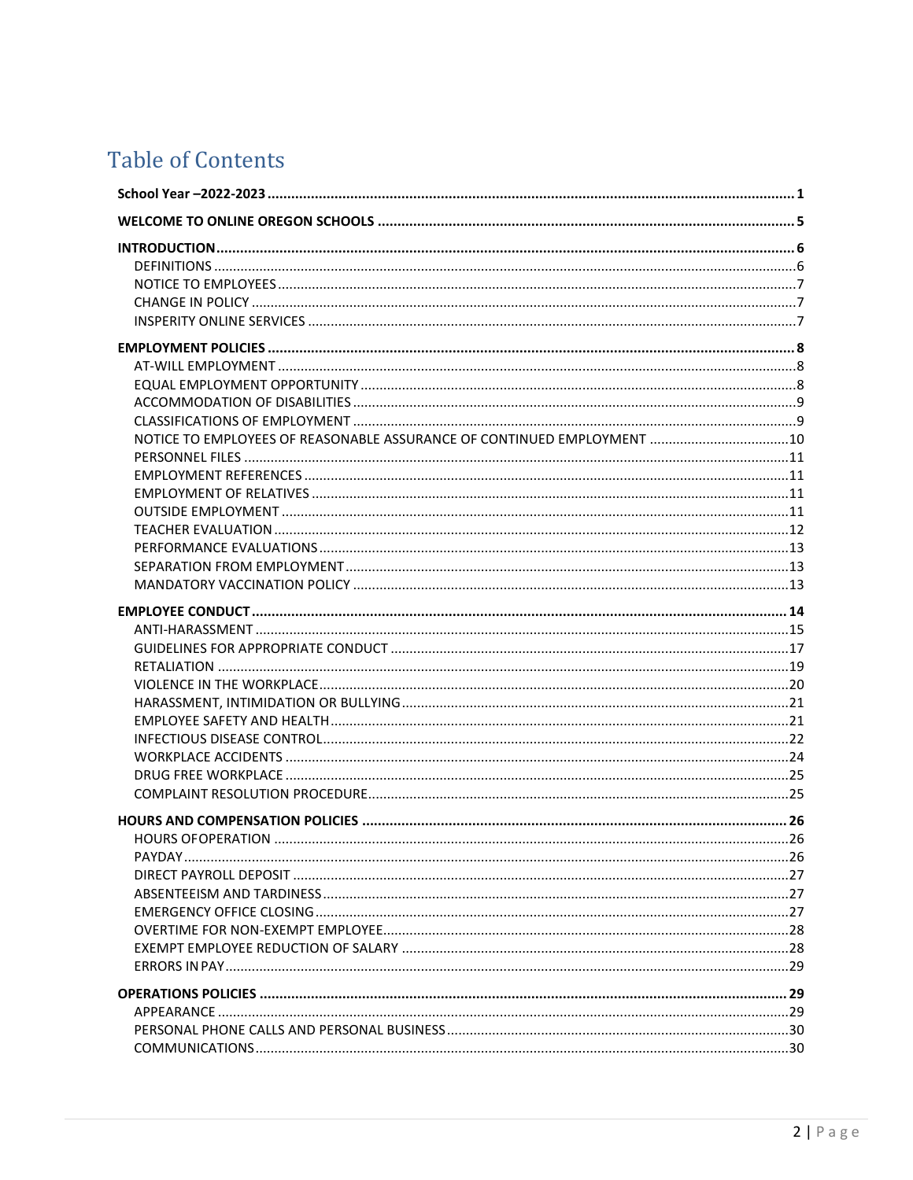# Table of Contents

**School Year –2022-2023** ..... 1

**WELCOME TO ONLINE OREGON SCHOOLS** ..... 5

**INTRODUCTION** ..... 6
- DEFINITIONS ..... 6
- NOTICE TO EMPLOYEES ..... 7
- CHANGE IN POLICY ..... 7
- INSPERITY ONLINE SERVICES ..... 7

**EMPLOYMENT POLICIES** ..... 8
- AT-WILL EMPLOYMENT ..... 8
- EQUAL EMPLOYMENT OPPORTUNITY ..... 8
- ACCOMMODATION OF DISABILITIES ..... 9
- CLASSIFICATIONS OF EMPLOYMENT ..... 9
- NOTICE TO EMPLOYEES OF REASONABLE ASSURANCE OF CONTINUED EMPLOYMENT ..... 10
- PERSONNEL FILES ..... 11
- EMPLOYMENT REFERENCES ..... 11
- EMPLOYMENT OF RELATIVES ..... 11
- OUTSIDE EMPLOYMENT ..... 11
- TEACHER EVALUATION ..... 12
- PERFORMANCE EVALUATIONS ..... 13
- SEPARATION FROM EMPLOYMENT ..... 13
- MANDATORY VACCINATION POLICY ..... 13

**EMPLOYEE CONDUCT** ..... 14
- ANTI-HARASSMENT ..... 15
- GUIDELINES FOR APPROPRIATE CONDUCT ..... 17
- RETALIATION ..... 19
- VIOLENCE IN THE WORKPLACE ..... 20
- HARASSMENT, INTIMIDATION OR BULLYING ..... 21
- EMPLOYEE SAFETY AND HEALTH ..... 21
- INFECTIOUS DISEASE CONTROL ..... 22
- WORKPLACE ACCIDENTS ..... 24
- DRUG FREE WORKPLACE ..... 25
- COMPLAINT RESOLUTION PROCEDURE ..... 25

**HOURS AND COMPENSATION POLICIES** ..... 26
- HOURS OFOPERATION ..... 26
- PAYDAY ..... 26
- DIRECT PAYROLL DEPOSIT ..... 27
- ABSENTEEISM AND TARDINESS ..... 27
- EMERGENCY OFFICE CLOSING ..... 27
- OVERTIME FOR NON-EXEMPT EMPLOYEE ..... 28
- EXEMPT EMPLOYEE REDUCTION OF SALARY ..... 28
- ERRORS IN PAY ..... 29

**OPERATIONS POLICIES** ..... 29
- APPEARANCE ..... 29
- PERSONAL PHONE CALLS AND PERSONAL BUSINESS ..... 30
- COMMUNICATIONS ..... 30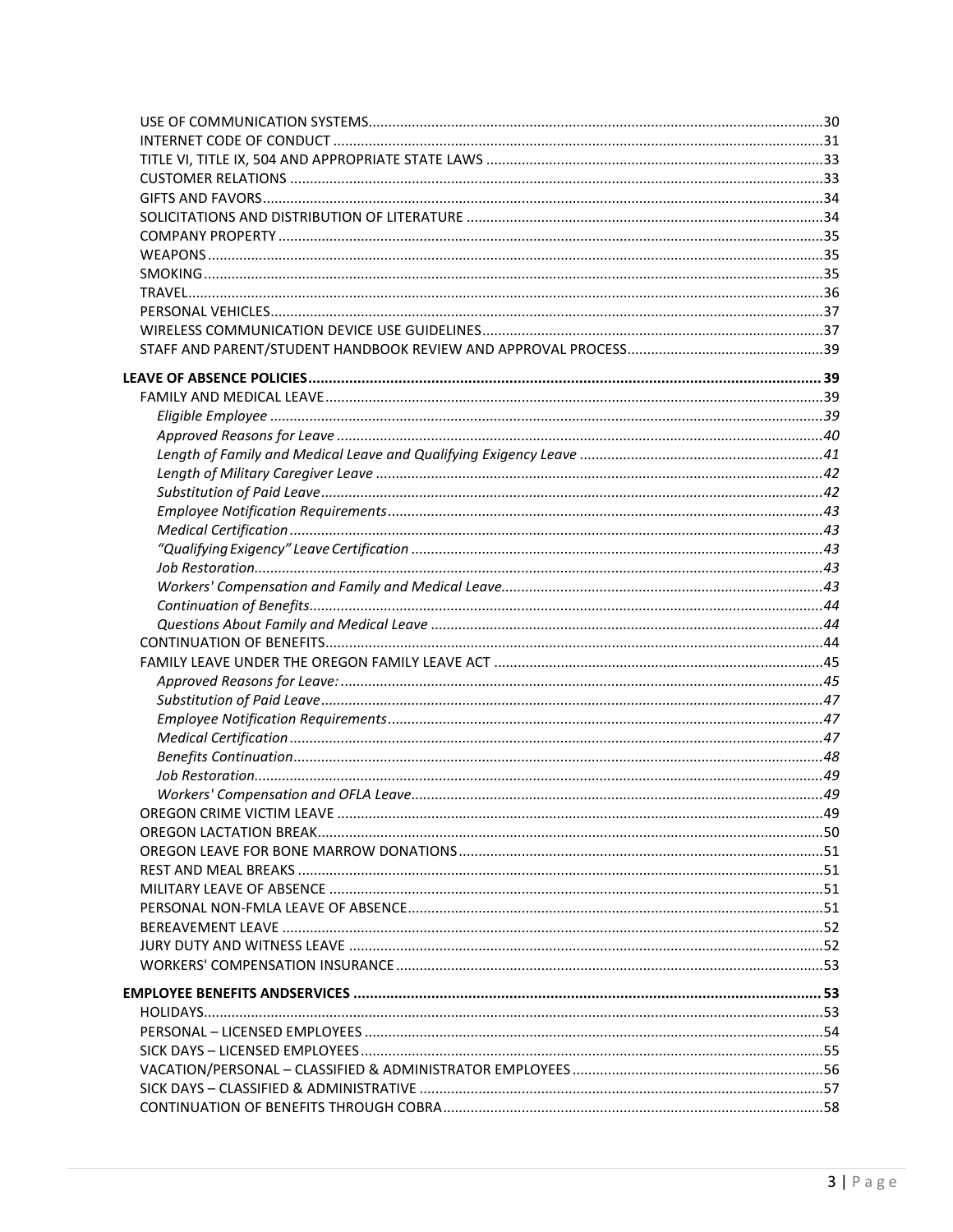USE OF COMMUNICATION SYSTEMS ........ 30
INTERNET CODE OF CONDUCT ........ 31
TITLE VI, TITLE IX, 504 AND APPROPRIATE STATE LAWS ........ 33
CUSTOMER RELATIONS ........ 33
GIFTS AND FAVORS ........ 34
SOLICITATIONS AND DISTRIBUTION OF LITERATURE ........ 34
COMPANY PROPERTY ........ 35
WEAPONS ........ 35
SMOKING ........ 35
TRAVEL ........ 36
PERSONAL VEHICLES ........ 37
WIRELESS COMMUNICATION DEVICE USE GUIDELINES ........ 37
STAFF AND PARENT/STUDENT HANDBOOK REVIEW AND APPROVAL PROCESS ........ 39

**LEAVE OF ABSENCE POLICIES ........ 39**

FAMILY AND MEDICAL LEAVE ........ 39
*Eligible Employee ........ 39*
*Approved Reasons for Leave ........ 40*
*Length of Family and Medical Leave and Qualifying Exigency Leave ........ 41*
*Length of Military Caregiver Leave ........ 42*
*Substitution of Paid Leave ........ 42*
*Employee Notification Requirements ........ 43*
*Medical Certification ........ 43*
*"Qualifying Exigency" Leave Certification ........ 43*
*Job Restoration ........ 43*
*Workers' Compensation and Family and Medical Leave ........ 43*
*Continuation of Benefits ........ 44*
*Questions About Family and Medical Leave ........ 44*
CONTINUATION OF BENEFITS ........ 44
FAMILY LEAVE UNDER THE OREGON FAMILY LEAVE ACT ........ 45
*Approved Reasons for Leave: ........ 45*
*Substitution of Paid Leave ........ 47*
*Employee Notification Requirements ........ 47*
*Medical Certification ........ 47*
*Benefits Continuation ........ 48*
*Job Restoration ........ 49*
*Workers' Compensation and OFLA Leave ........ 49*
OREGON CRIME VICTIM LEAVE ........ 49
OREGON LACTATION BREAK ........ 50
OREGON LEAVE FOR BONE MARROW DONATIONS ........ 51
REST AND MEAL BREAKS ........ 51
MILITARY LEAVE OF ABSENCE ........ 51
PERSONAL NON-FMLA LEAVE OF ABSENCE ........ 51
BEREAVEMENT LEAVE ........ 52
JURY DUTY AND WITNESS LEAVE ........ 52
WORKERS' COMPENSATION INSURANCE ........ 53

**EMPLOYEE BENEFITS ANDSERVICES ........ 53**

HOLIDAYS ........ 53
PERSONAL – LICENSED EMPLOYEES ........ 54
SICK DAYS – LICENSED EMPLOYEES ........ 55
VACATION/PERSONAL – CLASSIFIED & ADMINISTRATOR EMPLOYEES ........ 56
SICK DAYS – CLASSIFIED & ADMINISTRATIVE ........ 57
CONTINUATION OF BENEFITS THROUGH COBRA ........ 58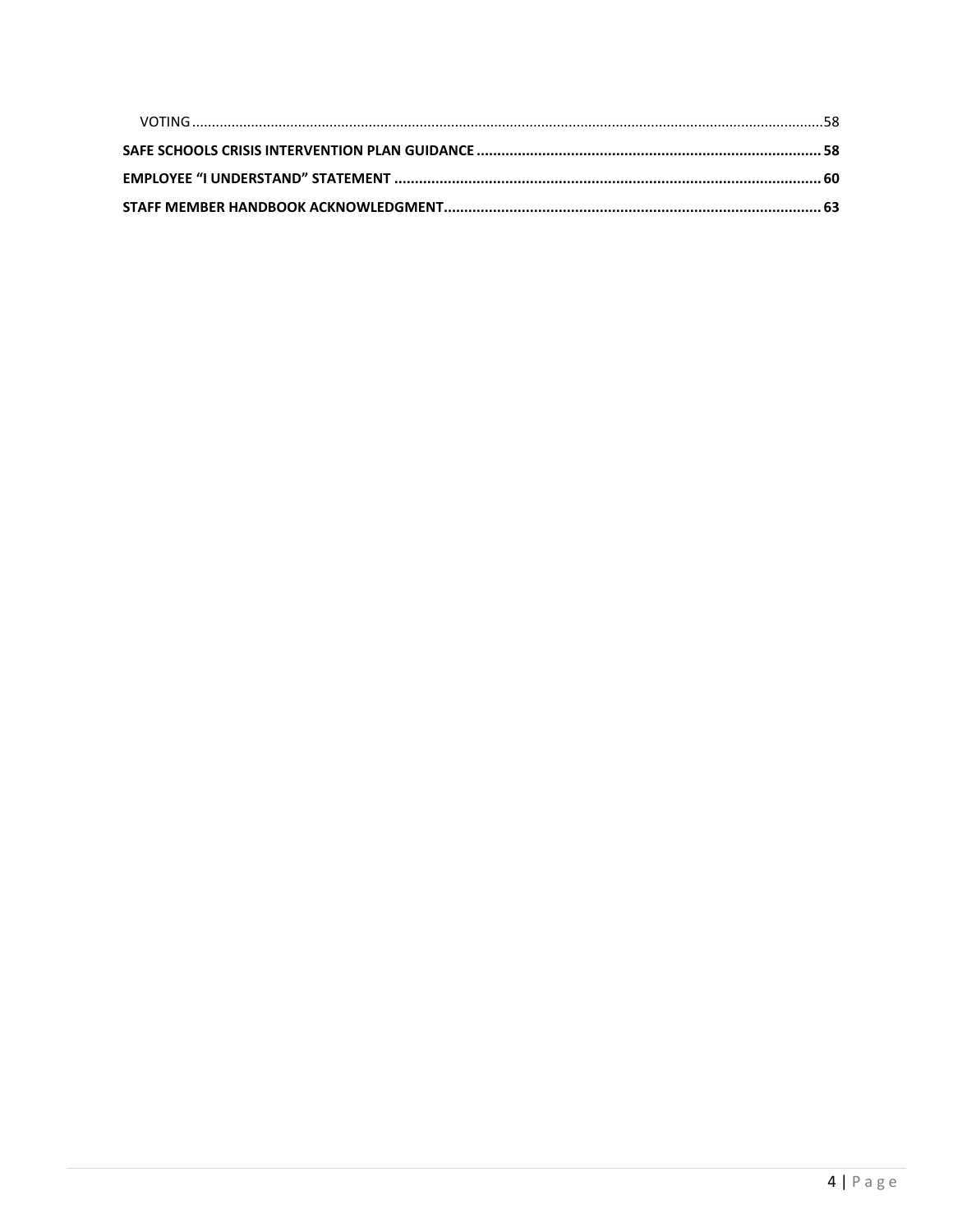VOTING ..... 58

**SAFE SCHOOLS CRISIS INTERVENTION PLAN GUIDANCE ..... 58**

**EMPLOYEE "I UNDERSTAND" STATEMENT ..... 60**

**STAFF MEMBER HANDBOOK ACKNOWLEDGMENT ..... 63**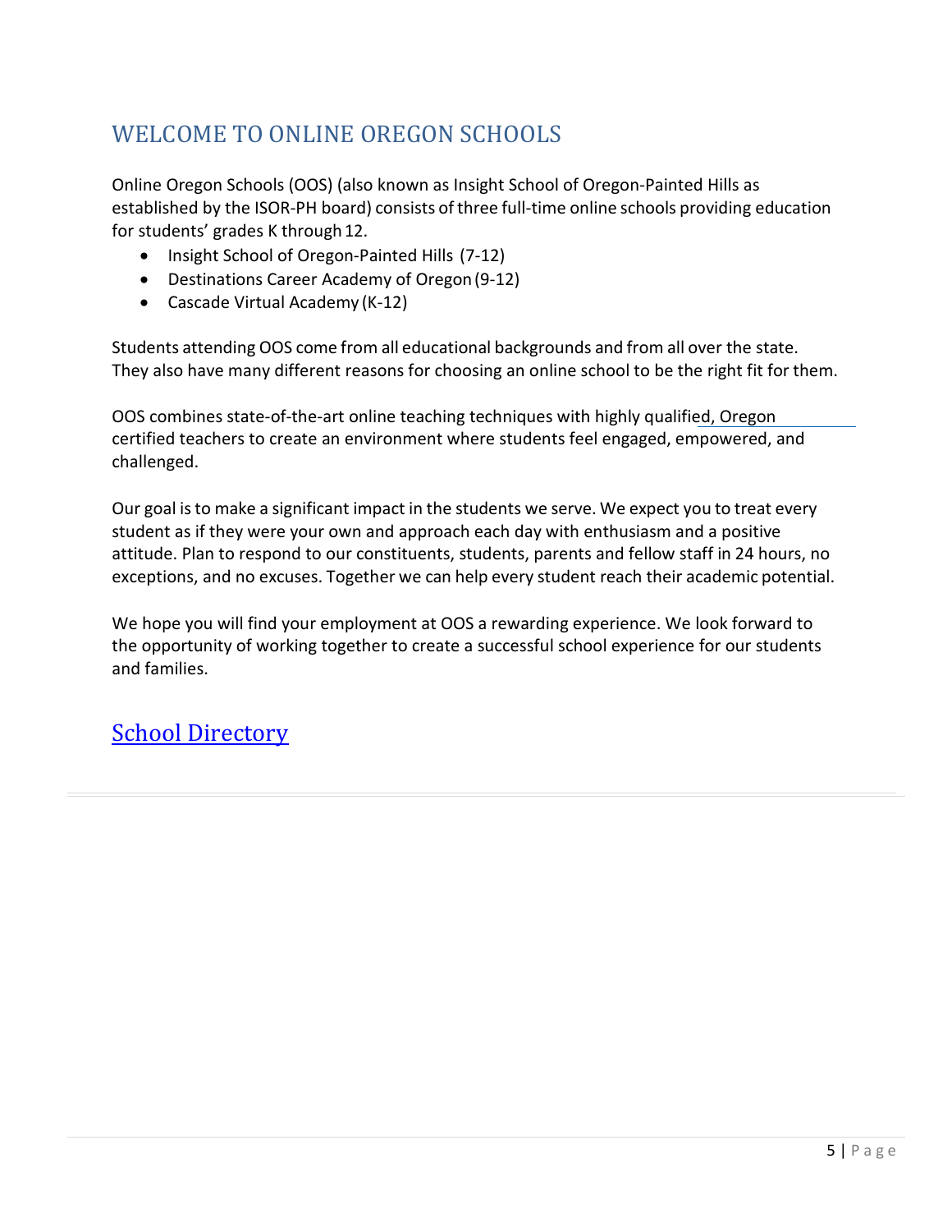# WELCOME TO ONLINE OREGON SCHOOLS

Online Oregon Schools (OOS) (also known as Insight School of Oregon-Painted Hills as established by the ISOR-PH board) consists of three full-time online schools providing education for students' grades K through 12.

- Insight School of Oregon-Painted Hills (7-12)
- Destinations Career Academy of Oregon (9-12)
- Cascade Virtual Academy (K-12)

Students attending OOS come from all educational backgrounds and from all over the state. They also have many different reasons for choosing an online school to be the right fit for them.

OOS combines state-of-the-art online teaching techniques with highly qualified, Oregon certified teachers to create an environment where students feel engaged, empowered, and challenged.

Our goal is to make a significant impact in the students we serve. We expect you to treat every student as if they were your own and approach each day with enthusiasm and a positive attitude. Plan to respond to our constituents, students, parents and fellow staff in 24 hours, no exceptions, and no excuses. Together we can help every student reach their academic potential.

We hope you will find your employment at OOS a rewarding experience. We look forward to the opportunity of working together to create a successful school experience for our students and families.

## School Directory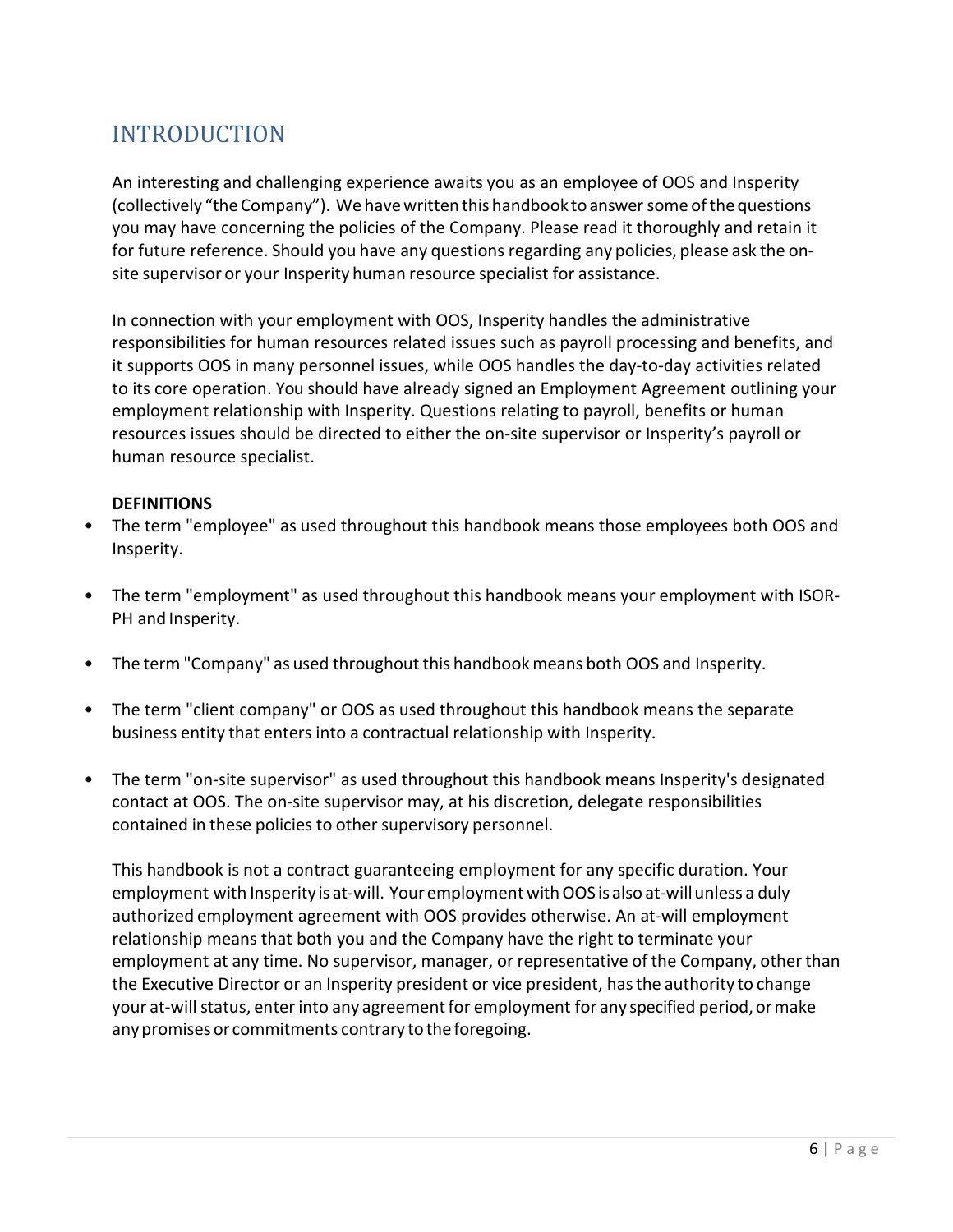# INTRODUCTION

An interesting and challenging experience awaits you as an employee of OOS and Insperity (collectively "the Company"). We have written this handbook to answer some of the questions you may have concerning the policies of the Company. Please read it thoroughly and retain it for future reference. Should you have any questions regarding any policies, please ask the on-site supervisor or your Insperity human resource specialist for assistance.

In connection with your employment with OOS, Insperity handles the administrative responsibilities for human resources related issues such as payroll processing and benefits, and it supports OOS in many personnel issues, while OOS handles the day-to-day activities related to its core operation. You should have already signed an Employment Agreement outlining your employment relationship with Insperity. Questions relating to payroll, benefits or human resources issues should be directed to either the on-site supervisor or Insperity's payroll or human resource specialist.

**DEFINITIONS**

- The term "employee" as used throughout this handbook means those employees both OOS and Insperity.
- The term "employment" as used throughout this handbook means your employment with ISOR-PH and Insperity.
- The term "Company" as used throughout this handbook means both OOS and Insperity.
- The term "client company" or OOS as used throughout this handbook means the separate business entity that enters into a contractual relationship with Insperity.
- The term "on-site supervisor" as used throughout this handbook means Insperity's designated contact at OOS. The on-site supervisor may, at his discretion, delegate responsibilities contained in these policies to other supervisory personnel.

This handbook is not a contract guaranteeing employment for any specific duration. Your employment with Insperity is at-will. Your employment with OOS is also at-will unless a duly authorized employment agreement with OOS provides otherwise. An at-will employment relationship means that both you and the Company have the right to terminate your employment at any time. No supervisor, manager, or representative of the Company, other than the Executive Director or an Insperity president or vice president, has the authority to change your at-will status, enter into any agreement for employment for any specified period, or make any promises or commitments contrary to the foregoing.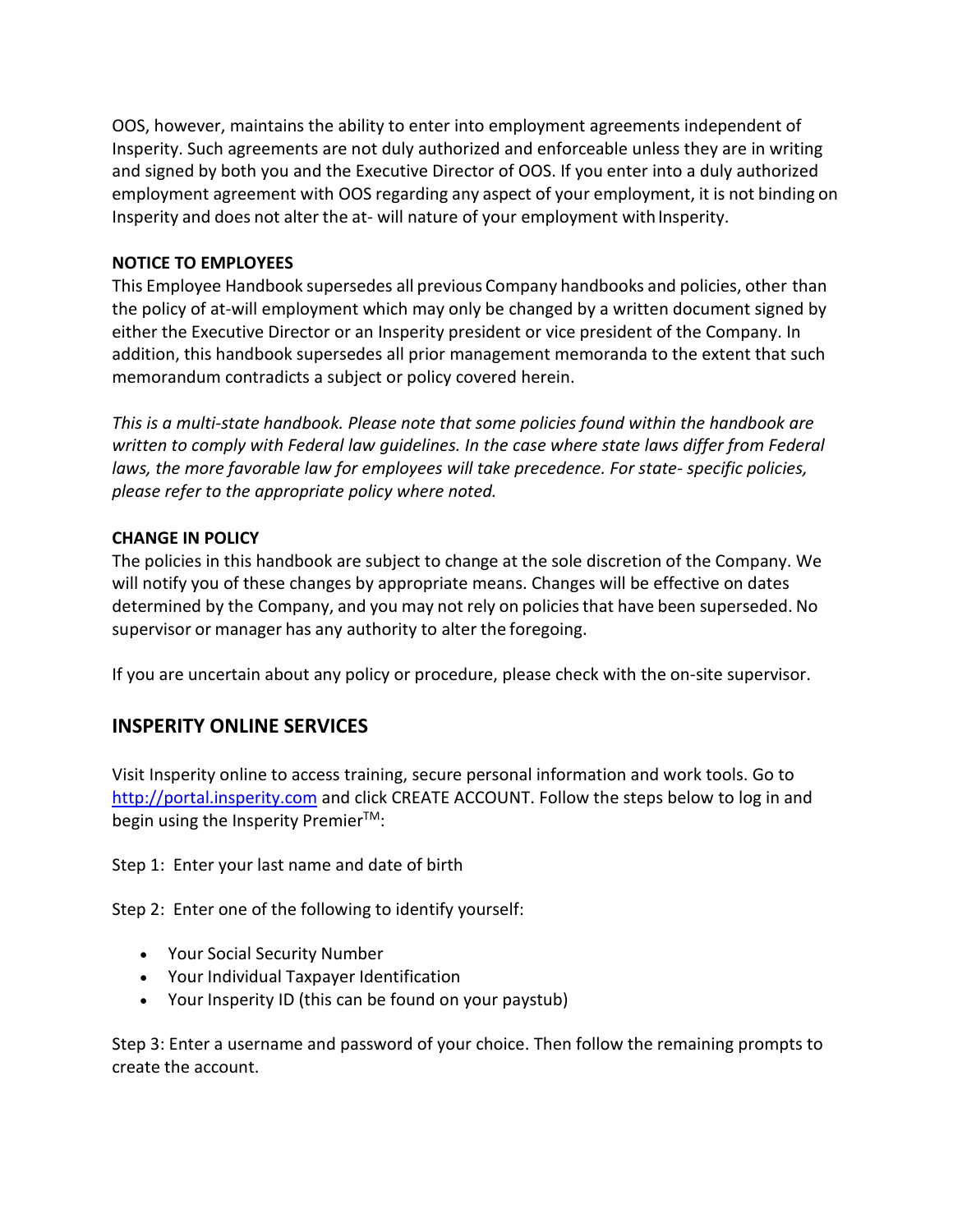OOS, however, maintains the ability to enter into employment agreements independent of Insperity. Such agreements are not duly authorized and enforceable unless they are in writing and signed by both you and the Executive Director of OOS. If you enter into a duly authorized employment agreement with OOS regarding any aspect of your employment, it is not binding on Insperity and does not alter the at- will nature of your employment with Insperity.

**NOTICE TO EMPLOYEES**

This Employee Handbook supersedes all previous Company handbooks and policies, other than the policy of at-will employment which may only be changed by a written document signed by either the Executive Director or an Insperity president or vice president of the Company. In addition, this handbook supersedes all prior management memoranda to the extent that such memorandum contradicts a subject or policy covered herein.

*This is a multi-state handbook. Please note that some policies found within the handbook are written to comply with Federal law guidelines. In the case where state laws differ from Federal laws, the more favorable law for employees will take precedence. For state- specific policies, please refer to the appropriate policy where noted.*

**CHANGE IN POLICY**

The policies in this handbook are subject to change at the sole discretion of the Company. We will notify you of these changes by appropriate means. Changes will be effective on dates determined by the Company, and you may not rely on policies that have been superseded. No supervisor or manager has any authority to alter the foregoing.

If you are uncertain about any policy or procedure, please check with the on-site supervisor.

## INSPERITY ONLINE SERVICES

Visit Insperity online to access training, secure personal information and work tools. Go to http://portal.insperity.com and click CREATE ACCOUNT. Follow the steps below to log in and begin using the Insperity Premier™:

Step 1: Enter your last name and date of birth

Step 2: Enter one of the following to identify yourself:

- Your Social Security Number
- Your Individual Taxpayer Identification
- Your Insperity ID (this can be found on your paystub)

Step 3: Enter a username and password of your choice. Then follow the remaining prompts to create the account.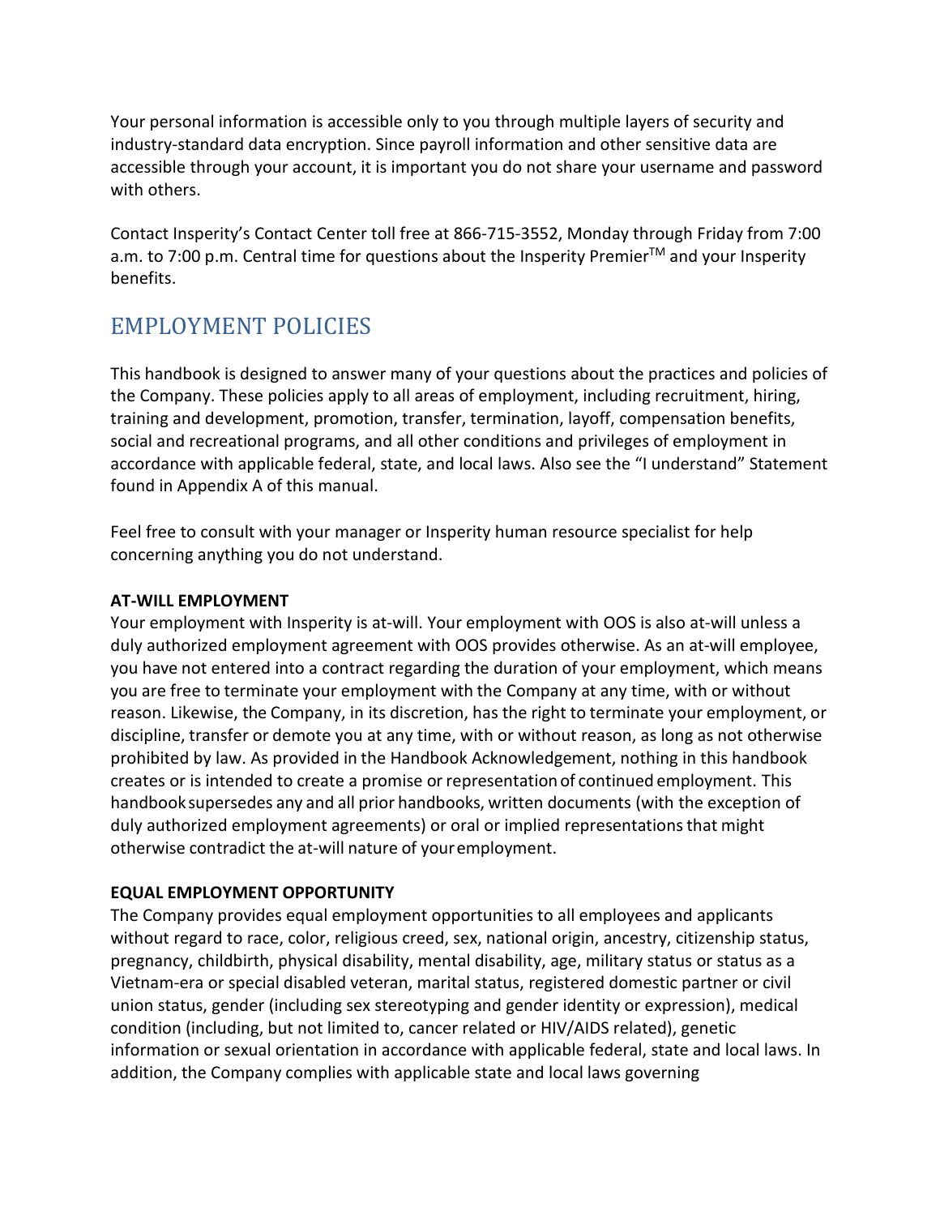Your personal information is accessible only to you through multiple layers of security and industry-standard data encryption. Since payroll information and other sensitive data are accessible through your account, it is important you do not share your username and password with others.

Contact Insperity's Contact Center toll free at 866-715-3552, Monday through Friday from 7:00 a.m. to 7:00 p.m. Central time for questions about the Insperity Premier™ and your Insperity benefits.

## EMPLOYMENT POLICIES

This handbook is designed to answer many of your questions about the practices and policies of the Company. These policies apply to all areas of employment, including recruitment, hiring, training and development, promotion, transfer, termination, layoff, compensation benefits, social and recreational programs, and all other conditions and privileges of employment in accordance with applicable federal, state, and local laws. Also see the "I understand" Statement found in Appendix A of this manual.

Feel free to consult with your manager or Insperity human resource specialist for help concerning anything you do not understand.

**AT-WILL EMPLOYMENT**

Your employment with Insperity is at-will. Your employment with OOS is also at-will unless a duly authorized employment agreement with OOS provides otherwise. As an at-will employee, you have not entered into a contract regarding the duration of your employment, which means you are free to terminate your employment with the Company at any time, with or without reason. Likewise, the Company, in its discretion, has the right to terminate your employment, or discipline, transfer or demote you at any time, with or without reason, as long as not otherwise prohibited by law. As provided in the Handbook Acknowledgement, nothing in this handbook creates or is intended to create a promise or representation of continued employment. This handbook supersedes any and all prior handbooks, written documents (with the exception of duly authorized employment agreements) or oral or implied representations that might otherwise contradict the at-will nature of your employment.

**EQUAL EMPLOYMENT OPPORTUNITY**

The Company provides equal employment opportunities to all employees and applicants without regard to race, color, religious creed, sex, national origin, ancestry, citizenship status, pregnancy, childbirth, physical disability, mental disability, age, military status or status as a Vietnam-era or special disabled veteran, marital status, registered domestic partner or civil union status, gender (including sex stereotyping and gender identity or expression), medical condition (including, but not limited to, cancer related or HIV/AIDS related), genetic information or sexual orientation in accordance with applicable federal, state and local laws. In addition, the Company complies with applicable state and local laws governing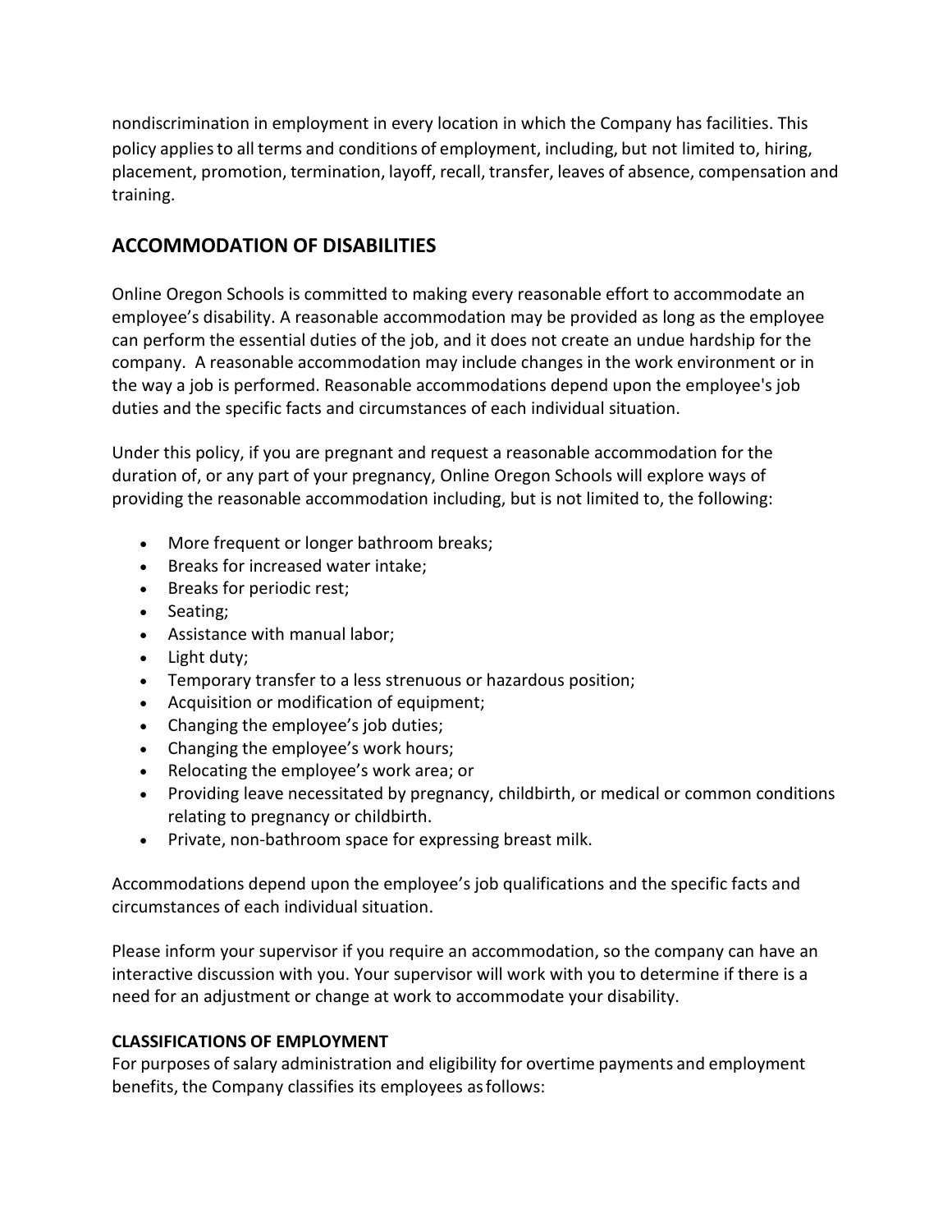nondiscrimination in employment in every location in which the Company has facilities. This policy applies to all terms and conditions of employment, including, but not limited to, hiring, placement, promotion, termination, layoff, recall, transfer, leaves of absence, compensation and training.

## ACCOMMODATION OF DISABILITIES

Online Oregon Schools is committed to making every reasonable effort to accommodate an employee's disability. A reasonable accommodation may be provided as long as the employee can perform the essential duties of the job, and it does not create an undue hardship for the company. A reasonable accommodation may include changes in the work environment or in the way a job is performed. Reasonable accommodations depend upon the employee's job duties and the specific facts and circumstances of each individual situation.

Under this policy, if you are pregnant and request a reasonable accommodation for the duration of, or any part of your pregnancy, Online Oregon Schools will explore ways of providing the reasonable accommodation including, but is not limited to, the following:

- More frequent or longer bathroom breaks;
- Breaks for increased water intake;
- Breaks for periodic rest;
- Seating;
- Assistance with manual labor;
- Light duty;
- Temporary transfer to a less strenuous or hazardous position;
- Acquisition or modification of equipment;
- Changing the employee's job duties;
- Changing the employee's work hours;
- Relocating the employee's work area; or
- Providing leave necessitated by pregnancy, childbirth, or medical or common conditions relating to pregnancy or childbirth.
- Private, non-bathroom space for expressing breast milk.

Accommodations depend upon the employee's job qualifications and the specific facts and circumstances of each individual situation.

Please inform your supervisor if you require an accommodation, so the company can have an interactive discussion with you. Your supervisor will work with you to determine if there is a need for an adjustment or change at work to accommodate your disability.

**CLASSIFICATIONS OF EMPLOYMENT**

For purposes of salary administration and eligibility for overtime payments and employment benefits, the Company classifies its employees as follows: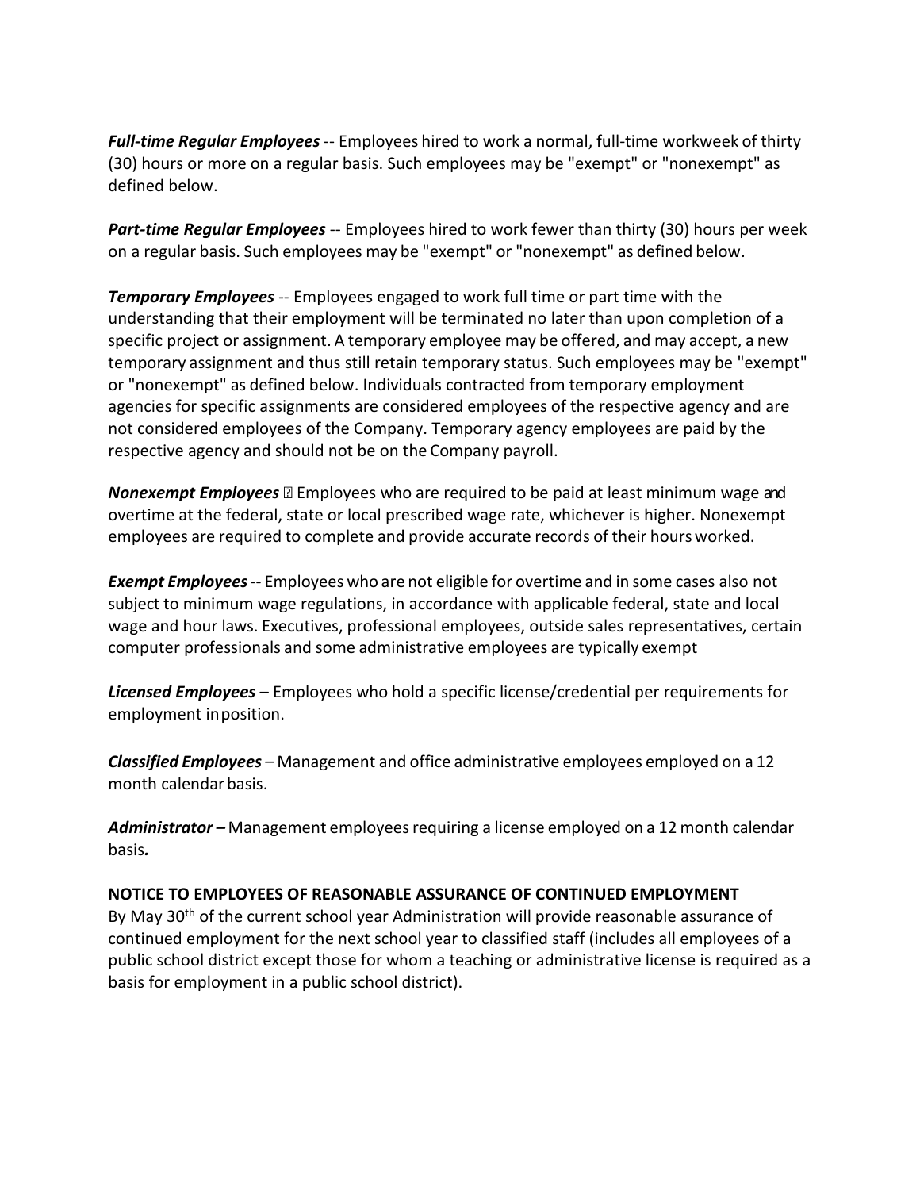***Full-time Regular Employees*** -- Employees hired to work a normal, full-time workweek of thirty (30) hours or more on a regular basis. Such employees may be "exempt" or "nonexempt" as defined below.

***Part-time Regular Employees*** -- Employees hired to work fewer than thirty (30) hours per week on a regular basis. Such employees may be "exempt" or "nonexempt" as defined below.

***Temporary Employees*** -- Employees engaged to work full time or part time with the understanding that their employment will be terminated no later than upon completion of a specific project or assignment. A temporary employee may be offered, and may accept, a new temporary assignment and thus still retain temporary status. Such employees may be "exempt" or "nonexempt" as defined below. Individuals contracted from temporary employment agencies for specific assignments are considered employees of the respective agency and are not considered employees of the Company. Temporary agency employees are paid by the respective agency and should not be on the Company payroll.

***Nonexempt Employees*** -- Employees who are required to be paid at least minimum wage and overtime at the federal, state or local prescribed wage rate, whichever is higher. Nonexempt employees are required to complete and provide accurate records of their hours worked.

***Exempt Employees*** -- Employees who are not eligible for overtime and in some cases also not subject to minimum wage regulations, in accordance with applicable federal, state and local wage and hour laws. Executives, professional employees, outside sales representatives, certain computer professionals and some administrative employees are typically exempt

***Licensed Employees*** – Employees who hold a specific license/credential per requirements for employment in position.

***Classified Employees*** – Management and office administrative employees employed on a 12 month calendar basis.

***Administrator*** – Management employees requiring a license employed on a 12 month calendar basis.

**NOTICE TO EMPLOYEES OF REASONABLE ASSURANCE OF CONTINUED EMPLOYMENT**

By May 30th of the current school year Administration will provide reasonable assurance of continued employment for the next school year to classified staff (includes all employees of a public school district except those for whom a teaching or administrative license is required as a basis for employment in a public school district).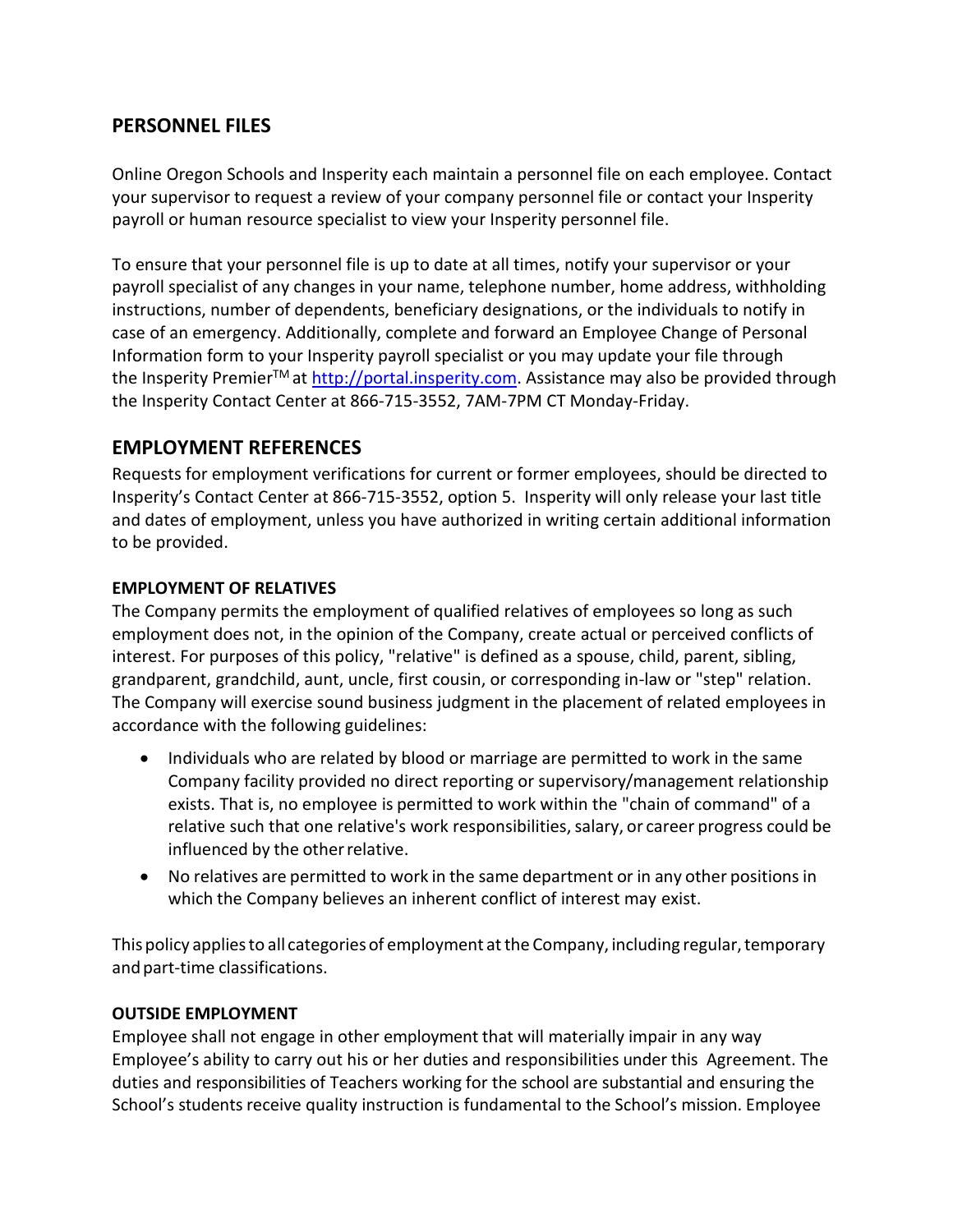## PERSONNEL FILES

Online Oregon Schools and Insperity each maintain a personnel file on each employee. Contact your supervisor to request a review of your company personnel file or contact your Insperity payroll or human resource specialist to view your Insperity personnel file.

To ensure that your personnel file is up to date at all times, notify your supervisor or your payroll specialist of any changes in your name, telephone number, home address, withholding instructions, number of dependents, beneficiary designations, or the individuals to notify in case of an emergency. Additionally, complete and forward an Employee Change of Personal Information form to your Insperity payroll specialist or you may update your file through the Insperity Premier™ at [http://portal.insperity.com](http://portal.insperity.com). Assistance may also be provided through the Insperity Contact Center at 866-715-3552, 7AM-7PM CT Monday-Friday.

## EMPLOYMENT REFERENCES

Requests for employment verifications for current or former employees, should be directed to Insperity's Contact Center at 866-715-3552, option 5. Insperity will only release your last title and dates of employment, unless you have authorized in writing certain additional information to be provided.

### EMPLOYMENT OF RELATIVES

The Company permits the employment of qualified relatives of employees so long as such employment does not, in the opinion of the Company, create actual or perceived conflicts of interest. For purposes of this policy, "relative" is defined as a spouse, child, parent, sibling, grandparent, grandchild, aunt, uncle, first cousin, or corresponding in-law or "step" relation. The Company will exercise sound business judgment in the placement of related employees in accordance with the following guidelines:

- Individuals who are related by blood or marriage are permitted to work in the same Company facility provided no direct reporting or supervisory/management relationship exists. That is, no employee is permitted to work within the "chain of command" of a relative such that one relative's work responsibilities, salary, or career progress could be influenced by the other relative.
- No relatives are permitted to work in the same department or in any other positions in which the Company believes an inherent conflict of interest may exist.

This policy applies to all categories of employment at the Company, including regular, temporary and part-time classifications.

### OUTSIDE EMPLOYMENT

Employee shall not engage in other employment that will materially impair in any way Employee's ability to carry out his or her duties and responsibilities under this Agreement. The duties and responsibilities of Teachers working for the school are substantial and ensuring the School's students receive quality instruction is fundamental to the School's mission. Employee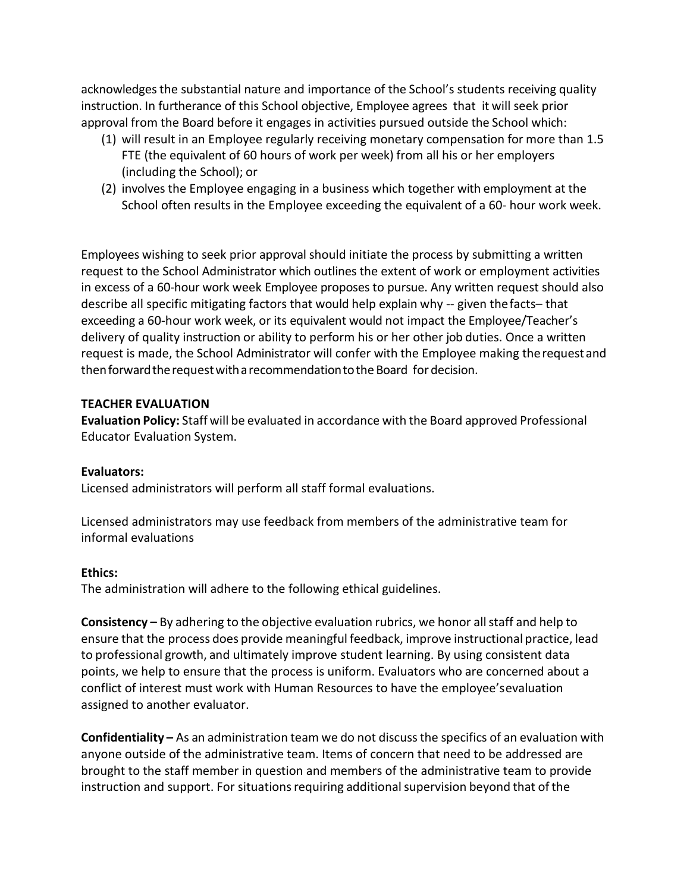acknowledges the substantial nature and importance of the School's students receiving quality instruction. In furtherance of this School objective, Employee agrees that it will seek prior approval from the Board before it engages in activities pursued outside the School which:

(1) will result in an Employee regularly receiving monetary compensation for more than 1.5 FTE (the equivalent of 60 hours of work per week) from all his or her employers (including the School); or
(2) involves the Employee engaging in a business which together with employment at the School often results in the Employee exceeding the equivalent of a 60- hour work week.

Employees wishing to seek prior approval should initiate the process by submitting a written request to the School Administrator which outlines the extent of work or employment activities in excess of a 60-hour work week Employee proposes to pursue. Any written request should also describe all specific mitigating factors that would help explain why -- given the facts– that exceeding a 60-hour work week, or its equivalent would not impact the Employee/Teacher's delivery of quality instruction or ability to perform his or her other job duties. Once a written request is made, the School Administrator will confer with the Employee making the request and then forward the request with a recommendation to the Board for decision.

**TEACHER EVALUATION**

**Evaluation Policy:** Staff will be evaluated in accordance with the Board approved Professional Educator Evaluation System.

**Evaluators:**

Licensed administrators will perform all staff formal evaluations.

Licensed administrators may use feedback from members of the administrative team for informal evaluations

**Ethics:**

The administration will adhere to the following ethical guidelines.

**Consistency –** By adhering to the objective evaluation rubrics, we honor all staff and help to ensure that the process does provide meaningful feedback, improve instructional practice, lead to professional growth, and ultimately improve student learning. By using consistent data points, we help to ensure that the process is uniform. Evaluators who are concerned about a conflict of interest must work with Human Resources to have the employee's evaluation assigned to another evaluator.

**Confidentiality –** As an administration team we do not discuss the specifics of an evaluation with anyone outside of the administrative team. Items of concern that need to be addressed are brought to the staff member in question and members of the administrative team to provide instruction and support. For situations requiring additional supervision beyond that of the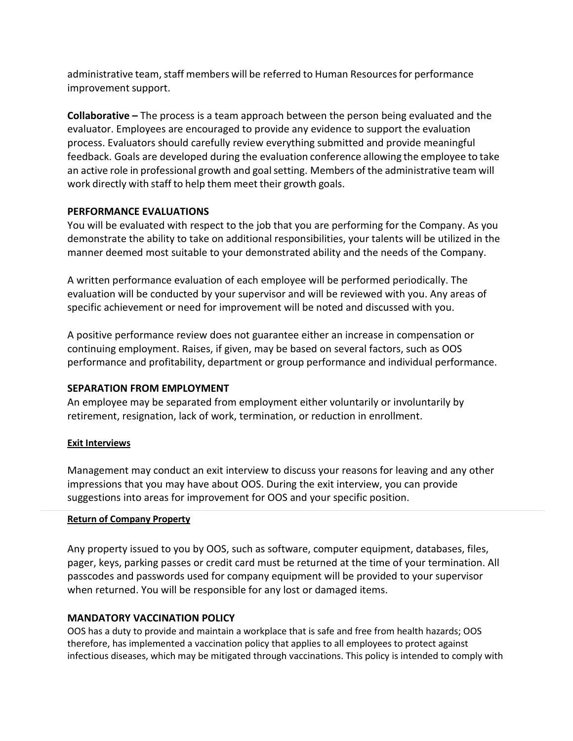administrative team, staff members will be referred to Human Resources for performance improvement support.

**Collaborative –** The process is a team approach between the person being evaluated and the evaluator. Employees are encouraged to provide any evidence to support the evaluation process. Evaluators should carefully review everything submitted and provide meaningful feedback. Goals are developed during the evaluation conference allowing the employee to take an active role in professional growth and goal setting. Members of the administrative team will work directly with staff to help them meet their growth goals.

## PERFORMANCE EVALUATIONS

You will be evaluated with respect to the job that you are performing for the Company. As you demonstrate the ability to take on additional responsibilities, your talents will be utilized in the manner deemed most suitable to your demonstrated ability and the needs of the Company.

A written performance evaluation of each employee will be performed periodically. The evaluation will be conducted by your supervisor and will be reviewed with you. Any areas of specific achievement or need for improvement will be noted and discussed with you.

A positive performance review does not guarantee either an increase in compensation or continuing employment. Raises, if given, may be based on several factors, such as OOS performance and profitability, department or group performance and individual performance.

## SEPARATION FROM EMPLOYMENT

An employee may be separated from employment either voluntarily or involuntarily by retirement, resignation, lack of work, termination, or reduction in enrollment.

### Exit Interviews

Management may conduct an exit interview to discuss your reasons for leaving and any other impressions that you may have about OOS. During the exit interview, you can provide suggestions into areas for improvement for OOS and your specific position.

### Return of Company Property

Any property issued to you by OOS, such as software, computer equipment, databases, files, pager, keys, parking passes or credit card must be returned at the time of your termination. All passcodes and passwords used for company equipment will be provided to your supervisor when returned. You will be responsible for any lost or damaged items.

## MANDATORY VACCINATION POLICY

OOS has a duty to provide and maintain a workplace that is safe and free from health hazards; OOS therefore, has implemented a vaccination policy that applies to all employees to protect against infectious diseases, which may be mitigated through vaccinations. This policy is intended to comply with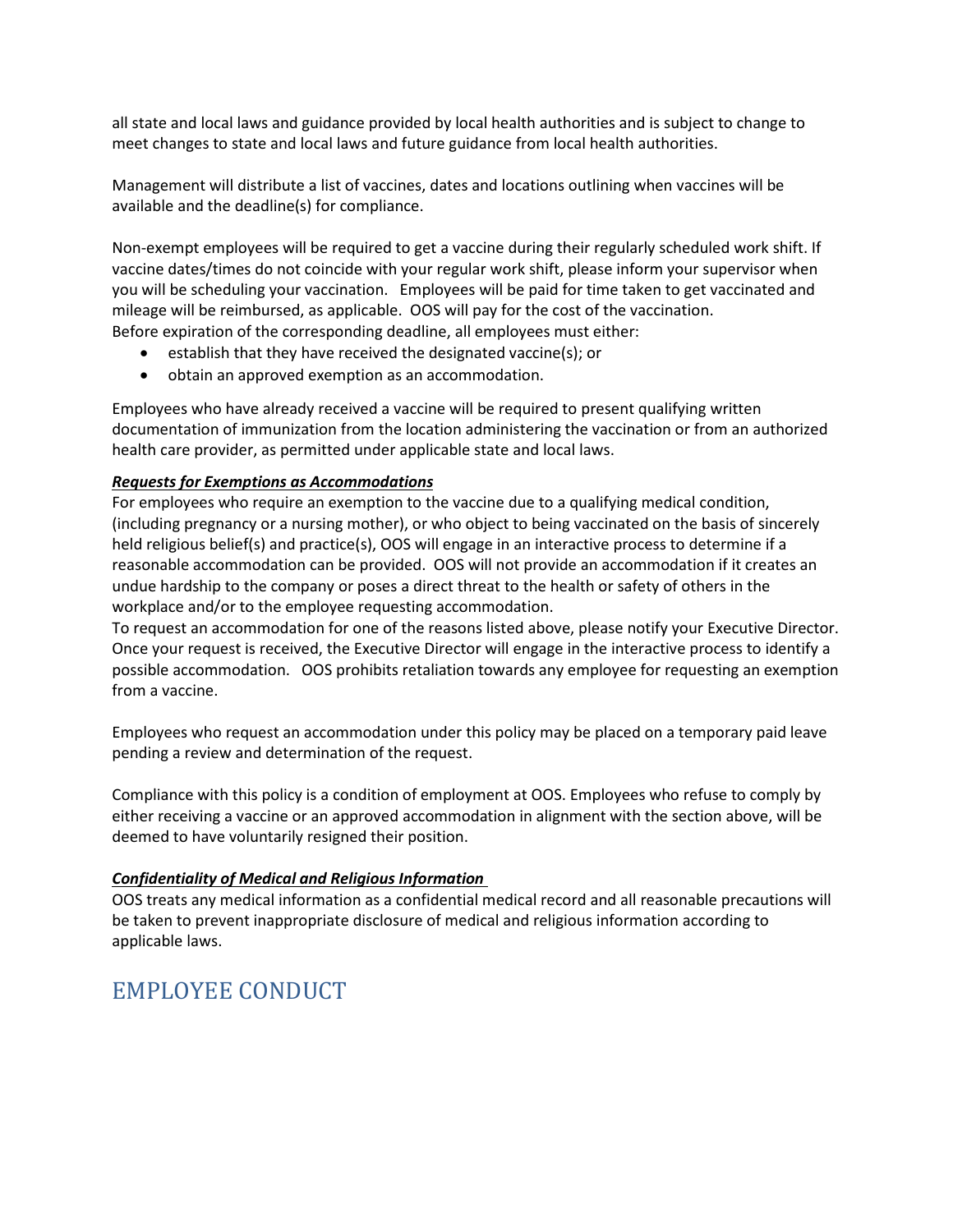all state and local laws and guidance provided by local health authorities and is subject to change to meet changes to state and local laws and future guidance from local health authorities.

Management will distribute a list of vaccines, dates and locations outlining when vaccines will be available and the deadline(s) for compliance.

Non-exempt employees will be required to get a vaccine during their regularly scheduled work shift. If vaccine dates/times do not coincide with your regular work shift, please inform your supervisor when you will be scheduling your vaccination. Employees will be paid for time taken to get vaccinated and mileage will be reimbursed, as applicable. OOS will pay for the cost of the vaccination.
Before expiration of the corresponding deadline, all employees must either:

- establish that they have received the designated vaccine(s); or
- obtain an approved exemption as an accommodation.

Employees who have already received a vaccine will be required to present qualifying written documentation of immunization from the location administering the vaccination or from an authorized health care provider, as permitted under applicable state and local laws.

***Requests for Exemptions as Accommodations***

For employees who require an exemption to the vaccine due to a qualifying medical condition, (including pregnancy or a nursing mother), or who object to being vaccinated on the basis of sincerely held religious belief(s) and practice(s), OOS will engage in an interactive process to determine if a reasonable accommodation can be provided. OOS will not provide an accommodation if it creates an undue hardship to the company or poses a direct threat to the health or safety of others in the workplace and/or to the employee requesting accommodation.
To request an accommodation for one of the reasons listed above, please notify your Executive Director. Once your request is received, the Executive Director will engage in the interactive process to identify a possible accommodation. OOS prohibits retaliation towards any employee for requesting an exemption from a vaccine.

Employees who request an accommodation under this policy may be placed on a temporary paid leave pending a review and determination of the request.

Compliance with this policy is a condition of employment at OOS. Employees who refuse to comply by either receiving a vaccine or an approved accommodation in alignment with the section above, will be deemed to have voluntarily resigned their position.

***Confidentiality of Medical and Religious Information***

OOS treats any medical information as a confidential medical record and all reasonable precautions will be taken to prevent inappropriate disclosure of medical and religious information according to applicable laws.

# EMPLOYEE CONDUCT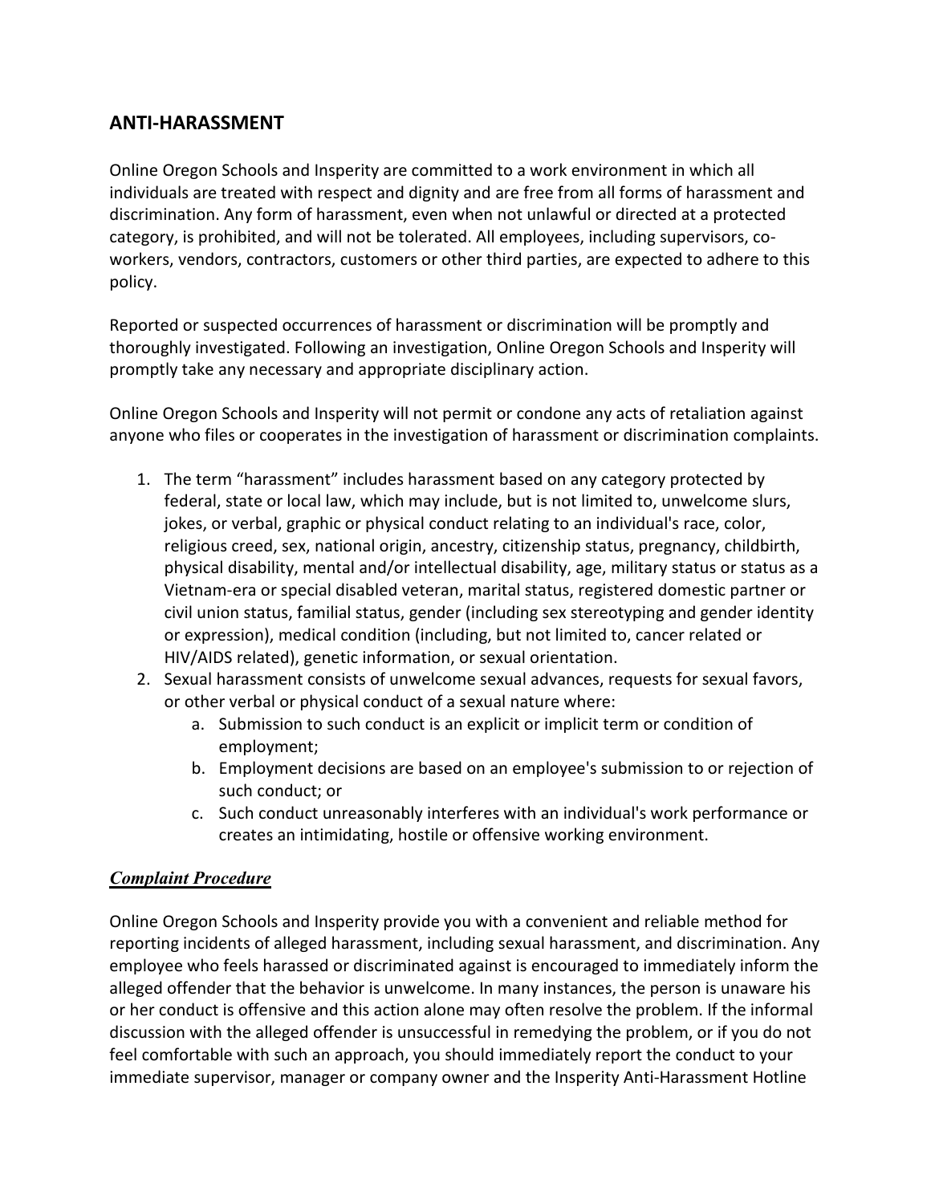## ANTI-HARASSMENT

Online Oregon Schools and Insperity are committed to a work environment in which all individuals are treated with respect and dignity and are free from all forms of harassment and discrimination. Any form of harassment, even when not unlawful or directed at a protected category, is prohibited, and will not be tolerated. All employees, including supervisors, co-workers, vendors, contractors, customers or other third parties, are expected to adhere to this policy.

Reported or suspected occurrences of harassment or discrimination will be promptly and thoroughly investigated. Following an investigation, Online Oregon Schools and Insperity will promptly take any necessary and appropriate disciplinary action.

Online Oregon Schools and Insperity will not permit or condone any acts of retaliation against anyone who files or cooperates in the investigation of harassment or discrimination complaints.

1. The term "harassment" includes harassment based on any category protected by federal, state or local law, which may include, but is not limited to, unwelcome slurs, jokes, or verbal, graphic or physical conduct relating to an individual's race, color, religious creed, sex, national origin, ancestry, citizenship status, pregnancy, childbirth, physical disability, mental and/or intellectual disability, age, military status or status as a Vietnam-era or special disabled veteran, marital status, registered domestic partner or civil union status, familial status, gender (including sex stereotyping and gender identity or expression), medical condition (including, but not limited to, cancer related or HIV/AIDS related), genetic information, or sexual orientation.
2. Sexual harassment consists of unwelcome sexual advances, requests for sexual favors, or other verbal or physical conduct of a sexual nature where:
   a. Submission to such conduct is an explicit or implicit term or condition of employment;
   b. Employment decisions are based on an employee's submission to or rejection of such conduct; or
   c. Such conduct unreasonably interferes with an individual's work performance or creates an intimidating, hostile or offensive working environment.

### ***Complaint Procedure***

Online Oregon Schools and Insperity provide you with a convenient and reliable method for reporting incidents of alleged harassment, including sexual harassment, and discrimination. Any employee who feels harassed or discriminated against is encouraged to immediately inform the alleged offender that the behavior is unwelcome. In many instances, the person is unaware his or her conduct is offensive and this action alone may often resolve the problem. If the informal discussion with the alleged offender is unsuccessful in remedying the problem, or if you do not feel comfortable with such an approach, you should immediately report the conduct to your immediate supervisor, manager or company owner and the Insperity Anti-Harassment Hotline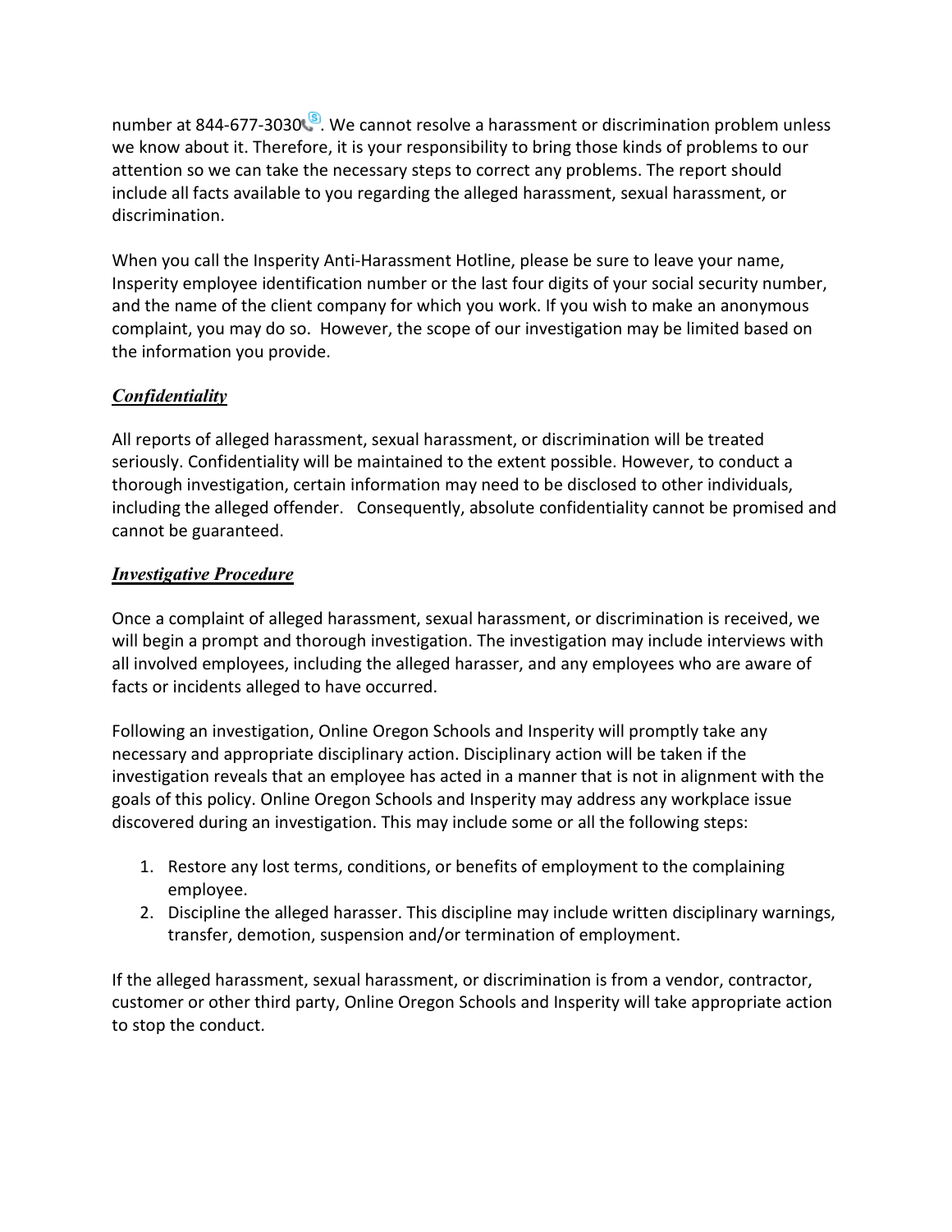number at 844-677-3030. We cannot resolve a harassment or discrimination problem unless we know about it. Therefore, it is your responsibility to bring those kinds of problems to our attention so we can take the necessary steps to correct any problems. The report should include all facts available to you regarding the alleged harassment, sexual harassment, or discrimination.

When you call the Insperity Anti-Harassment Hotline, please be sure to leave your name, Insperity employee identification number or the last four digits of your social security number, and the name of the client company for which you work. If you wish to make an anonymous complaint, you may do so. However, the scope of our investigation may be limited based on the information you provide.

### ***Confidentiality***

All reports of alleged harassment, sexual harassment, or discrimination will be treated seriously. Confidentiality will be maintained to the extent possible. However, to conduct a thorough investigation, certain information may need to be disclosed to other individuals, including the alleged offender. Consequently, absolute confidentiality cannot be promised and cannot be guaranteed.

### ***Investigative Procedure***

Once a complaint of alleged harassment, sexual harassment, or discrimination is received, we will begin a prompt and thorough investigation. The investigation may include interviews with all involved employees, including the alleged harasser, and any employees who are aware of facts or incidents alleged to have occurred.

Following an investigation, Online Oregon Schools and Insperity will promptly take any necessary and appropriate disciplinary action. Disciplinary action will be taken if the investigation reveals that an employee has acted in a manner that is not in alignment with the goals of this policy. Online Oregon Schools and Insperity may address any workplace issue discovered during an investigation. This may include some or all the following steps:

1. Restore any lost terms, conditions, or benefits of employment to the complaining employee.
2. Discipline the alleged harasser. This discipline may include written disciplinary warnings, transfer, demotion, suspension and/or termination of employment.

If the alleged harassment, sexual harassment, or discrimination is from a vendor, contractor, customer or other third party, Online Oregon Schools and Insperity will take appropriate action to stop the conduct.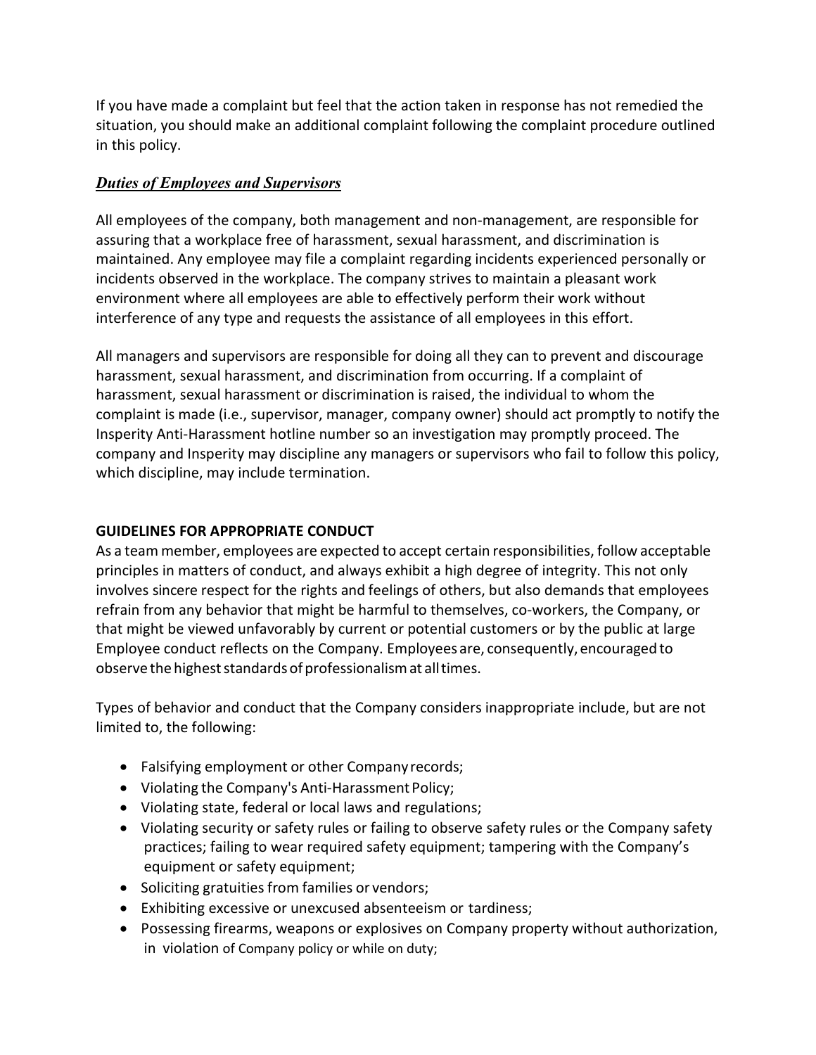If you have made a complaint but feel that the action taken in response has not remedied the situation, you should make an additional complaint following the complaint procedure outlined in this policy.

### ***Duties of Employees and Supervisors***

All employees of the company, both management and non-management, are responsible for assuring that a workplace free of harassment, sexual harassment, and discrimination is maintained. Any employee may file a complaint regarding incidents experienced personally or incidents observed in the workplace. The company strives to maintain a pleasant work environment where all employees are able to effectively perform their work without interference of any type and requests the assistance of all employees in this effort.

All managers and supervisors are responsible for doing all they can to prevent and discourage harassment, sexual harassment, and discrimination from occurring. If a complaint of harassment, sexual harassment or discrimination is raised, the individual to whom the complaint is made (i.e., supervisor, manager, company owner) should act promptly to notify the Insperity Anti-Harassment hotline number so an investigation may promptly proceed. The company and Insperity may discipline any managers or supervisors who fail to follow this policy, which discipline, may include termination.

## GUIDELINES FOR APPROPRIATE CONDUCT

As a team member, employees are expected to accept certain responsibilities, follow acceptable principles in matters of conduct, and always exhibit a high degree of integrity. This not only involves sincere respect for the rights and feelings of others, but also demands that employees refrain from any behavior that might be harmful to themselves, co-workers, the Company, or that might be viewed unfavorably by current or potential customers or by the public at large Employee conduct reflects on the Company. Employees are, consequently, encouraged to observe the highest standards of professionalism at all times.

Types of behavior and conduct that the Company considers inappropriate include, but are not limited to, the following:

- Falsifying employment or other Company records;
- Violating the Company's Anti-Harassment Policy;
- Violating state, federal or local laws and regulations;
- Violating security or safety rules or failing to observe safety rules or the Company safety practices; failing to wear required safety equipment; tampering with the Company's equipment or safety equipment;
- Soliciting gratuities from families or vendors;
- Exhibiting excessive or unexcused absenteeism or tardiness;
- Possessing firearms, weapons or explosives on Company property without authorization, in violation of Company policy or while on duty;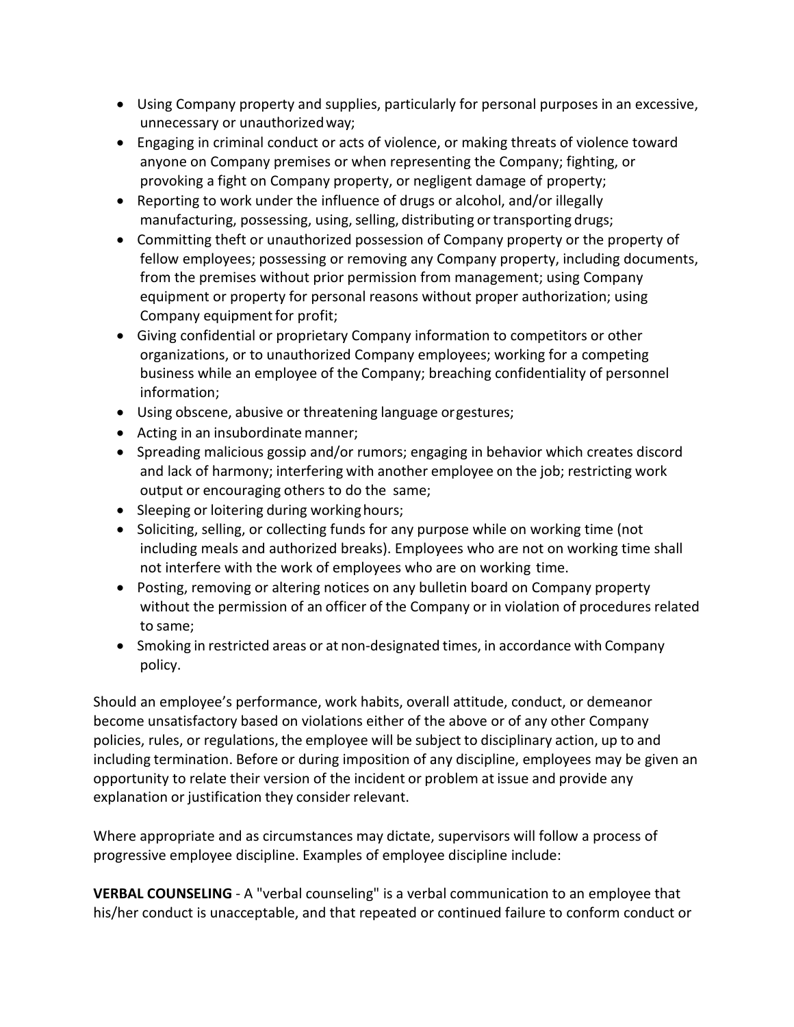- Using Company property and supplies, particularly for personal purposes in an excessive, unnecessary or unauthorized way;
- Engaging in criminal conduct or acts of violence, or making threats of violence toward anyone on Company premises or when representing the Company; fighting, or provoking a fight on Company property, or negligent damage of property;
- Reporting to work under the influence of drugs or alcohol, and/or illegally manufacturing, possessing, using, selling, distributing or transporting drugs;
- Committing theft or unauthorized possession of Company property or the property of fellow employees; possessing or removing any Company property, including documents, from the premises without prior permission from management; using Company equipment or property for personal reasons without proper authorization; using Company equipment for profit;
- Giving confidential or proprietary Company information to competitors or other organizations, or to unauthorized Company employees; working for a competing business while an employee of the Company; breaching confidentiality of personnel information;
- Using obscene, abusive or threatening language or gestures;
- Acting in an insubordinate manner;
- Spreading malicious gossip and/or rumors; engaging in behavior which creates discord and lack of harmony; interfering with another employee on the job; restricting work output or encouraging others to do the same;
- Sleeping or loitering during working hours;
- Soliciting, selling, or collecting funds for any purpose while on working time (not including meals and authorized breaks). Employees who are not on working time shall not interfere with the work of employees who are on working time.
- Posting, removing or altering notices on any bulletin board on Company property without the permission of an officer of the Company or in violation of procedures related to same;
- Smoking in restricted areas or at non-designated times, in accordance with Company policy.

Should an employee's performance, work habits, overall attitude, conduct, or demeanor become unsatisfactory based on violations either of the above or of any other Company policies, rules, or regulations, the employee will be subject to disciplinary action, up to and including termination. Before or during imposition of any discipline, employees may be given an opportunity to relate their version of the incident or problem at issue and provide any explanation or justification they consider relevant.

Where appropriate and as circumstances may dictate, supervisors will follow a process of progressive employee discipline. Examples of employee discipline include:

**VERBAL COUNSELING** - A "verbal counseling" is a verbal communication to an employee that his/her conduct is unacceptable, and that repeated or continued failure to conform conduct or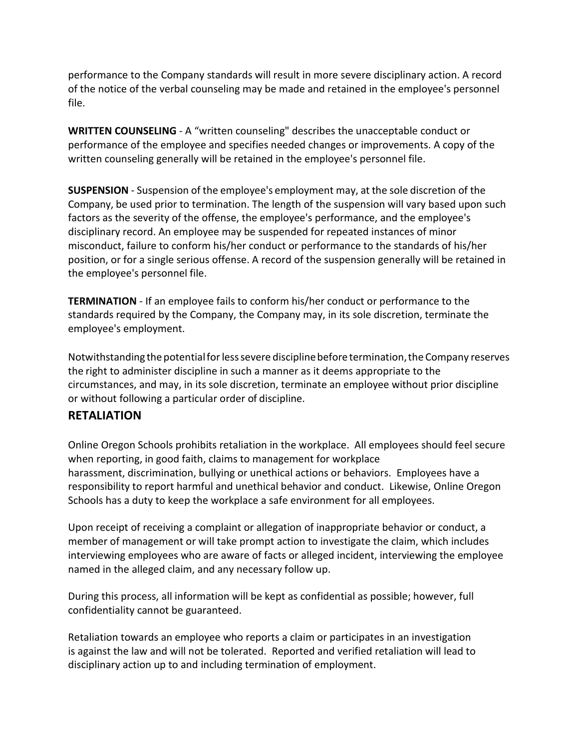performance to the Company standards will result in more severe disciplinary action. A record of the notice of the verbal counseling may be made and retained in the employee's personnel file.

**WRITTEN COUNSELING** - A "written counseling" describes the unacceptable conduct or performance of the employee and specifies needed changes or improvements. A copy of the written counseling generally will be retained in the employee's personnel file.

**SUSPENSION** - Suspension of the employee's employment may, at the sole discretion of the Company, be used prior to termination. The length of the suspension will vary based upon such factors as the severity of the offense, the employee's performance, and the employee's disciplinary record. An employee may be suspended for repeated instances of minor misconduct, failure to conform his/her conduct or performance to the standards of his/her position, or for a single serious offense. A record of the suspension generally will be retained in the employee's personnel file.

**TERMINATION** - If an employee fails to conform his/her conduct or performance to the standards required by the Company, the Company may, in its sole discretion, terminate the employee's employment.

Notwithstanding the potential for less severe discipline before termination, the Company reserves the right to administer discipline in such a manner as it deems appropriate to the circumstances, and may, in its sole discretion, terminate an employee without prior discipline or without following a particular order of discipline.

## RETALIATION

Online Oregon Schools prohibits retaliation in the workplace. All employees should feel secure when reporting, in good faith, claims to management for workplace harassment, discrimination, bullying or unethical actions or behaviors. Employees have a responsibility to report harmful and unethical behavior and conduct. Likewise, Online Oregon Schools has a duty to keep the workplace a safe environment for all employees.

Upon receipt of receiving a complaint or allegation of inappropriate behavior or conduct, a member of management or will take prompt action to investigate the claim, which includes interviewing employees who are aware of facts or alleged incident, interviewing the employee named in the alleged claim, and any necessary follow up.

During this process, all information will be kept as confidential as possible; however, full confidentiality cannot be guaranteed.

Retaliation towards an employee who reports a claim or participates in an investigation is against the law and will not be tolerated. Reported and verified retaliation will lead to disciplinary action up to and including termination of employment.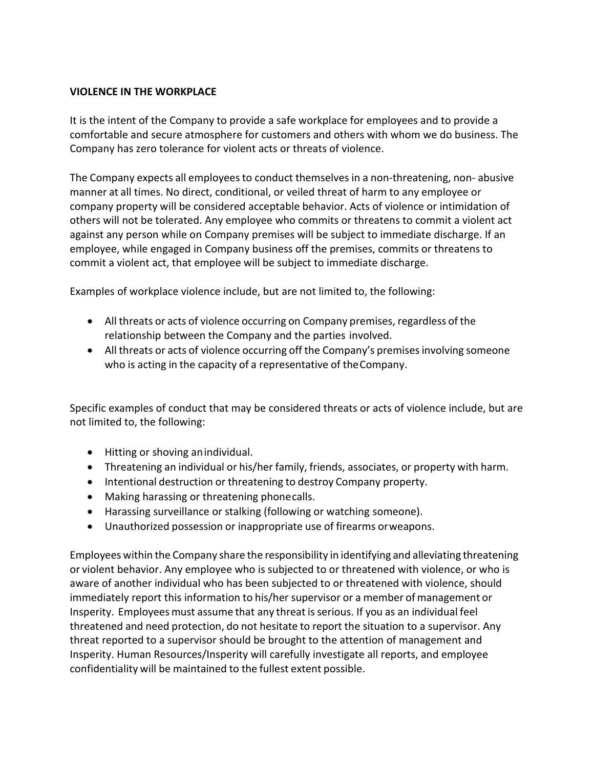**VIOLENCE IN THE WORKPLACE**

It is the intent of the Company to provide a safe workplace for employees and to provide a comfortable and secure atmosphere for customers and others with whom we do business. The Company has zero tolerance for violent acts or threats of violence.

The Company expects all employees to conduct themselves in a non-threatening, non- abusive manner at all times. No direct, conditional, or veiled threat of harm to any employee or company property will be considered acceptable behavior. Acts of violence or intimidation of others will not be tolerated. Any employee who commits or threatens to commit a violent act against any person while on Company premises will be subject to immediate discharge. If an employee, while engaged in Company business off the premises, commits or threatens to commit a violent act, that employee will be subject to immediate discharge.

Examples of workplace violence include, but are not limited to, the following:

- All threats or acts of violence occurring on Company premises, regardless of the relationship between the Company and the parties involved.
- All threats or acts of violence occurring off the Company's premises involving someone who is acting in the capacity of a representative of the Company.

Specific examples of conduct that may be considered threats or acts of violence include, but are not limited to, the following:

- Hitting or shoving an individual.
- Threatening an individual or his/her family, friends, associates, or property with harm.
- Intentional destruction or threatening to destroy Company property.
- Making harassing or threatening phone calls.
- Harassing surveillance or stalking (following or watching someone).
- Unauthorized possession or inappropriate use of firearms or weapons.

Employees within the Company share the responsibility in identifying and alleviating threatening or violent behavior. Any employee who is subjected to or threatened with violence, or who is aware of another individual who has been subjected to or threatened with violence, should immediately report this information to his/her supervisor or a member of management or Insperity. Employees must assume that any threat is serious. If you as an individual feel threatened and need protection, do not hesitate to report the situation to a supervisor. Any threat reported to a supervisor should be brought to the attention of management and Insperity. Human Resources/Insperity will carefully investigate all reports, and employee confidentiality will be maintained to the fullest extent possible.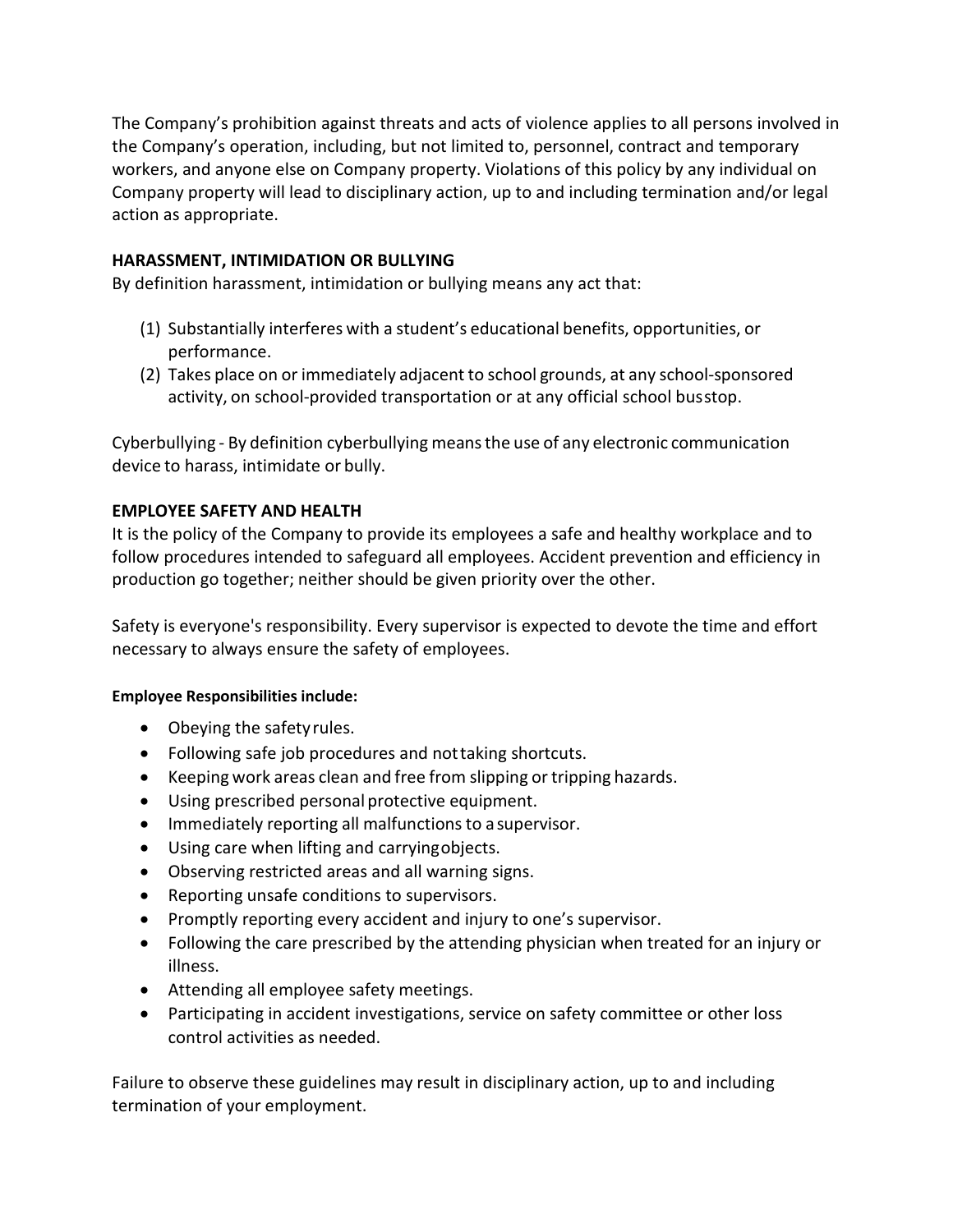The Company's prohibition against threats and acts of violence applies to all persons involved in the Company's operation, including, but not limited to, personnel, contract and temporary workers, and anyone else on Company property. Violations of this policy by any individual on Company property will lead to disciplinary action, up to and including termination and/or legal action as appropriate.

## HARASSMENT, INTIMIDATION OR BULLYING

By definition harassment, intimidation or bullying means any act that:

(1) Substantially interferes with a student's educational benefits, opportunities, or performance.
(2) Takes place on or immediately adjacent to school grounds, at any school-sponsored activity, on school-provided transportation or at any official school busstop.

Cyberbullying - By definition cyberbullying means the use of any electronic communication device to harass, intimidate or bully.

## EMPLOYEE SAFETY AND HEALTH

It is the policy of the Company to provide its employees a safe and healthy workplace and to follow procedures intended to safeguard all employees. Accident prevention and efficiency in production go together; neither should be given priority over the other.

Safety is everyone's responsibility. Every supervisor is expected to devote the time and effort necessary to always ensure the safety of employees.

**Employee Responsibilities include:**

- Obeying the safety rules.
- Following safe job procedures and not taking shortcuts.
- Keeping work areas clean and free from slipping or tripping hazards.
- Using prescribed personal protective equipment.
- Immediately reporting all malfunctions to a supervisor.
- Using care when lifting and carrying objects.
- Observing restricted areas and all warning signs.
- Reporting unsafe conditions to supervisors.
- Promptly reporting every accident and injury to one's supervisor.
- Following the care prescribed by the attending physician when treated for an injury or illness.
- Attending all employee safety meetings.
- Participating in accident investigations, service on safety committee or other loss control activities as needed.

Failure to observe these guidelines may result in disciplinary action, up to and including termination of your employment.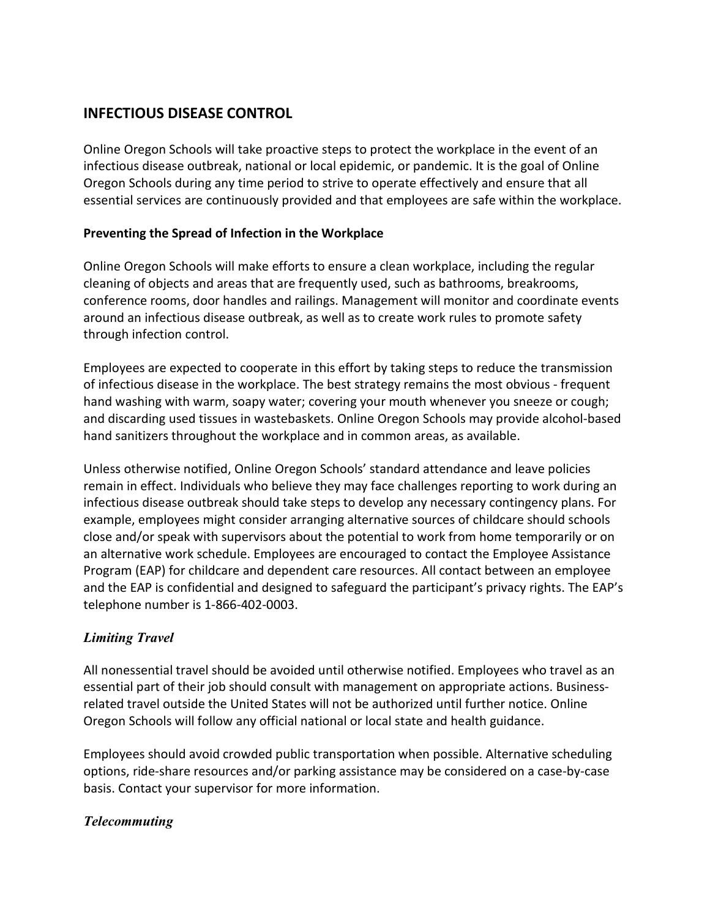## INFECTIOUS DISEASE CONTROL

Online Oregon Schools will take proactive steps to protect the workplace in the event of an infectious disease outbreak, national or local epidemic, or pandemic. It is the goal of Online Oregon Schools during any time period to strive to operate effectively and ensure that all essential services are continuously provided and that employees are safe within the workplace.

**Preventing the Spread of Infection in the Workplace**

Online Oregon Schools will make efforts to ensure a clean workplace, including the regular cleaning of objects and areas that are frequently used, such as bathrooms, breakrooms, conference rooms, door handles and railings. Management will monitor and coordinate events around an infectious disease outbreak, as well as to create work rules to promote safety through infection control.

Employees are expected to cooperate in this effort by taking steps to reduce the transmission of infectious disease in the workplace. The best strategy remains the most obvious - frequent hand washing with warm, soapy water; covering your mouth whenever you sneeze or cough; and discarding used tissues in wastebaskets. Online Oregon Schools may provide alcohol-based hand sanitizers throughout the workplace and in common areas, as available.

Unless otherwise notified, Online Oregon Schools' standard attendance and leave policies remain in effect. Individuals who believe they may face challenges reporting to work during an infectious disease outbreak should take steps to develop any necessary contingency plans. For example, employees might consider arranging alternative sources of childcare should schools close and/or speak with supervisors about the potential to work from home temporarily or on an alternative work schedule. Employees are encouraged to contact the Employee Assistance Program (EAP) for childcare and dependent care resources. All contact between an employee and the EAP is confidential and designed to safeguard the participant's privacy rights. The EAP's telephone number is 1-866-402-0003.

### *Limiting Travel*

All nonessential travel should be avoided until otherwise notified. Employees who travel as an essential part of their job should consult with management on appropriate actions. Business-related travel outside the United States will not be authorized until further notice. Online Oregon Schools will follow any official national or local state and health guidance.

Employees should avoid crowded public transportation when possible. Alternative scheduling options, ride-share resources and/or parking assistance may be considered on a case-by-case basis. Contact your supervisor for more information.

### *Telecommuting*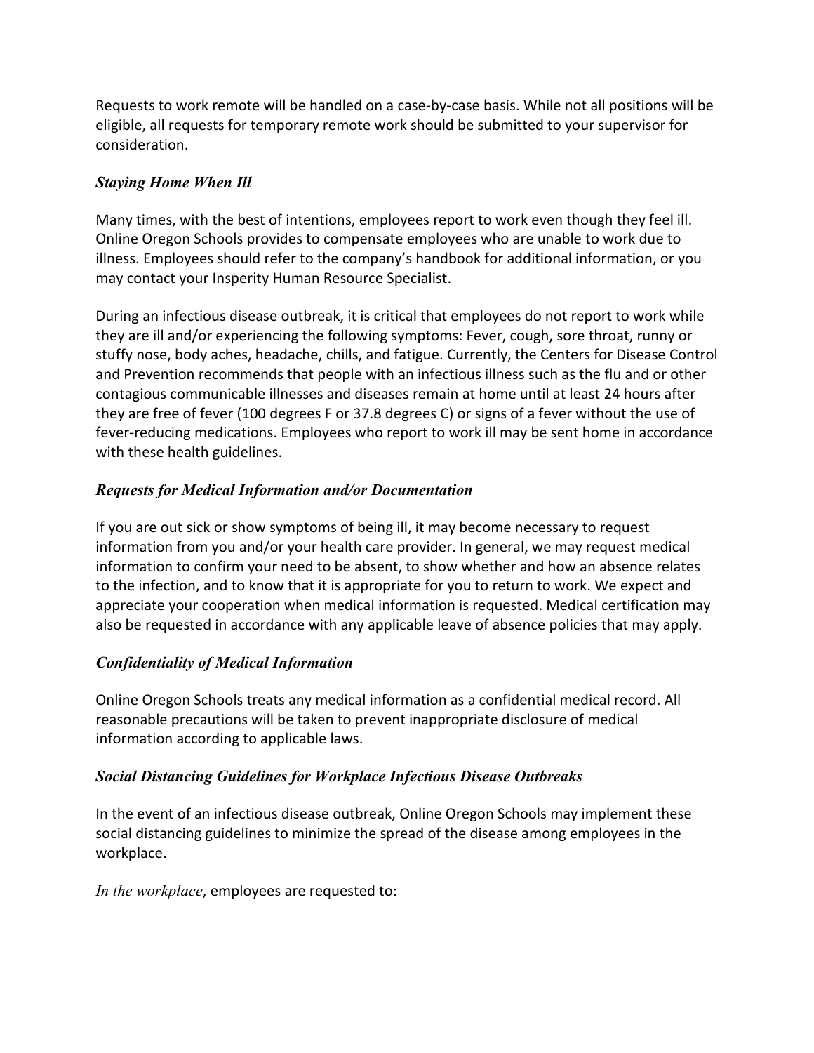Requests to work remote will be handled on a case-by-case basis. While not all positions will be eligible, all requests for temporary remote work should be submitted to your supervisor for consideration.

### *Staying Home When Ill*

Many times, with the best of intentions, employees report to work even though they feel ill. Online Oregon Schools provides to compensate employees who are unable to work due to illness. Employees should refer to the company's handbook for additional information, or you may contact your Insperity Human Resource Specialist.

During an infectious disease outbreak, it is critical that employees do not report to work while they are ill and/or experiencing the following symptoms: Fever, cough, sore throat, runny or stuffy nose, body aches, headache, chills, and fatigue. Currently, the Centers for Disease Control and Prevention recommends that people with an infectious illness such as the flu and or other contagious communicable illnesses and diseases remain at home until at least 24 hours after they are free of fever (100 degrees F or 37.8 degrees C) or signs of a fever without the use of fever-reducing medications. Employees who report to work ill may be sent home in accordance with these health guidelines.

### *Requests for Medical Information and/or Documentation*

If you are out sick or show symptoms of being ill, it may become necessary to request information from you and/or your health care provider. In general, we may request medical information to confirm your need to be absent, to show whether and how an absence relates to the infection, and to know that it is appropriate for you to return to work. We expect and appreciate your cooperation when medical information is requested. Medical certification may also be requested in accordance with any applicable leave of absence policies that may apply.

### *Confidentiality of Medical Information*

Online Oregon Schools treats any medical information as a confidential medical record. All reasonable precautions will be taken to prevent inappropriate disclosure of medical information according to applicable laws.

### *Social Distancing Guidelines for Workplace Infectious Disease Outbreaks*

In the event of an infectious disease outbreak, Online Oregon Schools may implement these social distancing guidelines to minimize the spread of the disease among employees in the workplace.

*In the workplace*, employees are requested to: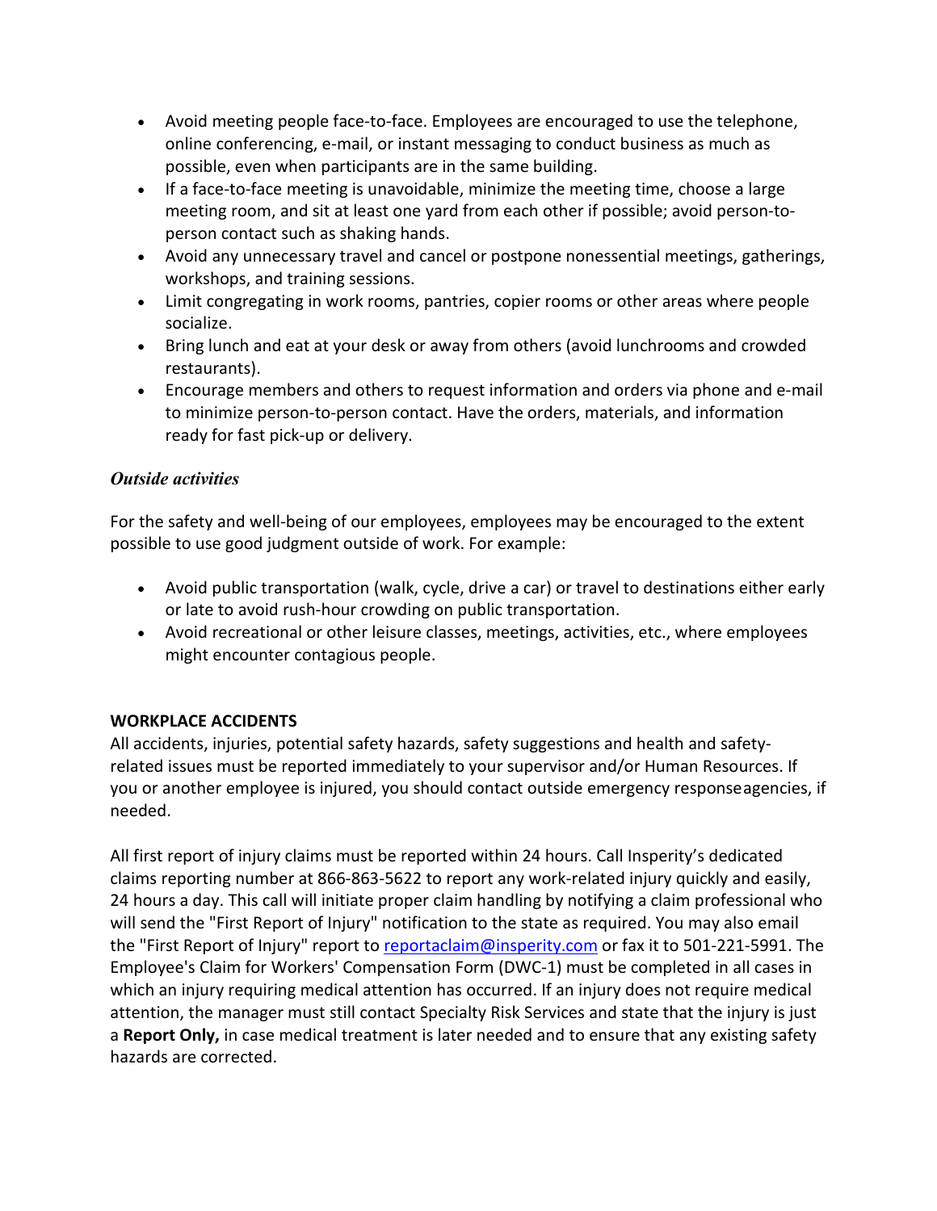- Avoid meeting people face-to-face. Employees are encouraged to use the telephone, online conferencing, e-mail, or instant messaging to conduct business as much as possible, even when participants are in the same building.
- If a face-to-face meeting is unavoidable, minimize the meeting time, choose a large meeting room, and sit at least one yard from each other if possible; avoid person-to-person contact such as shaking hands.
- Avoid any unnecessary travel and cancel or postpone nonessential meetings, gatherings, workshops, and training sessions.
- Limit congregating in work rooms, pantries, copier rooms or other areas where people socialize.
- Bring lunch and eat at your desk or away from others (avoid lunchrooms and crowded restaurants).
- Encourage members and others to request information and orders via phone and e-mail to minimize person-to-person contact. Have the orders, materials, and information ready for fast pick-up or delivery.

### *Outside activities*

For the safety and well-being of our employees, employees may be encouraged to the extent possible to use good judgment outside of work. For example:

- Avoid public transportation (walk, cycle, drive a car) or travel to destinations either early or late to avoid rush-hour crowding on public transportation.
- Avoid recreational or other leisure classes, meetings, activities, etc., where employees might encounter contagious people.

## WORKPLACE ACCIDENTS

All accidents, injuries, potential safety hazards, safety suggestions and health and safety-related issues must be reported immediately to your supervisor and/or Human Resources. If you or another employee is injured, you should contact outside emergency responseagencies, if needed.

All first report of injury claims must be reported within 24 hours. Call Insperity's dedicated claims reporting number at 866-863-5622 to report any work-related injury quickly and easily, 24 hours a day. This call will initiate proper claim handling by notifying a claim professional who will send the "First Report of Injury" notification to the state as required. You may also email the "First Report of Injury" report to reportaclaim@insperity.com or fax it to 501-221-5991. The Employee's Claim for Workers' Compensation Form (DWC-1) must be completed in all cases in which an injury requiring medical attention has occurred. If an injury does not require medical attention, the manager must still contact Specialty Risk Services and state that the injury is just a **Report Only,** in case medical treatment is later needed and to ensure that any existing safety hazards are corrected.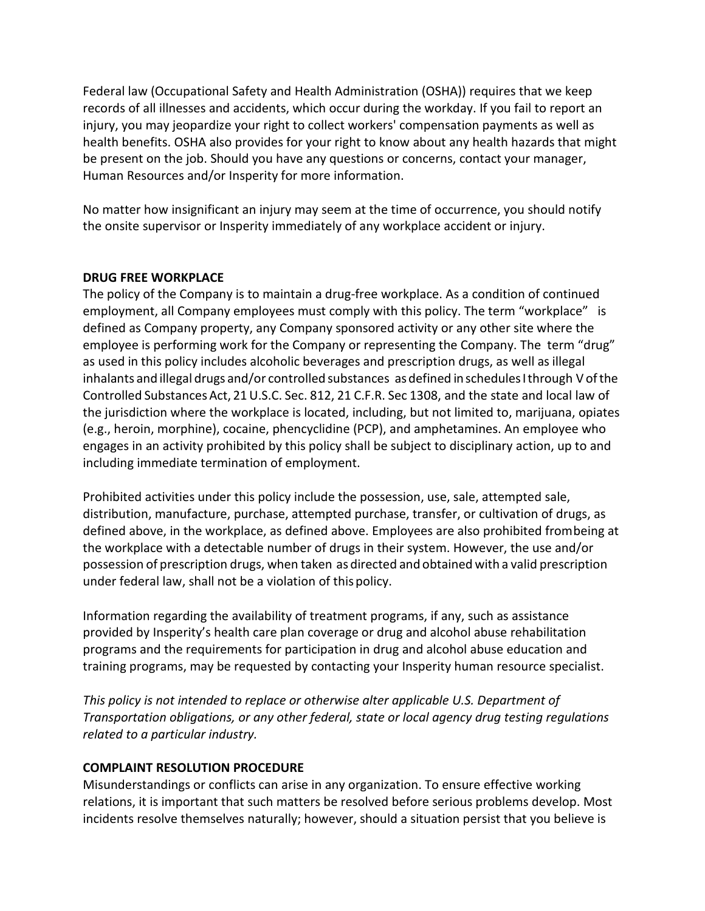Federal law (Occupational Safety and Health Administration (OSHA)) requires that we keep records of all illnesses and accidents, which occur during the workday. If you fail to report an injury, you may jeopardize your right to collect workers' compensation payments as well as health benefits. OSHA also provides for your right to know about any health hazards that might be present on the job. Should you have any questions or concerns, contact your manager, Human Resources and/or Insperity for more information.

No matter how insignificant an injury may seem at the time of occurrence, you should notify the onsite supervisor or Insperity immediately of any workplace accident or injury.

**DRUG FREE WORKPLACE**

The policy of the Company is to maintain a drug-free workplace. As a condition of continued employment, all Company employees must comply with this policy. The term "workplace" is defined as Company property, any Company sponsored activity or any other site where the employee is performing work for the Company or representing the Company. The term "drug" as used in this policy includes alcoholic beverages and prescription drugs, as well as illegal inhalants and illegal drugs and/or controlled substances as defined in schedules I through V of the Controlled Substances Act, 21 U.S.C. Sec. 812, 21 C.F.R. Sec 1308, and the state and local law of the jurisdiction where the workplace is located, including, but not limited to, marijuana, opiates (e.g., heroin, morphine), cocaine, phencyclidine (PCP), and amphetamines. An employee who engages in an activity prohibited by this policy shall be subject to disciplinary action, up to and including immediate termination of employment.

Prohibited activities under this policy include the possession, use, sale, attempted sale, distribution, manufacture, purchase, attempted purchase, transfer, or cultivation of drugs, as defined above, in the workplace, as defined above. Employees are also prohibited from being at the workplace with a detectable number of drugs in their system. However, the use and/or possession of prescription drugs, when taken as directed and obtained with a valid prescription under federal law, shall not be a violation of this policy.

Information regarding the availability of treatment programs, if any, such as assistance provided by Insperity's health care plan coverage or drug and alcohol abuse rehabilitation programs and the requirements for participation in drug and alcohol abuse education and training programs, may be requested by contacting your Insperity human resource specialist.

*This policy is not intended to replace or otherwise alter applicable U.S. Department of Transportation obligations, or any other federal, state or local agency drug testing regulations related to a particular industry.*

**COMPLAINT RESOLUTION PROCEDURE**

Misunderstandings or conflicts can arise in any organization. To ensure effective working relations, it is important that such matters be resolved before serious problems develop. Most incidents resolve themselves naturally; however, should a situation persist that you believe is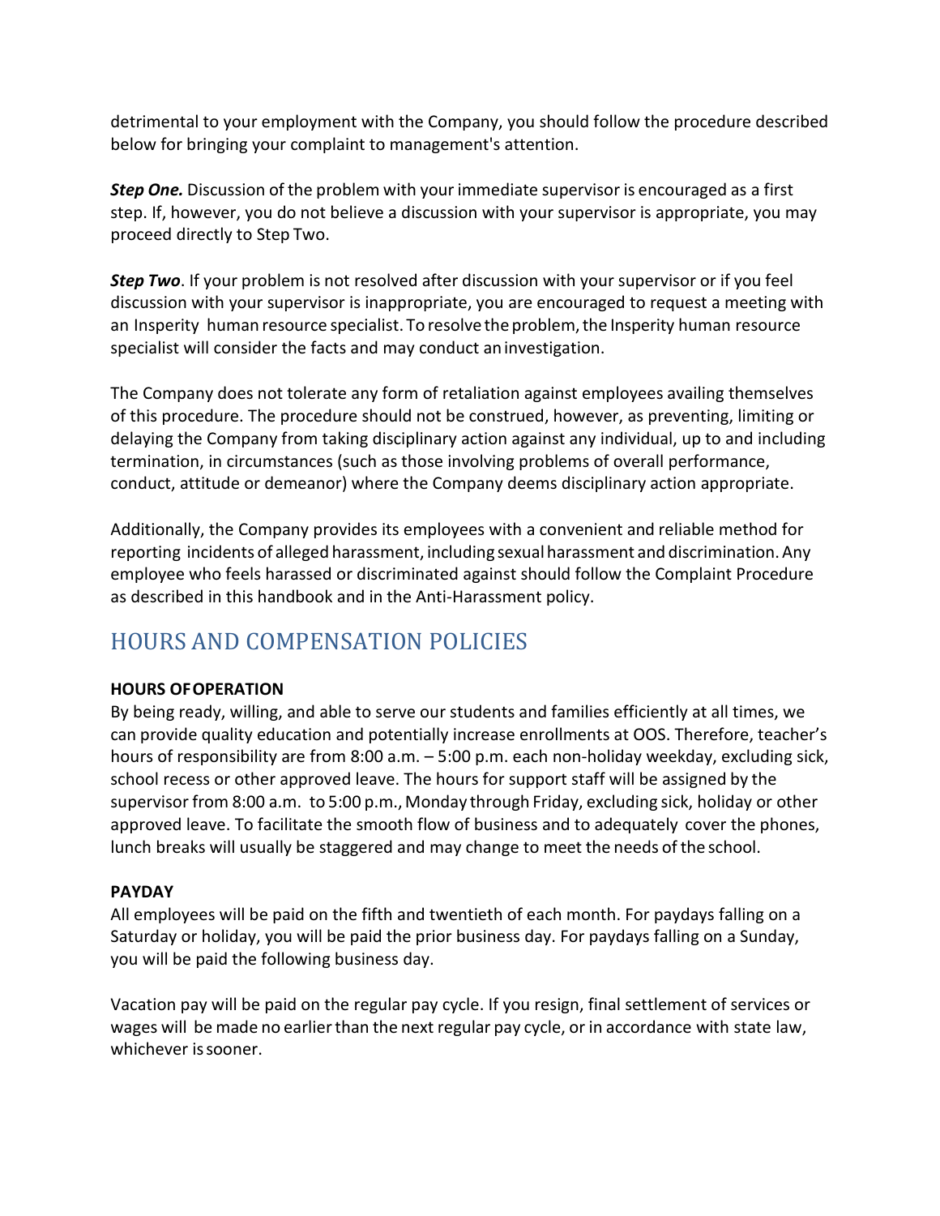detrimental to your employment with the Company, you should follow the procedure described below for bringing your complaint to management's attention.

***Step One.*** Discussion of the problem with your immediate supervisor is encouraged as a first step. If, however, you do not believe a discussion with your supervisor is appropriate, you may proceed directly to Step Two.

***Step Two***. If your problem is not resolved after discussion with your supervisor or if you feel discussion with your supervisor is inappropriate, you are encouraged to request a meeting with an Insperity human resource specialist. To resolve the problem, the Insperity human resource specialist will consider the facts and may conduct an investigation.

The Company does not tolerate any form of retaliation against employees availing themselves of this procedure. The procedure should not be construed, however, as preventing, limiting or delaying the Company from taking disciplinary action against any individual, up to and including termination, in circumstances (such as those involving problems of overall performance, conduct, attitude or demeanor) where the Company deems disciplinary action appropriate.

Additionally, the Company provides its employees with a convenient and reliable method for reporting incidents of alleged harassment, including sexual harassment and discrimination. Any employee who feels harassed or discriminated against should follow the Complaint Procedure as described in this handbook and in the Anti-Harassment policy.

## HOURS AND COMPENSATION POLICIES

**HOURS OF OPERATION**

By being ready, willing, and able to serve our students and families efficiently at all times, we can provide quality education and potentially increase enrollments at OOS. Therefore, teacher's hours of responsibility are from 8:00 a.m. – 5:00 p.m. each non-holiday weekday, excluding sick, school recess or other approved leave. The hours for support staff will be assigned by the supervisor from 8:00 a.m. to 5:00 p.m., Monday through Friday, excluding sick, holiday or other approved leave. To facilitate the smooth flow of business and to adequately cover the phones, lunch breaks will usually be staggered and may change to meet the needs of the school.

**PAYDAY**

All employees will be paid on the fifth and twentieth of each month. For paydays falling on a Saturday or holiday, you will be paid the prior business day. For paydays falling on a Sunday, you will be paid the following business day.

Vacation pay will be paid on the regular pay cycle. If you resign, final settlement of services or wages will be made no earlier than the next regular pay cycle, or in accordance with state law, whichever is sooner.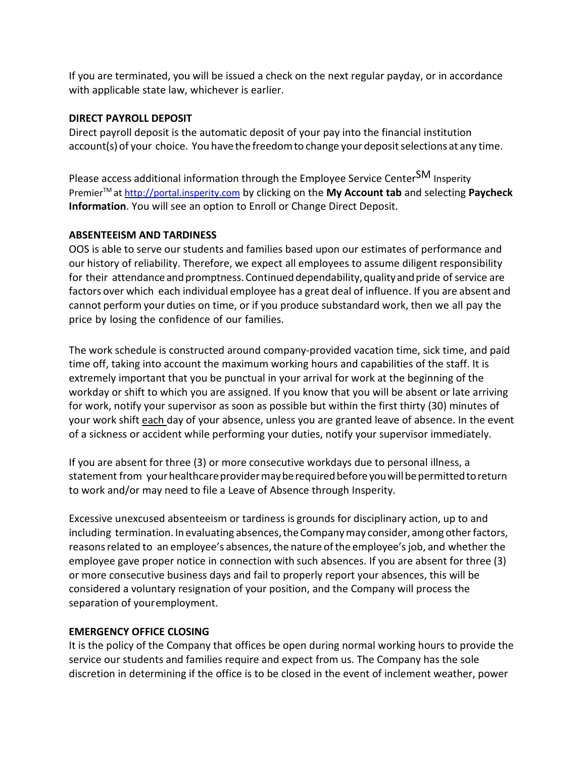If you are terminated, you will be issued a check on the next regular payday, or in accordance with applicable state law, whichever is earlier.

**DIRECT PAYROLL DEPOSIT**

Direct payroll deposit is the automatic deposit of your pay into the financial institution account(s) of your choice. You have the freedom to change your deposit selections at any time.

Please access additional information through the Employee Service Center℠ Insperity Premier™ at http://portal.insperity.com by clicking on the **My Account tab** and selecting **Paycheck Information**. You will see an option to Enroll or Change Direct Deposit.

**ABSENTEEISM AND TARDINESS**

OOS is able to serve our students and families based upon our estimates of performance and our history of reliability. Therefore, we expect all employees to assume diligent responsibility for their attendance and promptness. Continued dependability, quality and pride of service are factors over which each individual employee has a great deal of influence. If you are absent and cannot perform your duties on time, or if you produce substandard work, then we all pay the price by losing the confidence of our families.

The work schedule is constructed around company-provided vacation time, sick time, and paid time off, taking into account the maximum working hours and capabilities of the staff. It is extremely important that you be punctual in your arrival for work at the beginning of the workday or shift to which you are assigned. If you know that you will be absent or late arriving for work, notify your supervisor as soon as possible but within the first thirty (30) minutes of your work shift each day of your absence, unless you are granted leave of absence. In the event of a sickness or accident while performing your duties, notify your supervisor immediately.

If you are absent for three (3) or more consecutive workdays due to personal illness, a statement from your healthcare provider may be required before you will be permitted to return to work and/or may need to file a Leave of Absence through Insperity.

Excessive unexcused absenteeism or tardiness is grounds for disciplinary action, up to and including termination. In evaluating absences, the Company may consider, among other factors, reasons related to an employee's absences, the nature of the employee's job, and whether the employee gave proper notice in connection with such absences. If you are absent for three (3) or more consecutive business days and fail to properly report your absences, this will be considered a voluntary resignation of your position, and the Company will process the separation of your employment.

**EMERGENCY OFFICE CLOSING**

It is the policy of the Company that offices be open during normal working hours to provide the service our students and families require and expect from us. The Company has the sole discretion in determining if the office is to be closed in the event of inclement weather, power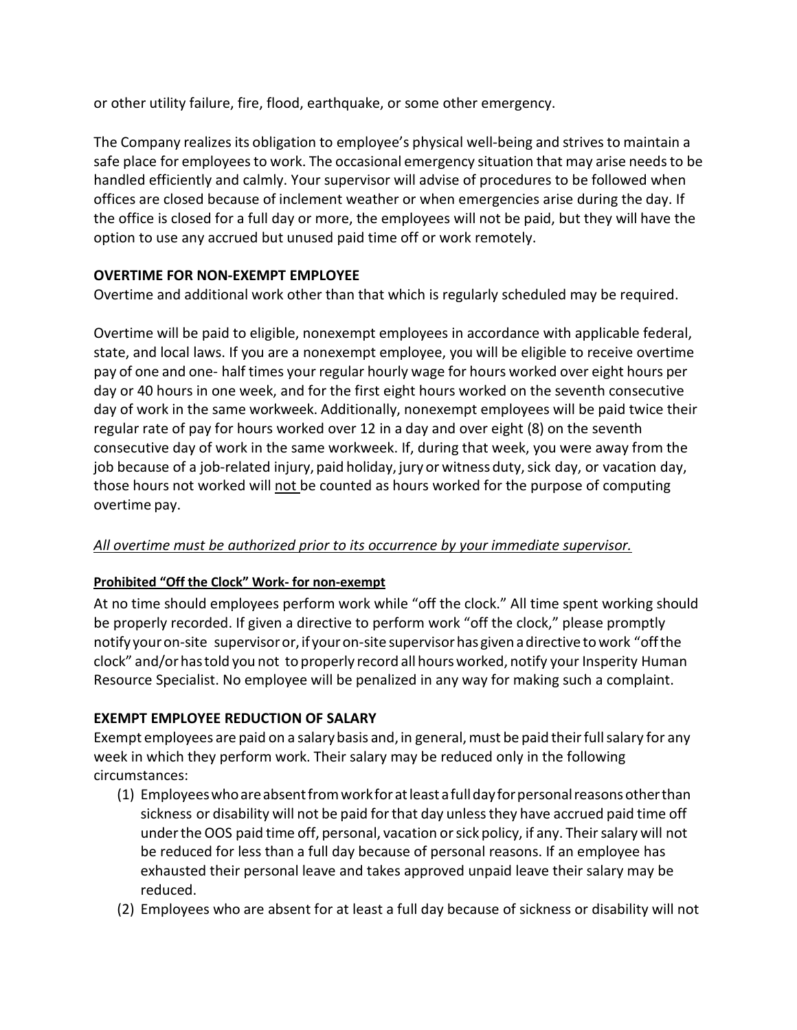or other utility failure, fire, flood, earthquake, or some other emergency.

The Company realizes its obligation to employee's physical well-being and strives to maintain a safe place for employees to work. The occasional emergency situation that may arise needs to be handled efficiently and calmly. Your supervisor will advise of procedures to be followed when offices are closed because of inclement weather or when emergencies arise during the day. If the office is closed for a full day or more, the employees will not be paid, but they will have the option to use any accrued but unused paid time off or work remotely.

## OVERTIME FOR NON-EXEMPT EMPLOYEE

Overtime and additional work other than that which is regularly scheduled may be required.

Overtime will be paid to eligible, nonexempt employees in accordance with applicable federal, state, and local laws. If you are a nonexempt employee, you will be eligible to receive overtime pay of one and one- half times your regular hourly wage for hours worked over eight hours per day or 40 hours in one week, and for the first eight hours worked on the seventh consecutive day of work in the same workweek. Additionally, nonexempt employees will be paid twice their regular rate of pay for hours worked over 12 in a day and over eight (8) on the seventh consecutive day of work in the same workweek. If, during that week, you were away from the job because of a job-related injury, paid holiday, jury or witness duty, sick day, or vacation day, those hours not worked will not be counted as hours worked for the purpose of computing overtime pay.

*All overtime must be authorized prior to its occurrence by your immediate supervisor.*

### Prohibited "Off the Clock" Work- for non-exempt

At no time should employees perform work while "off the clock." All time spent working should be properly recorded. If given a directive to perform work "off the clock," please promptly notify your on-site supervisor or, if your on-site supervisor has given a directive to work "off the clock" and/or has told you not to properly record all hours worked, notify your Insperity Human Resource Specialist. No employee will be penalized in any way for making such a complaint.

## EXEMPT EMPLOYEE REDUCTION OF SALARY

Exempt employees are paid on a salary basis and, in general, must be paid their full salary for any week in which they perform work. Their salary may be reduced only in the following circumstances:

(1) Employees who are absent from work for at least a full day for personal reasons other than sickness or disability will not be paid for that day unless they have accrued paid time off under the OOS paid time off, personal, vacation or sick policy, if any. Their salary will not be reduced for less than a full day because of personal reasons. If an employee has exhausted their personal leave and takes approved unpaid leave their salary may be reduced.

(2) Employees who are absent for at least a full day because of sickness or disability will not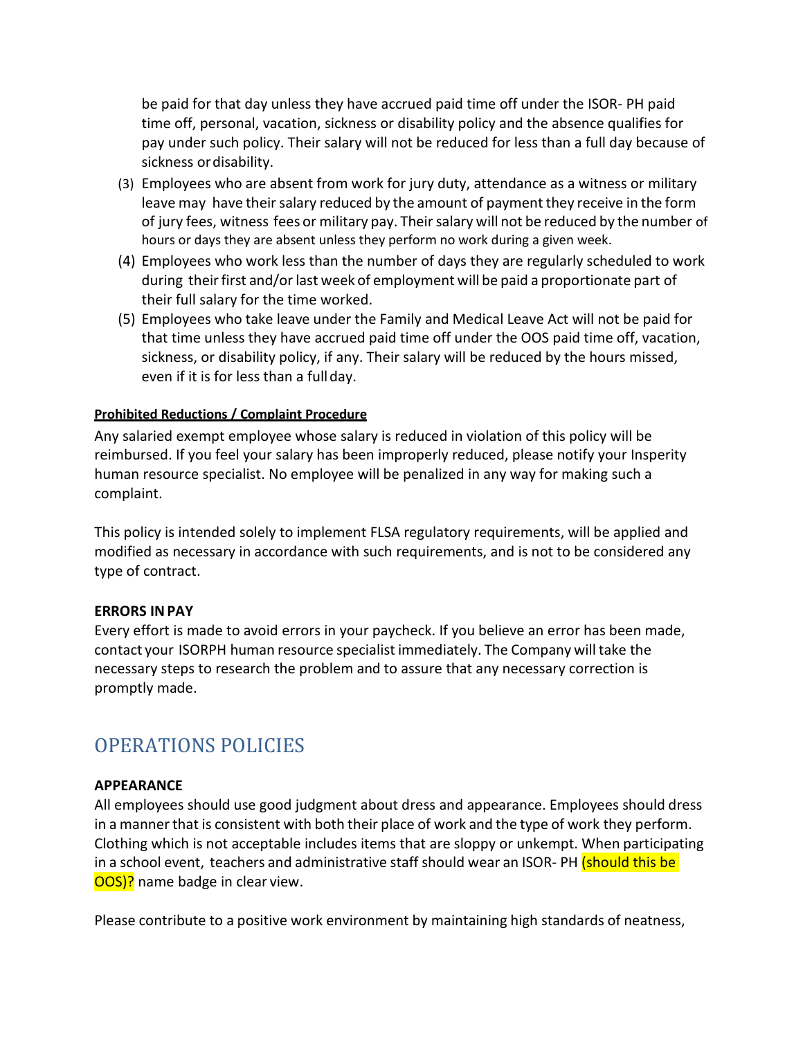be paid for that day unless they have accrued paid time off under the ISOR- PH paid time off, personal, vacation, sickness or disability policy and the absence qualifies for pay under such policy. Their salary will not be reduced for less than a full day because of sickness or disability.

(3) Employees who are absent from work for jury duty, attendance as a witness or military leave may have their salary reduced by the amount of payment they receive in the form of jury fees, witness fees or military pay. Their salary will not be reduced by the number of hours or days they are absent unless they perform no work during a given week.

(4) Employees who work less than the number of days they are regularly scheduled to work during their first and/or last week of employment will be paid a proportionate part of their full salary for the time worked.

(5) Employees who take leave under the Family and Medical Leave Act will not be paid for that time unless they have accrued paid time off under the OOS paid time off, vacation, sickness, or disability policy, if any. Their salary will be reduced by the hours missed, even if it is for less than a full day.

**Prohibited Reductions / Complaint Procedure**

Any salaried exempt employee whose salary is reduced in violation of this policy will be reimbursed. If you feel your salary has been improperly reduced, please notify your Insperity human resource specialist. No employee will be penalized in any way for making such a complaint.

This policy is intended solely to implement FLSA regulatory requirements, will be applied and modified as necessary in accordance with such requirements, and is not to be considered any type of contract.

**ERRORS IN PAY**

Every effort is made to avoid errors in your paycheck. If you believe an error has been made, contact your ISORPH human resource specialist immediately. The Company will take the necessary steps to research the problem and to assure that any necessary correction is promptly made.

# OPERATIONS POLICIES

**APPEARANCE**

All employees should use good judgment about dress and appearance. Employees should dress in a manner that is consistent with both their place of work and the type of work they perform. Clothing which is not acceptable includes items that are sloppy or unkempt. When participating in a school event, teachers and administrative staff should wear an ISOR- PH (should this be OOS)? name badge in clear view.

Please contribute to a positive work environment by maintaining high standards of neatness,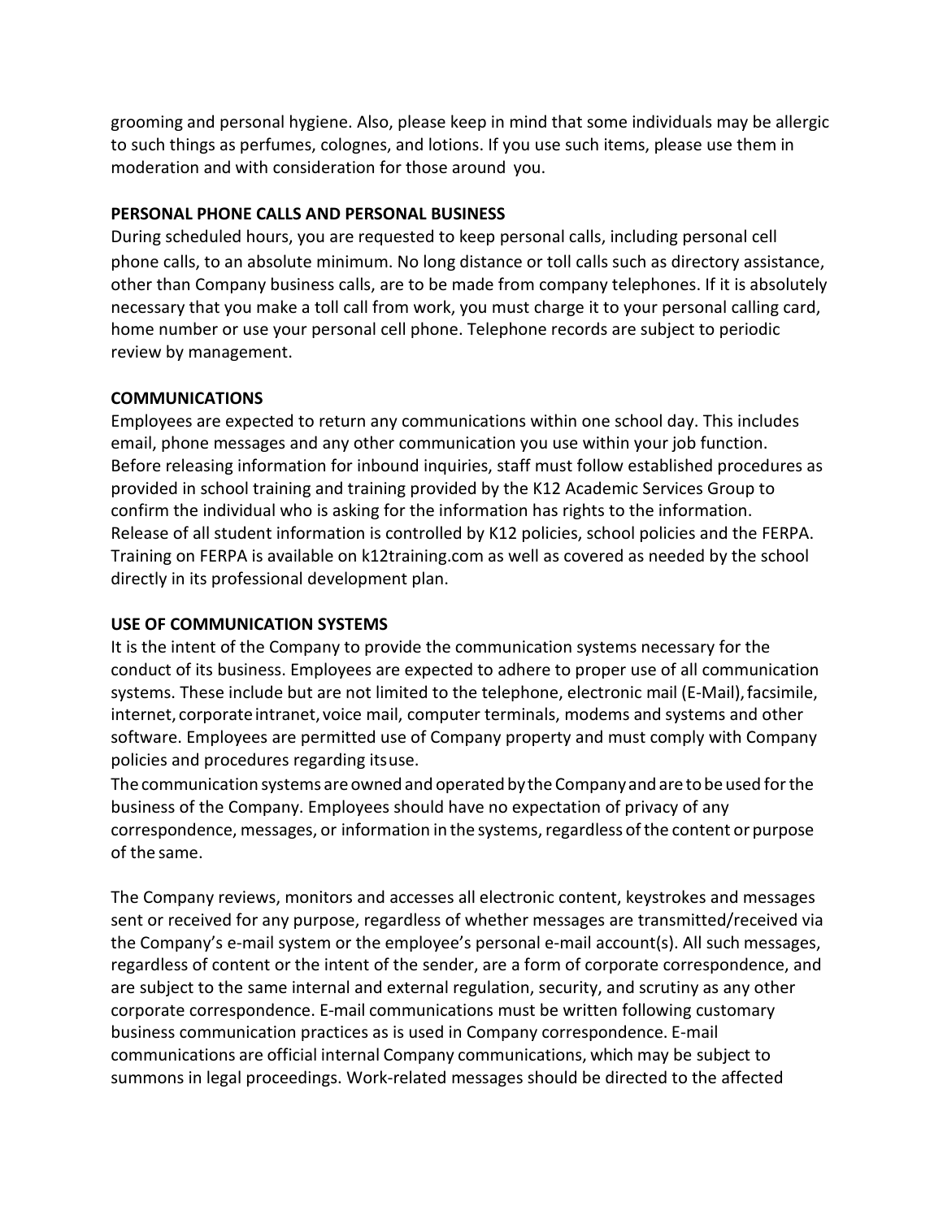grooming and personal hygiene. Also, please keep in mind that some individuals may be allergic to such things as perfumes, colognes, and lotions. If you use such items, please use them in moderation and with consideration for those around you.

**PERSONAL PHONE CALLS AND PERSONAL BUSINESS**

During scheduled hours, you are requested to keep personal calls, including personal cell phone calls, to an absolute minimum. No long distance or toll calls such as directory assistance, other than Company business calls, are to be made from company telephones. If it is absolutely necessary that you make a toll call from work, you must charge it to your personal calling card, home number or use your personal cell phone. Telephone records are subject to periodic review by management.

**COMMUNICATIONS**

Employees are expected to return any communications within one school day. This includes email, phone messages and any other communication you use within your job function. Before releasing information for inbound inquiries, staff must follow established procedures as provided in school training and training provided by the K12 Academic Services Group to confirm the individual who is asking for the information has rights to the information. Release of all student information is controlled by K12 policies, school policies and the FERPA. Training on FERPA is available on k12training.com as well as covered as needed by the school directly in its professional development plan.

**USE OF COMMUNICATION SYSTEMS**

It is the intent of the Company to provide the communication systems necessary for the conduct of its business. Employees are expected to adhere to proper use of all communication systems. These include but are not limited to the telephone, electronic mail (E-Mail), facsimile, internet, corporate intranet, voice mail, computer terminals, modems and systems and other software. Employees are permitted use of Company property and must comply with Company policies and procedures regarding its use.

The communication systems are owned and operated by the Company and are to be used for the business of the Company. Employees should have no expectation of privacy of any correspondence, messages, or information in the systems, regardless of the content or purpose of the same.

The Company reviews, monitors and accesses all electronic content, keystrokes and messages sent or received for any purpose, regardless of whether messages are transmitted/received via the Company's e-mail system or the employee's personal e-mail account(s). All such messages, regardless of content or the intent of the sender, are a form of corporate correspondence, and are subject to the same internal and external regulation, security, and scrutiny as any other corporate correspondence. E-mail communications must be written following customary business communication practices as is used in Company correspondence. E-mail communications are official internal Company communications, which may be subject to summons in legal proceedings. Work-related messages should be directed to the affected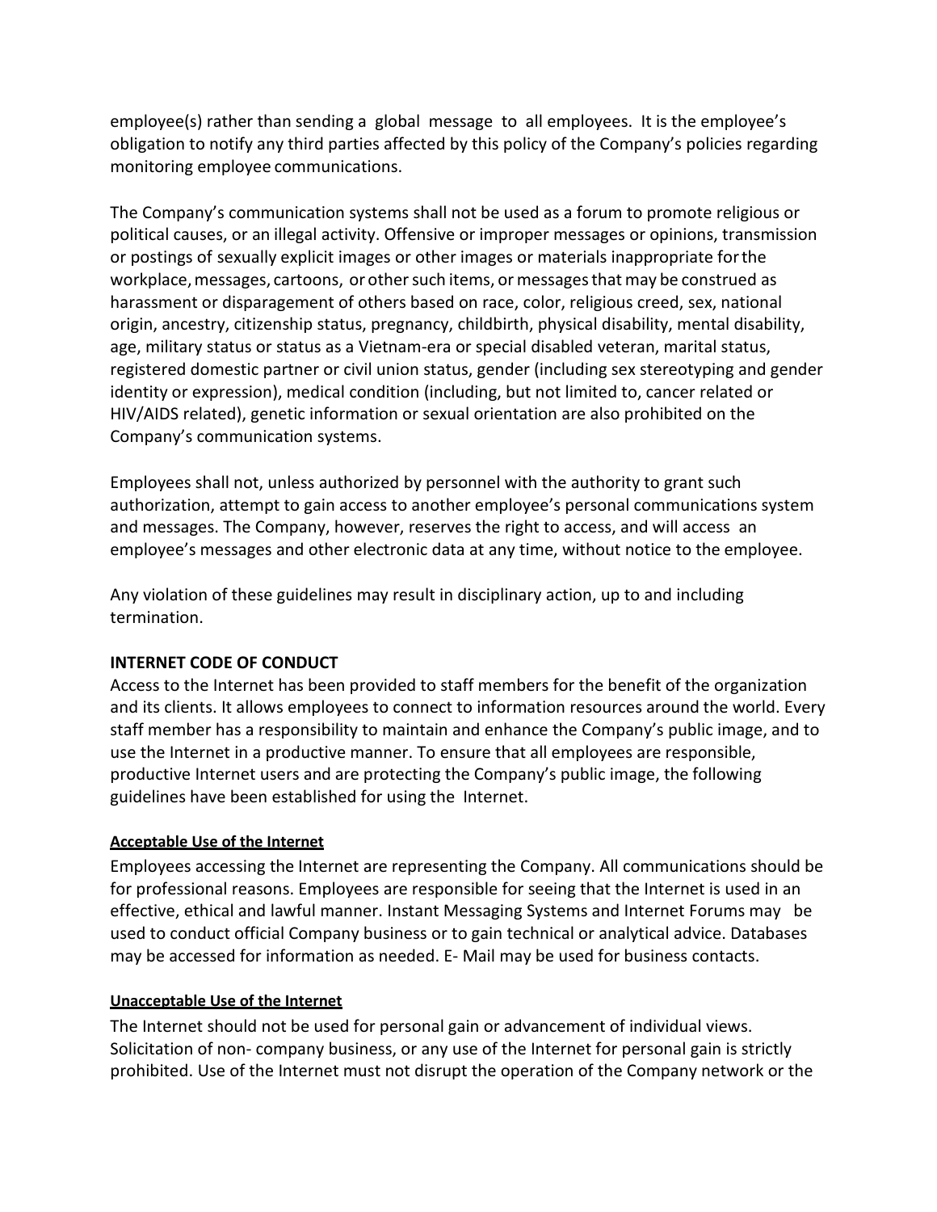employee(s) rather than sending a global message to all employees. It is the employee's obligation to notify any third parties affected by this policy of the Company's policies regarding monitoring employee communications.

The Company's communication systems shall not be used as a forum to promote religious or political causes, or an illegal activity. Offensive or improper messages or opinions, transmission or postings of sexually explicit images or other images or materials inappropriate for the workplace, messages, cartoons, or other such items, or messages that may be construed as harassment or disparagement of others based on race, color, religious creed, sex, national origin, ancestry, citizenship status, pregnancy, childbirth, physical disability, mental disability, age, military status or status as a Vietnam-era or special disabled veteran, marital status, registered domestic partner or civil union status, gender (including sex stereotyping and gender identity or expression), medical condition (including, but not limited to, cancer related or HIV/AIDS related), genetic information or sexual orientation are also prohibited on the Company's communication systems.

Employees shall not, unless authorized by personnel with the authority to grant such authorization, attempt to gain access to another employee's personal communications system and messages. The Company, however, reserves the right to access, and will access an employee's messages and other electronic data at any time, without notice to the employee.

Any violation of these guidelines may result in disciplinary action, up to and including termination.

**INTERNET CODE OF CONDUCT**

Access to the Internet has been provided to staff members for the benefit of the organization and its clients. It allows employees to connect to information resources around the world. Every staff member has a responsibility to maintain and enhance the Company's public image, and to use the Internet in a productive manner. To ensure that all employees are responsible, productive Internet users and are protecting the Company's public image, the following guidelines have been established for using the Internet.

**Acceptable Use of the Internet**

Employees accessing the Internet are representing the Company. All communications should be for professional reasons. Employees are responsible for seeing that the Internet is used in an effective, ethical and lawful manner. Instant Messaging Systems and Internet Forums may be used to conduct official Company business or to gain technical or analytical advice. Databases may be accessed for information as needed. E- Mail may be used for business contacts.

**Unacceptable Use of the Internet**

The Internet should not be used for personal gain or advancement of individual views. Solicitation of non- company business, or any use of the Internet for personal gain is strictly prohibited. Use of the Internet must not disrupt the operation of the Company network or the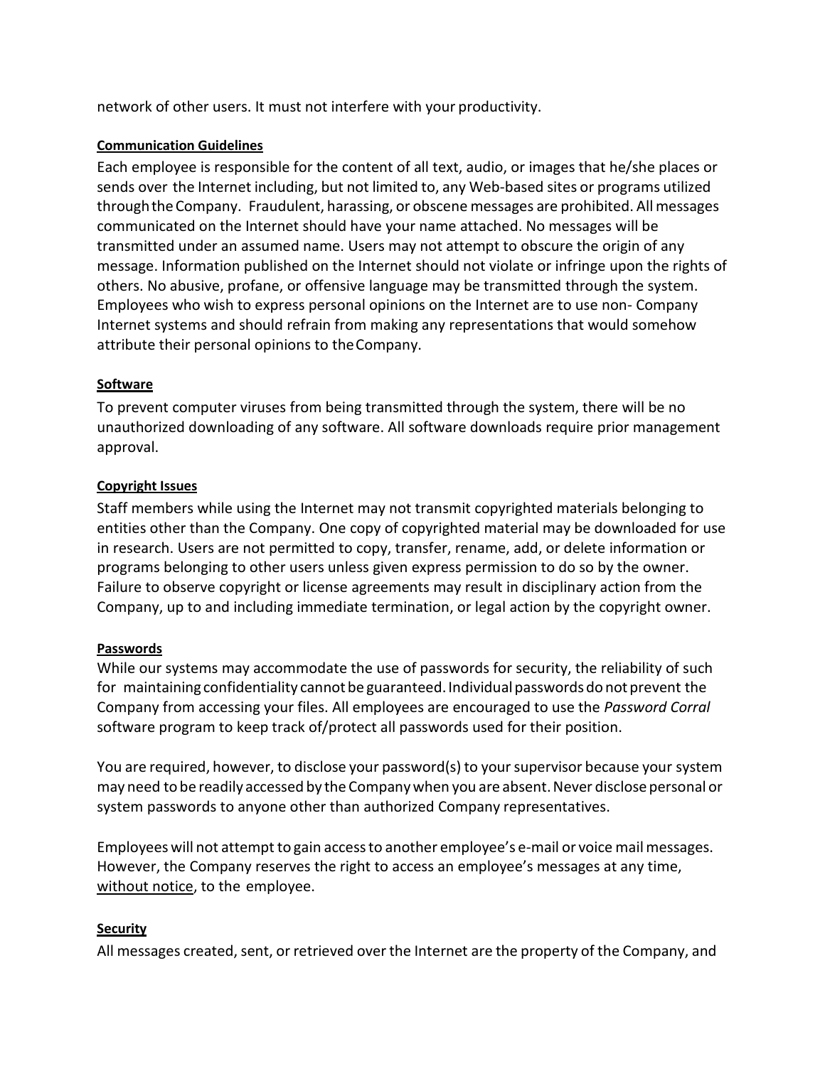network of other users. It must not interfere with your productivity.

**Communication Guidelines**

Each employee is responsible for the content of all text, audio, or images that he/she places or sends over the Internet including, but not limited to, any Web-based sites or programs utilized through the Company. Fraudulent, harassing, or obscene messages are prohibited. All messages communicated on the Internet should have your name attached. No messages will be transmitted under an assumed name. Users may not attempt to obscure the origin of any message. Information published on the Internet should not violate or infringe upon the rights of others. No abusive, profane, or offensive language may be transmitted through the system. Employees who wish to express personal opinions on the Internet are to use non- Company Internet systems and should refrain from making any representations that would somehow attribute their personal opinions to the Company.

**Software**

To prevent computer viruses from being transmitted through the system, there will be no unauthorized downloading of any software. All software downloads require prior management approval.

**Copyright Issues**

Staff members while using the Internet may not transmit copyrighted materials belonging to entities other than the Company. One copy of copyrighted material may be downloaded for use in research. Users are not permitted to copy, transfer, rename, add, or delete information or programs belonging to other users unless given express permission to do so by the owner. Failure to observe copyright or license agreements may result in disciplinary action from the Company, up to and including immediate termination, or legal action by the copyright owner.

**Passwords**

While our systems may accommodate the use of passwords for security, the reliability of such for maintaining confidentiality cannot be guaranteed. Individual passwords do not prevent the Company from accessing your files. All employees are encouraged to use the *Password Corral* software program to keep track of/protect all passwords used for their position.

You are required, however, to disclose your password(s) to your supervisor because your system may need to be readily accessed by the Company when you are absent. Never disclose personal or system passwords to anyone other than authorized Company representatives.

Employees will not attempt to gain access to another employee's e-mail or voice mail messages. However, the Company reserves the right to access an employee's messages at any time, without notice, to the employee.

**Security**

All messages created, sent, or retrieved over the Internet are the property of the Company, and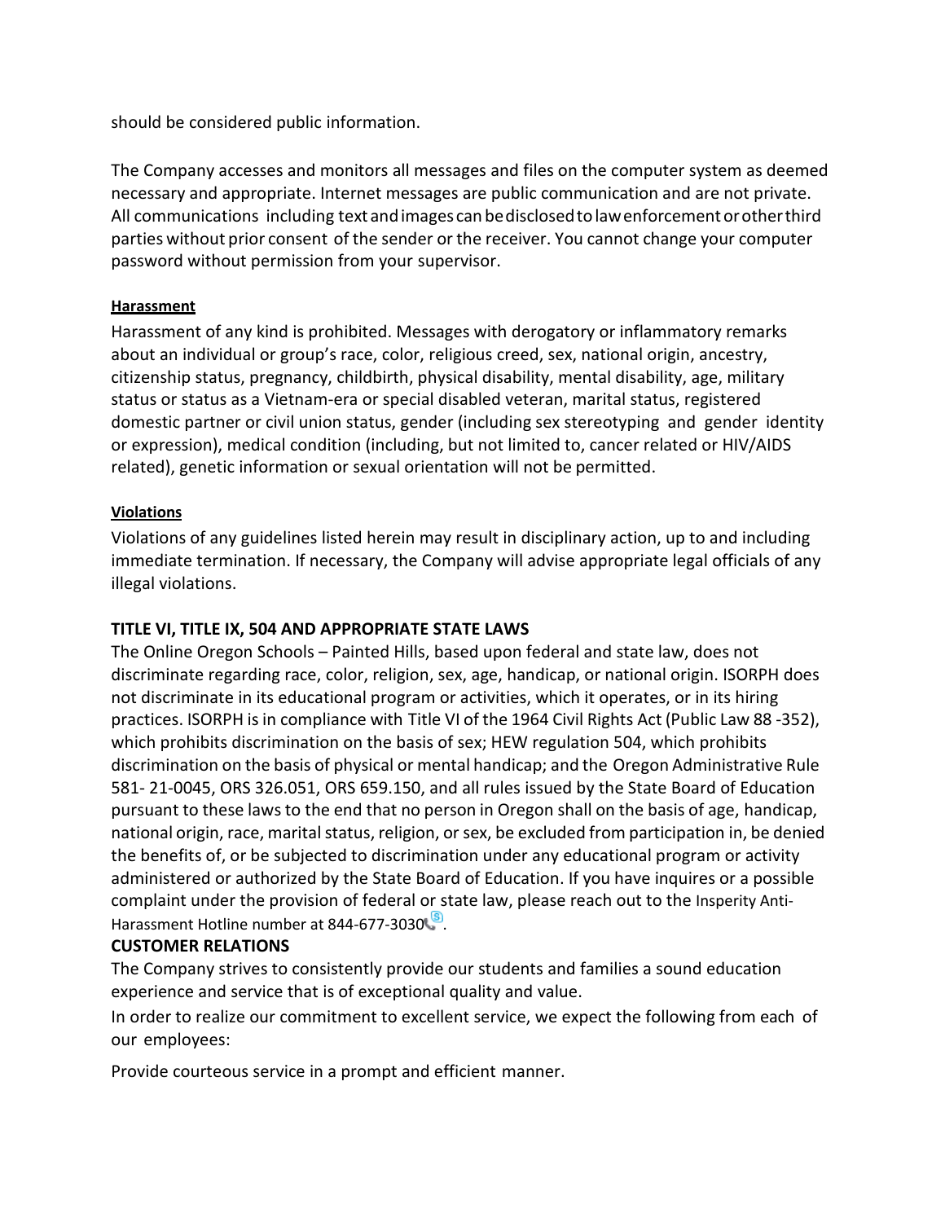should be considered public information.

The Company accesses and monitors all messages and files on the computer system as deemed necessary and appropriate. Internet messages are public communication and are not private. All communications including text and images can be disclosed to law enforcement or other third parties without prior consent of the sender or the receiver. You cannot change your computer password without permission from your supervisor.

**Harassment**

Harassment of any kind is prohibited. Messages with derogatory or inflammatory remarks about an individual or group's race, color, religious creed, sex, national origin, ancestry, citizenship status, pregnancy, childbirth, physical disability, mental disability, age, military status or status as a Vietnam-era or special disabled veteran, marital status, registered domestic partner or civil union status, gender (including sex stereotyping and gender identity or expression), medical condition (including, but not limited to, cancer related or HIV/AIDS related), genetic information or sexual orientation will not be permitted.

**Violations**

Violations of any guidelines listed herein may result in disciplinary action, up to and including immediate termination. If necessary, the Company will advise appropriate legal officials of any illegal violations.

**TITLE VI, TITLE IX, 504 AND APPROPRIATE STATE LAWS**

The Online Oregon Schools – Painted Hills, based upon federal and state law, does not discriminate regarding race, color, religion, sex, age, handicap, or national origin. ISORPH does not discriminate in its educational program or activities, which it operates, or in its hiring practices. ISORPH is in compliance with Title VI of the 1964 Civil Rights Act (Public Law 88 -352), which prohibits discrimination on the basis of sex; HEW regulation 504, which prohibits discrimination on the basis of physical or mental handicap; and the Oregon Administrative Rule 581- 21-0045, ORS 326.051, ORS 659.150, and all rules issued by the State Board of Education pursuant to these laws to the end that no person in Oregon shall on the basis of age, handicap, national origin, race, marital status, religion, or sex, be excluded from participation in, be denied the benefits of, or be subjected to discrimination under any educational program or activity administered or authorized by the State Board of Education. If you have inquires or a possible complaint under the provision of federal or state law, please reach out to the Insperity Anti-Harassment Hotline number at 844-677-3030.

**CUSTOMER RELATIONS**

The Company strives to consistently provide our students and families a sound education experience and service that is of exceptional quality and value.

In order to realize our commitment to excellent service, we expect the following from each of our employees:

Provide courteous service in a prompt and efficient manner.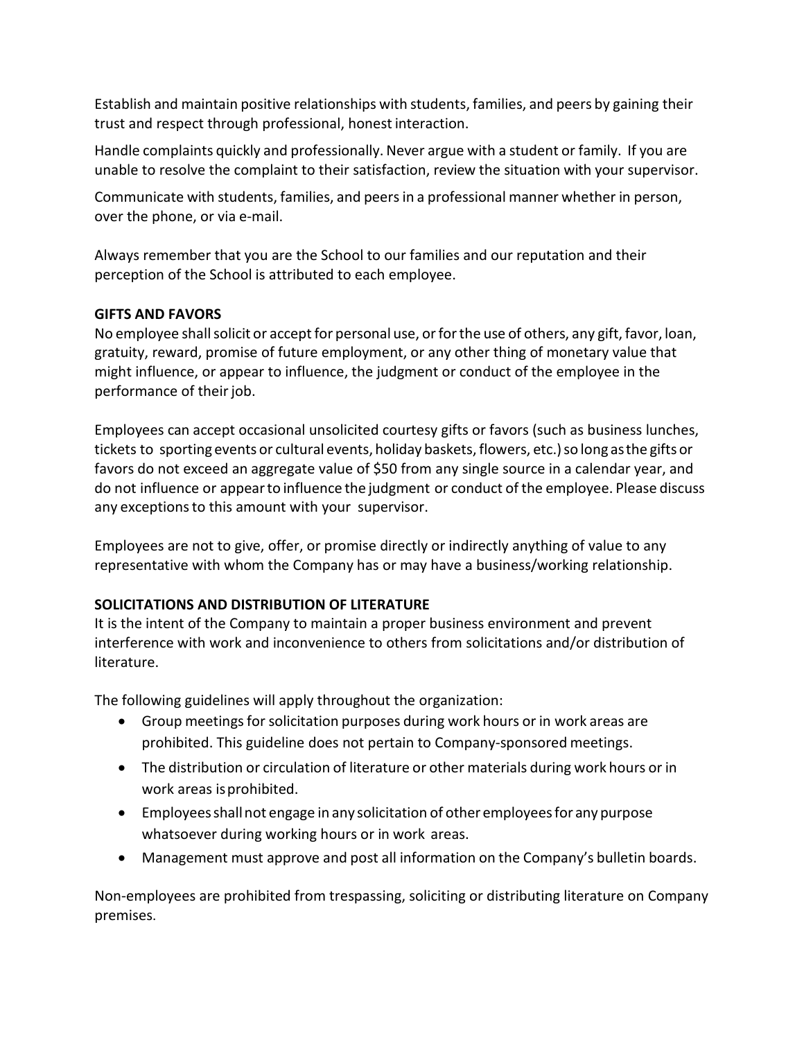Establish and maintain positive relationships with students, families, and peers by gaining their trust and respect through professional, honest interaction.

Handle complaints quickly and professionally. Never argue with a student or family. If you are unable to resolve the complaint to their satisfaction, review the situation with your supervisor.

Communicate with students, families, and peers in a professional manner whether in person, over the phone, or via e-mail.

Always remember that you are the School to our families and our reputation and their perception of the School is attributed to each employee.

**GIFTS AND FAVORS**

No employee shall solicit or accept for personal use, or for the use of others, any gift, favor, loan, gratuity, reward, promise of future employment, or any other thing of monetary value that might influence, or appear to influence, the judgment or conduct of the employee in the performance of their job.

Employees can accept occasional unsolicited courtesy gifts or favors (such as business lunches, tickets to sporting events or cultural events, holiday baskets, flowers, etc.) so long as the gifts or favors do not exceed an aggregate value of $50 from any single source in a calendar year, and do not influence or appear to influence the judgment or conduct of the employee. Please discuss any exceptions to this amount with your supervisor.

Employees are not to give, offer, or promise directly or indirectly anything of value to any representative with whom the Company has or may have a business/working relationship.

**SOLICITATIONS AND DISTRIBUTION OF LITERATURE**

It is the intent of the Company to maintain a proper business environment and prevent interference with work and inconvenience to others from solicitations and/or distribution of literature.

The following guidelines will apply throughout the organization:

- Group meetings for solicitation purposes during work hours or in work areas are prohibited. This guideline does not pertain to Company-sponsored meetings.
- The distribution or circulation of literature or other materials during work hours or in work areas is prohibited.
- Employees shall not engage in any solicitation of other employees for any purpose whatsoever during working hours or in work areas.
- Management must approve and post all information on the Company's bulletin boards.

Non-employees are prohibited from trespassing, soliciting or distributing literature on Company premises.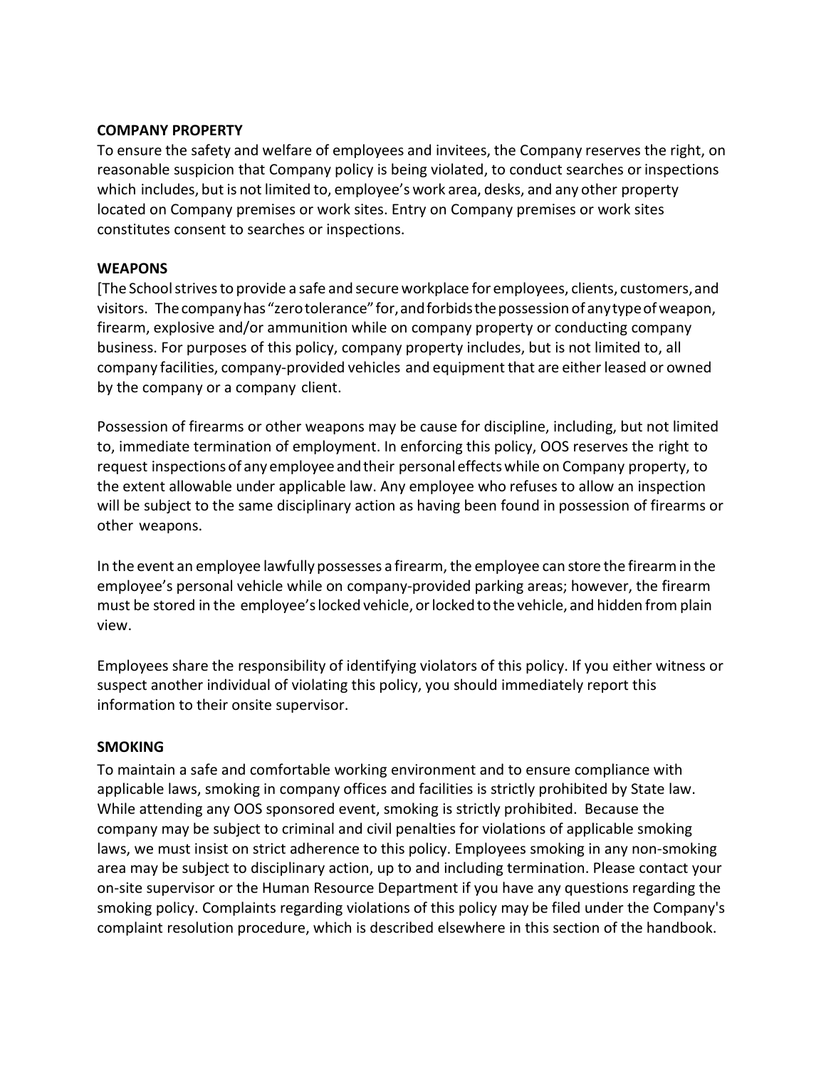**COMPANY PROPERTY**

To ensure the safety and welfare of employees and invitees, the Company reserves the right, on reasonable suspicion that Company policy is being violated, to conduct searches or inspections which includes, but is not limited to, employee's work area, desks, and any other property located on Company premises or work sites. Entry on Company premises or work sites constitutes consent to searches or inspections.

**WEAPONS**

[The School strives to provide a safe and secure workplace for employees, clients, customers, and visitors. The company has "zero tolerance" for, and forbids the possession of any type of weapon, firearm, explosive and/or ammunition while on company property or conducting company business. For purposes of this policy, company property includes, but is not limited to, all company facilities, company-provided vehicles and equipment that are either leased or owned by the company or a company client.

Possession of firearms or other weapons may be cause for discipline, including, but not limited to, immediate termination of employment. In enforcing this policy, OOS reserves the right to request inspections of any employee and their personal effects while on Company property, to the extent allowable under applicable law. Any employee who refuses to allow an inspection will be subject to the same disciplinary action as having been found in possession of firearms or other weapons.

In the event an employee lawfully possesses a firearm, the employee can store the firearm in the employee's personal vehicle while on company-provided parking areas; however, the firearm must be stored in the employee's locked vehicle, or locked to the vehicle, and hidden from plain view.

Employees share the responsibility of identifying violators of this policy. If you either witness or suspect another individual of violating this policy, you should immediately report this information to their onsite supervisor.

**SMOKING**

To maintain a safe and comfortable working environment and to ensure compliance with applicable laws, smoking in company offices and facilities is strictly prohibited by State law. While attending any OOS sponsored event, smoking is strictly prohibited. Because the company may be subject to criminal and civil penalties for violations of applicable smoking laws, we must insist on strict adherence to this policy. Employees smoking in any non-smoking area may be subject to disciplinary action, up to and including termination. Please contact your on-site supervisor or the Human Resource Department if you have any questions regarding the smoking policy. Complaints regarding violations of this policy may be filed under the Company's complaint resolution procedure, which is described elsewhere in this section of the handbook.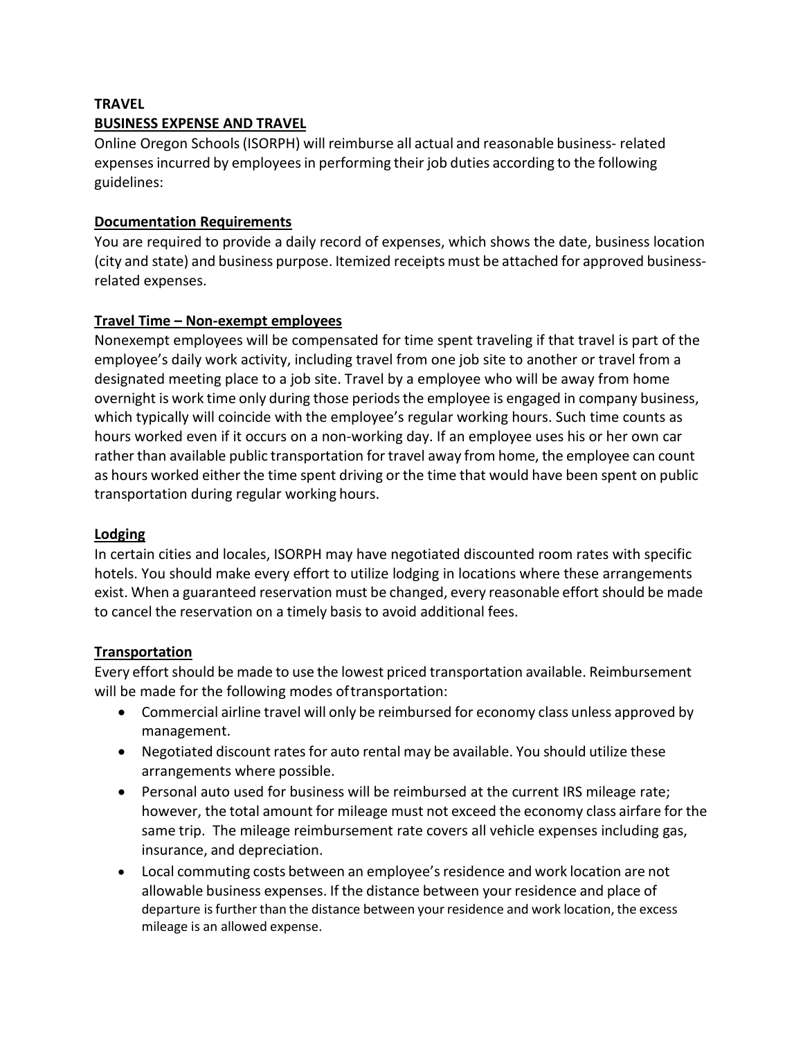**TRAVEL**

**BUSINESS EXPENSE AND TRAVEL**

Online Oregon Schools (ISORPH) will reimburse all actual and reasonable business- related expenses incurred by employees in performing their job duties according to the following guidelines:

**Documentation Requirements**

You are required to provide a daily record of expenses, which shows the date, business location (city and state) and business purpose. Itemized receipts must be attached for approved business-related expenses.

**Travel Time – Non-exempt employees**

Nonexempt employees will be compensated for time spent traveling if that travel is part of the employee's daily work activity, including travel from one job site to another or travel from a designated meeting place to a job site. Travel by a employee who will be away from home overnight is work time only during those periods the employee is engaged in company business, which typically will coincide with the employee's regular working hours. Such time counts as hours worked even if it occurs on a non-working day. If an employee uses his or her own car rather than available public transportation for travel away from home, the employee can count as hours worked either the time spent driving or the time that would have been spent on public transportation during regular working hours.

**Lodging**

In certain cities and locales, ISORPH may have negotiated discounted room rates with specific hotels. You should make every effort to utilize lodging in locations where these arrangements exist. When a guaranteed reservation must be changed, every reasonable effort should be made to cancel the reservation on a timely basis to avoid additional fees.

**Transportation**

Every effort should be made to use the lowest priced transportation available. Reimbursement will be made for the following modes of transportation:

- Commercial airline travel will only be reimbursed for economy class unless approved by management.
- Negotiated discount rates for auto rental may be available. You should utilize these arrangements where possible.
- Personal auto used for business will be reimbursed at the current IRS mileage rate; however, the total amount for mileage must not exceed the economy class airfare for the same trip. The mileage reimbursement rate covers all vehicle expenses including gas, insurance, and depreciation.
- Local commuting costs between an employee's residence and work location are not allowable business expenses. If the distance between your residence and place of departure is further than the distance between your residence and work location, the excess mileage is an allowed expense.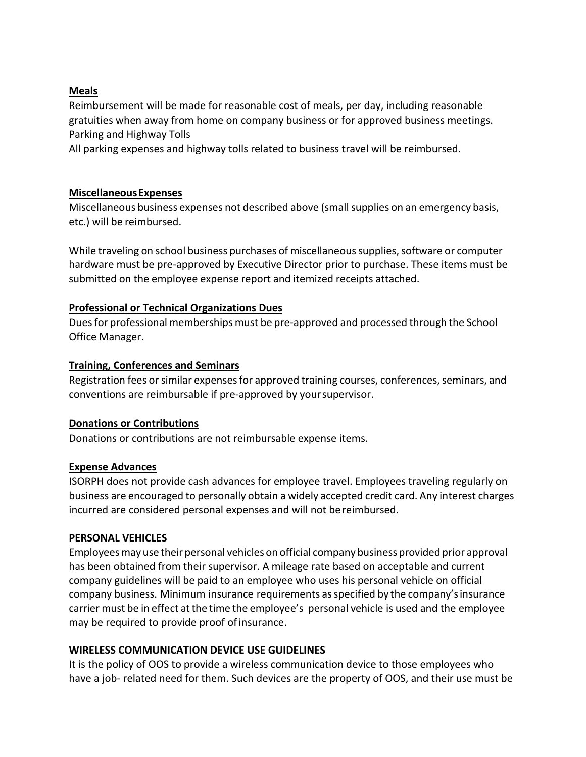**Meals**

Reimbursement will be made for reasonable cost of meals, per day, including reasonable gratuities when away from home on company business or for approved business meetings.
Parking and Highway Tolls
All parking expenses and highway tolls related to business travel will be reimbursed.

**Miscellaneous Expenses**

Miscellaneous business expenses not described above (small supplies on an emergency basis, etc.) will be reimbursed.

While traveling on school business purchases of miscellaneous supplies, software or computer hardware must be pre-approved by Executive Director prior to purchase. These items must be submitted on the employee expense report and itemized receipts attached.

**Professional or Technical Organizations Dues**

Dues for professional memberships must be pre-approved and processed through the School Office Manager.

**Training, Conferences and Seminars**

Registration fees or similar expenses for approved training courses, conferences, seminars, and conventions are reimbursable if pre-approved by your supervisor.

**Donations or Contributions**

Donations or contributions are not reimbursable expense items.

**Expense Advances**

ISORPH does not provide cash advances for employee travel. Employees traveling regularly on business are encouraged to personally obtain a widely accepted credit card. Any interest charges incurred are considered personal expenses and will not be reimbursed.

**PERSONAL VEHICLES**

Employees may use their personal vehicles on official company business provided prior approval has been obtained from their supervisor. A mileage rate based on acceptable and current company guidelines will be paid to an employee who uses his personal vehicle on official company business. Minimum insurance requirements as specified by the company's insurance carrier must be in effect at the time the employee's personal vehicle is used and the employee may be required to provide proof of insurance.

**WIRELESS COMMUNICATION DEVICE USE GUIDELINES**

It is the policy of OOS to provide a wireless communication device to those employees who have a job- related need for them. Such devices are the property of OOS, and their use must be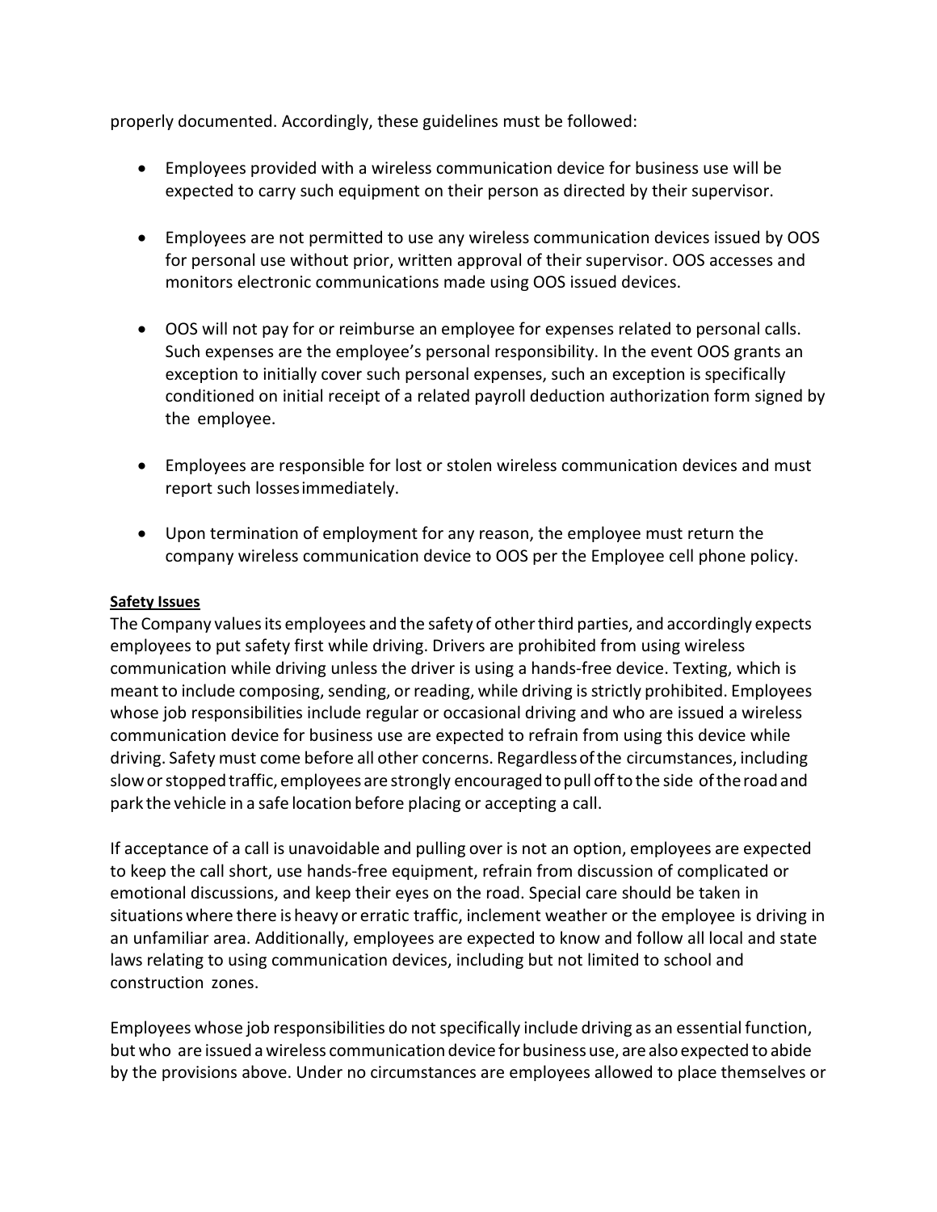properly documented. Accordingly, these guidelines must be followed:

- Employees provided with a wireless communication device for business use will be expected to carry such equipment on their person as directed by their supervisor.

- Employees are not permitted to use any wireless communication devices issued by OOS for personal use without prior, written approval of their supervisor. OOS accesses and monitors electronic communications made using OOS issued devices.

- OOS will not pay for or reimburse an employee for expenses related to personal calls. Such expenses are the employee's personal responsibility. In the event OOS grants an exception to initially cover such personal expenses, such an exception is specifically conditioned on initial receipt of a related payroll deduction authorization form signed by the employee.

- Employees are responsible for lost or stolen wireless communication devices and must report such losses immediately.

- Upon termination of employment for any reason, the employee must return the company wireless communication device to OOS per the Employee cell phone policy.

**Safety Issues**

The Company values its employees and the safety of other third parties, and accordingly expects employees to put safety first while driving. Drivers are prohibited from using wireless communication while driving unless the driver is using a hands-free device. Texting, which is meant to include composing, sending, or reading, while driving is strictly prohibited. Employees whose job responsibilities include regular or occasional driving and who are issued a wireless communication device for business use are expected to refrain from using this device while driving. Safety must come before all other concerns. Regardless of the circumstances, including slow or stopped traffic, employees are strongly encouraged to pull off to the side of the road and park the vehicle in a safe location before placing or accepting a call.

If acceptance of a call is unavoidable and pulling over is not an option, employees are expected to keep the call short, use hands-free equipment, refrain from discussion of complicated or emotional discussions, and keep their eyes on the road. Special care should be taken in situations where there is heavy or erratic traffic, inclement weather or the employee is driving in an unfamiliar area. Additionally, employees are expected to know and follow all local and state laws relating to using communication devices, including but not limited to school and construction zones.

Employees whose job responsibilities do not specifically include driving as an essential function, but who are issued a wireless communication device for business use, are also expected to abide by the provisions above. Under no circumstances are employees allowed to place themselves or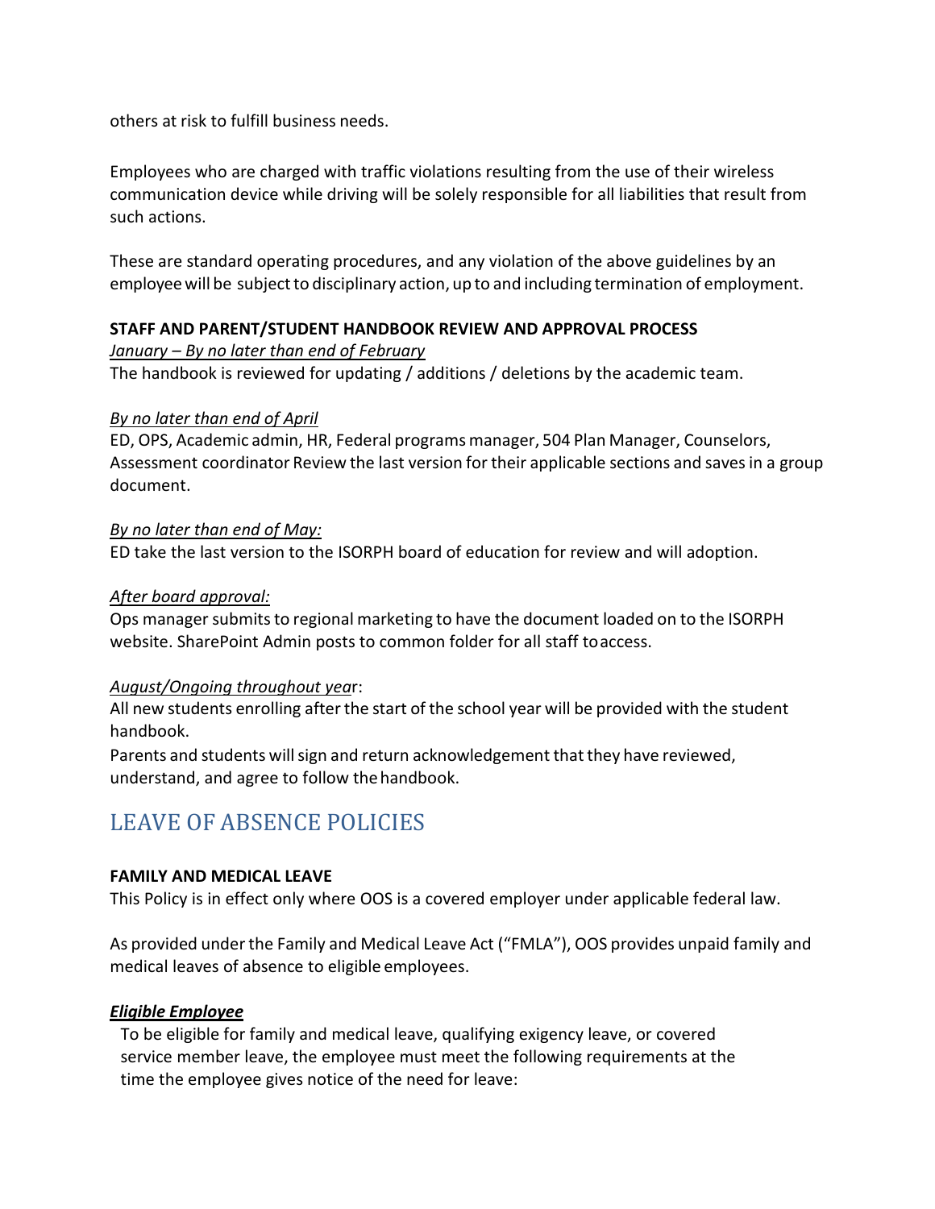others at risk to fulfill business needs.

Employees who are charged with traffic violations resulting from the use of their wireless communication device while driving will be solely responsible for all liabilities that result from such actions.

These are standard operating procedures, and any violation of the above guidelines by an employee will be subject to disciplinary action, up to and including termination of employment.

**STAFF AND PARENT/STUDENT HANDBOOK REVIEW AND APPROVAL PROCESS**

*January – By no later than end of February*

The handbook is reviewed for updating / additions / deletions by the academic team.

*By no later than end of April*

ED, OPS, Academic admin, HR, Federal programs manager, 504 Plan Manager, Counselors, Assessment coordinator Review the last version for their applicable sections and saves in a group document.

*By no later than end of May:*

ED take the last version to the ISORPH board of education for review and will adoption.

*After board approval:*

Ops manager submits to regional marketing to have the document loaded on to the ISORPH website. SharePoint Admin posts to common folder for all staff to access.

*August/Ongoing throughout year*:

All new students enrolling after the start of the school year will be provided with the student handbook.

Parents and students will sign and return acknowledgement that they have reviewed, understand, and agree to follow the handbook.

## LEAVE OF ABSENCE POLICIES

**FAMILY AND MEDICAL LEAVE**

This Policy is in effect only where OOS is a covered employer under applicable federal law.

As provided under the Family and Medical Leave Act ("FMLA"), OOS provides unpaid family and medical leaves of absence to eligible employees.

***Eligible Employee***

To be eligible for family and medical leave, qualifying exigency leave, or covered service member leave, the employee must meet the following requirements at the time the employee gives notice of the need for leave: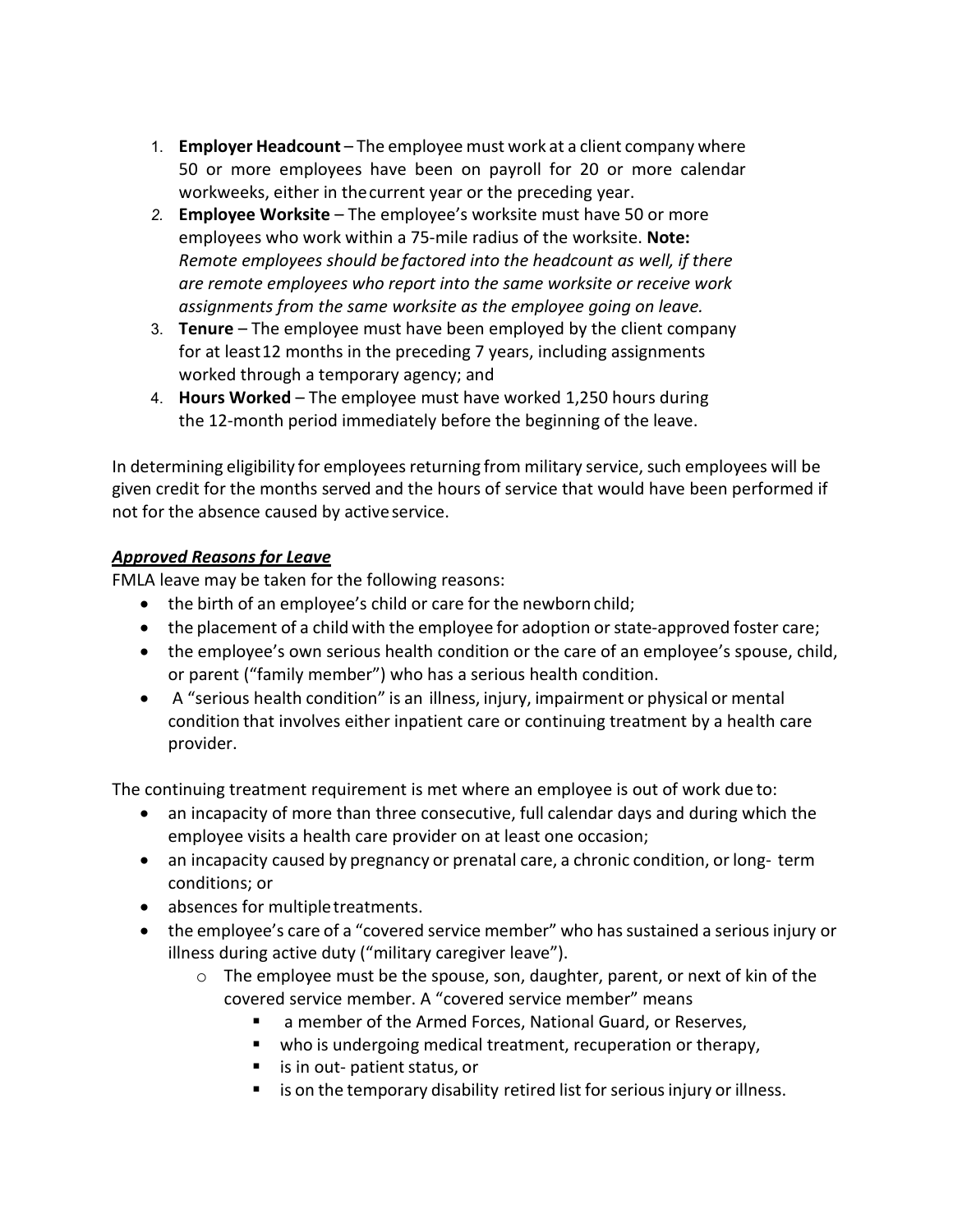1. **Employer Headcount** – The employee must work at a client company where 50 or more employees have been on payroll for 20 or more calendar workweeks, either in the current year or the preceding year.
2. **Employee Worksite** – The employee's worksite must have 50 or more employees who work within a 75-mile radius of the worksite. **Note:** *Remote employees should be factored into the headcount as well, if there are remote employees who report into the same worksite or receive work assignments from the same worksite as the employee going on leave.*
3. **Tenure** – The employee must have been employed by the client company for at least 12 months in the preceding 7 years, including assignments worked through a temporary agency; and
4. **Hours Worked** – The employee must have worked 1,250 hours during the 12-month period immediately before the beginning of the leave.

In determining eligibility for employees returning from military service, such employees will be given credit for the months served and the hours of service that would have been performed if not for the absence caused by active service.

***Approved Reasons for Leave***

FMLA leave may be taken for the following reasons:

- the birth of an employee's child or care for the newborn child;
- the placement of a child with the employee for adoption or state-approved foster care;
- the employee's own serious health condition or the care of an employee's spouse, child, or parent ("family member") who has a serious health condition.
- A "serious health condition" is an illness, injury, impairment or physical or mental condition that involves either inpatient care or continuing treatment by a health care provider.

The continuing treatment requirement is met where an employee is out of work due to:

- an incapacity of more than three consecutive, full calendar days and during which the employee visits a health care provider on at least one occasion;
- an incapacity caused by pregnancy or prenatal care, a chronic condition, or long- term conditions; or
- absences for multiple treatments.
- the employee's care of a "covered service member" who has sustained a serious injury or illness during active duty ("military caregiver leave").
    - The employee must be the spouse, son, daughter, parent, or next of kin of the covered service member. A "covered service member" means
        - a member of the Armed Forces, National Guard, or Reserves,
        - who is undergoing medical treatment, recuperation or therapy,
        - is in out- patient status, or
        - is on the temporary disability retired list for serious injury or illness.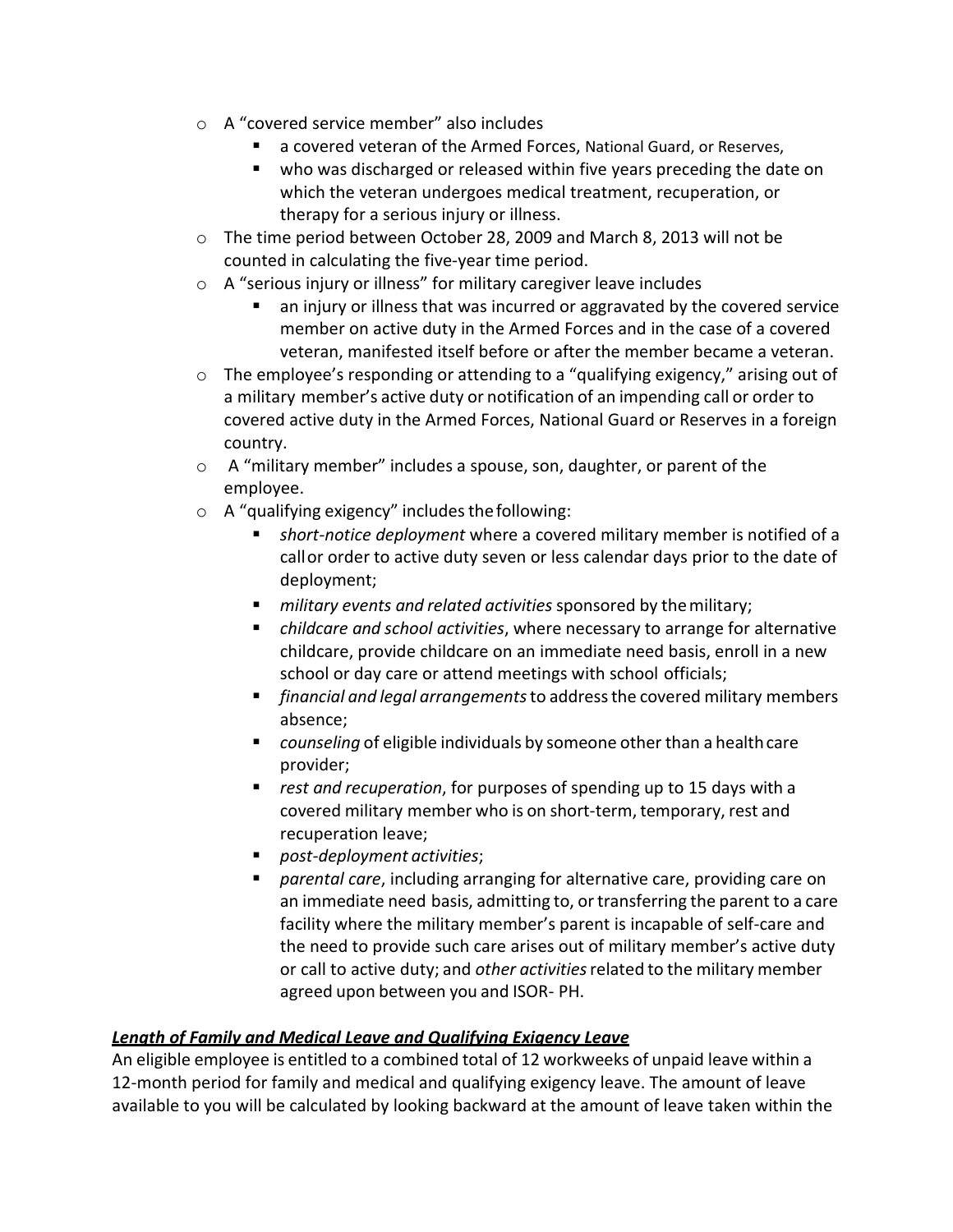- A “covered service member” also includes
  - a covered veteran of the Armed Forces, National Guard, or Reserves,
  - who was discharged or released within five years preceding the date on which the veteran undergoes medical treatment, recuperation, or therapy for a serious injury or illness.
- The time period between October 28, 2009 and March 8, 2013 will not be counted in calculating the five-year time period.
- A “serious injury or illness” for military caregiver leave includes
  - an injury or illness that was incurred or aggravated by the covered service member on active duty in the Armed Forces and in the case of a covered veteran, manifested itself before or after the member became a veteran.
- The employee’s responding or attending to a “qualifying exigency,” arising out of a military member’s active duty or notification of an impending call or order to covered active duty in the Armed Forces, National Guard or Reserves in a foreign country.
- A “military member” includes a spouse, son, daughter, or parent of the employee.
- A “qualifying exigency” includes the following:
  - *short-notice deployment* where a covered military member is notified of a call or order to active duty seven or less calendar days prior to the date of deployment;
  - *military events and related activities* sponsored by the military;
  - *childcare and school activities*, where necessary to arrange for alternative childcare, provide childcare on an immediate need basis, enroll in a new school or day care or attend meetings with school officials;
  - *financial and legal arrangements* to address the covered military members absence;
  - *counseling* of eligible individuals by someone other than a health care provider;
  - *rest and recuperation*, for purposes of spending up to 15 days with a covered military member who is on short-term, temporary, rest and recuperation leave;
  - *post-deployment activities*;
  - *parental care*, including arranging for alternative care, providing care on an immediate need basis, admitting to, or transferring the parent to a care facility where the military member’s parent is incapable of self-care and the need to provide such care arises out of military member’s active duty or call to active duty; and *other activities* related to the military member agreed upon between you and ISOR- PH.

***Length of Family and Medical Leave and Qualifying Exigency Leave***

An eligible employee is entitled to a combined total of 12 workweeks of unpaid leave within a 12-month period for family and medical and qualifying exigency leave. The amount of leave available to you will be calculated by looking backward at the amount of leave taken within the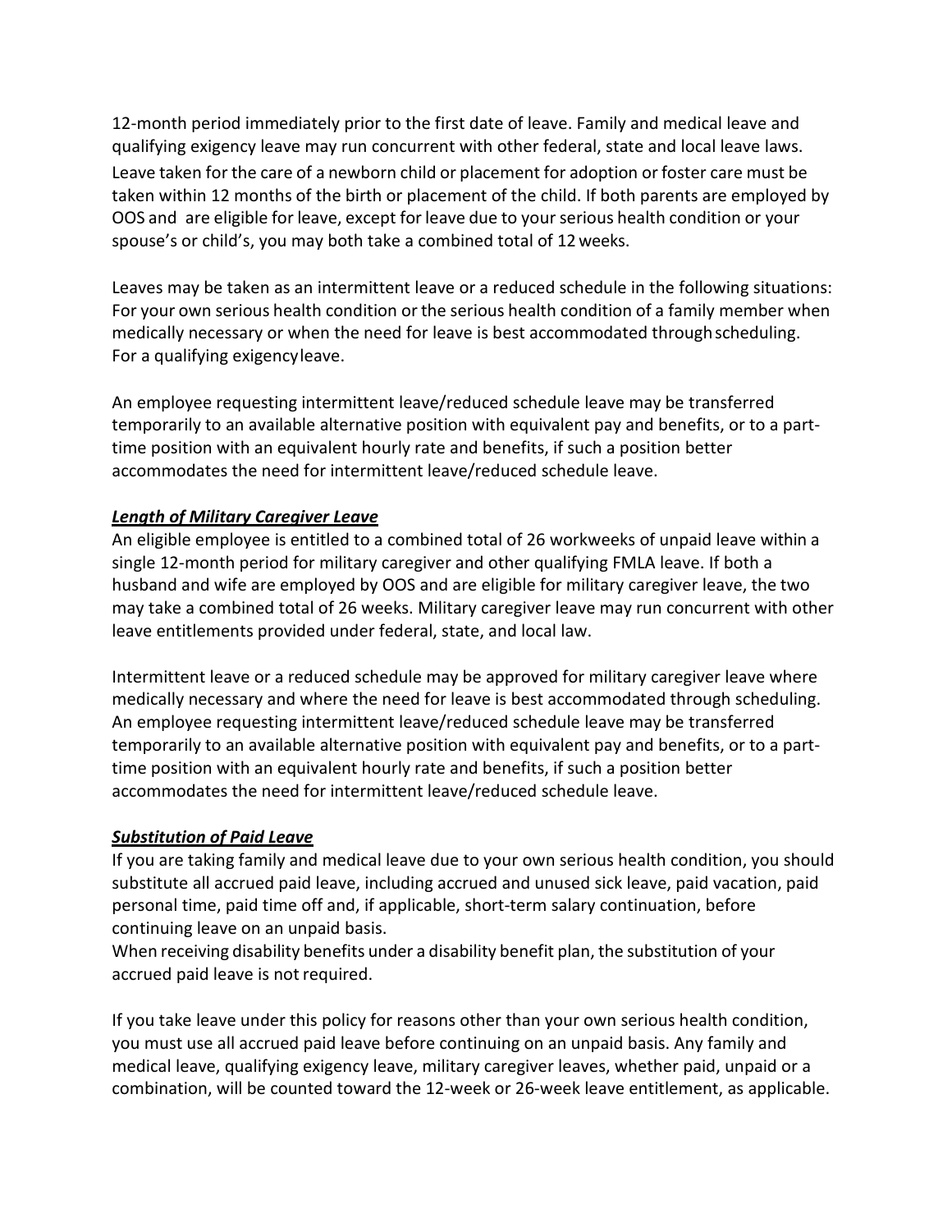12-month period immediately prior to the first date of leave. Family and medical leave and qualifying exigency leave may run concurrent with other federal, state and local leave laws. Leave taken for the care of a newborn child or placement for adoption or foster care must be taken within 12 months of the birth or placement of the child. If both parents are employed by OOS and are eligible for leave, except for leave due to your serious health condition or your spouse's or child's, you may both take a combined total of 12 weeks.

Leaves may be taken as an intermittent leave or a reduced schedule in the following situations: For your own serious health condition or the serious health condition of a family member when medically necessary or when the need for leave is best accommodated through scheduling. For a qualifying exigency leave.

An employee requesting intermittent leave/reduced schedule leave may be transferred temporarily to an available alternative position with equivalent pay and benefits, or to a part-time position with an equivalent hourly rate and benefits, if such a position better accommodates the need for intermittent leave/reduced schedule leave.

***Length of Military Caregiver Leave***

An eligible employee is entitled to a combined total of 26 workweeks of unpaid leave within a single 12-month period for military caregiver and other qualifying FMLA leave. If both a husband and wife are employed by OOS and are eligible for military caregiver leave, the two may take a combined total of 26 weeks. Military caregiver leave may run concurrent with other leave entitlements provided under federal, state, and local law.

Intermittent leave or a reduced schedule may be approved for military caregiver leave where medically necessary and where the need for leave is best accommodated through scheduling. An employee requesting intermittent leave/reduced schedule leave may be transferred temporarily to an available alternative position with equivalent pay and benefits, or to a part-time position with an equivalent hourly rate and benefits, if such a position better accommodates the need for intermittent leave/reduced schedule leave.

***Substitution of Paid Leave***

If you are taking family and medical leave due to your own serious health condition, you should substitute all accrued paid leave, including accrued and unused sick leave, paid vacation, paid personal time, paid time off and, if applicable, short-term salary continuation, before continuing leave on an unpaid basis.
When receiving disability benefits under a disability benefit plan, the substitution of your accrued paid leave is not required.

If you take leave under this policy for reasons other than your own serious health condition, you must use all accrued paid leave before continuing on an unpaid basis. Any family and medical leave, qualifying exigency leave, military caregiver leaves, whether paid, unpaid or a combination, will be counted toward the 12-week or 26-week leave entitlement, as applicable.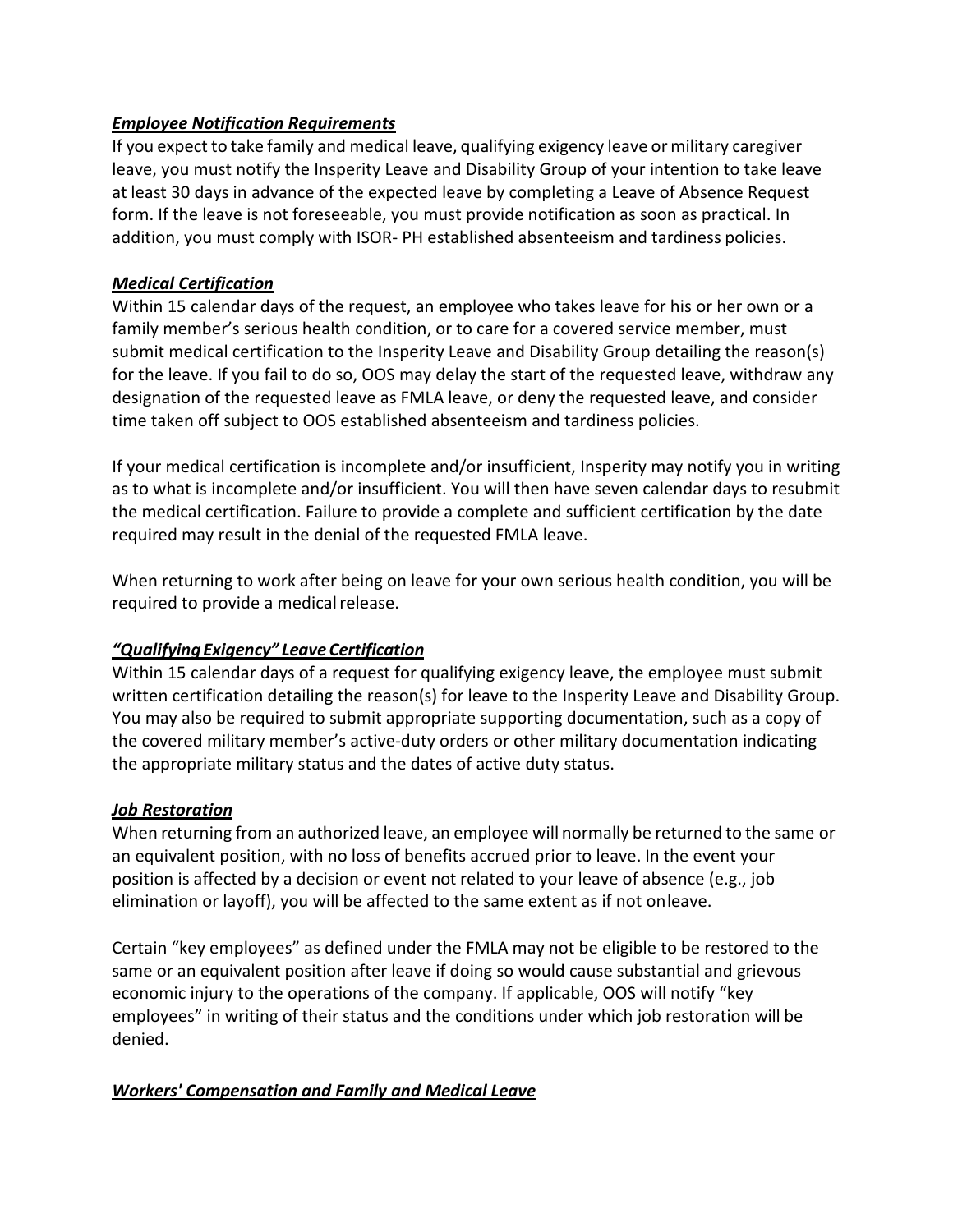***Employee Notification Requirements***

If you expect to take family and medical leave, qualifying exigency leave or military caregiver leave, you must notify the Insperity Leave and Disability Group of your intention to take leave at least 30 days in advance of the expected leave by completing a Leave of Absence Request form. If the leave is not foreseeable, you must provide notification as soon as practical. In addition, you must comply with ISOR- PH established absenteeism and tardiness policies.

***Medical Certification***

Within 15 calendar days of the request, an employee who takes leave for his or her own or a family member's serious health condition, or to care for a covered service member, must submit medical certification to the Insperity Leave and Disability Group detailing the reason(s) for the leave. If you fail to do so, OOS may delay the start of the requested leave, withdraw any designation of the requested leave as FMLA leave, or deny the requested leave, and consider time taken off subject to OOS established absenteeism and tardiness policies.

If your medical certification is incomplete and/or insufficient, Insperity may notify you in writing as to what is incomplete and/or insufficient. You will then have seven calendar days to resubmit the medical certification. Failure to provide a complete and sufficient certification by the date required may result in the denial of the requested FMLA leave.

When returning to work after being on leave for your own serious health condition, you will be required to provide a medical release.

***"Qualifying Exigency" Leave Certification***

Within 15 calendar days of a request for qualifying exigency leave, the employee must submit written certification detailing the reason(s) for leave to the Insperity Leave and Disability Group. You may also be required to submit appropriate supporting documentation, such as a copy of the covered military member's active-duty orders or other military documentation indicating the appropriate military status and the dates of active duty status.

***Job Restoration***

When returning from an authorized leave, an employee will normally be returned to the same or an equivalent position, with no loss of benefits accrued prior to leave. In the event your position is affected by a decision or event not related to your leave of absence (e.g., job elimination or layoff), you will be affected to the same extent as if not onleave.

Certain "key employees" as defined under the FMLA may not be eligible to be restored to the same or an equivalent position after leave if doing so would cause substantial and grievous economic injury to the operations of the company. If applicable, OOS will notify "key employees" in writing of their status and the conditions under which job restoration will be denied.

***Workers' Compensation and Family and Medical Leave***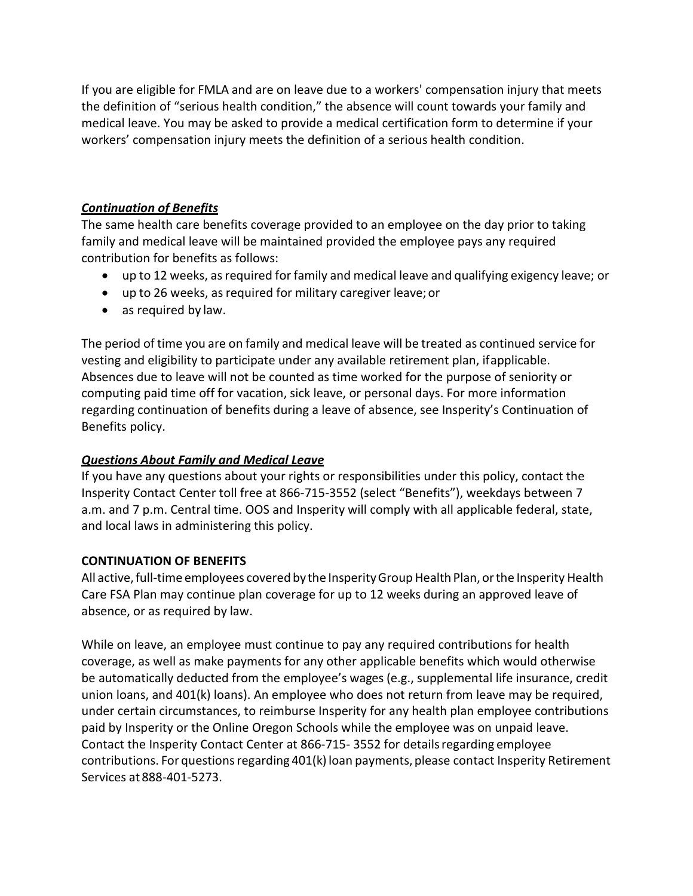If you are eligible for FMLA and are on leave due to a workers' compensation injury that meets the definition of "serious health condition," the absence will count towards your family and medical leave. You may be asked to provide a medical certification form to determine if your workers' compensation injury meets the definition of a serious health condition.

***Continuation of Benefits***

The same health care benefits coverage provided to an employee on the day prior to taking family and medical leave will be maintained provided the employee pays any required contribution for benefits as follows:

- up to 12 weeks, as required for family and medical leave and qualifying exigency leave; or
- up to 26 weeks, as required for military caregiver leave; or
- as required by law.

The period of time you are on family and medical leave will be treated as continued service for vesting and eligibility to participate under any available retirement plan, if applicable. Absences due to leave will not be counted as time worked for the purpose of seniority or computing paid time off for vacation, sick leave, or personal days. For more information regarding continuation of benefits during a leave of absence, see Insperity's Continuation of Benefits policy.

***Questions About Family and Medical Leave***

If you have any questions about your rights or responsibilities under this policy, contact the Insperity Contact Center toll free at 866-715-3552 (select "Benefits"), weekdays between 7 a.m. and 7 p.m. Central time. OOS and Insperity will comply with all applicable federal, state, and local laws in administering this policy.

**CONTINUATION OF BENEFITS**

All active, full-time employees covered by the Insperity Group Health Plan, or the Insperity Health Care FSA Plan may continue plan coverage for up to 12 weeks during an approved leave of absence, or as required by law.

While on leave, an employee must continue to pay any required contributions for health coverage, as well as make payments for any other applicable benefits which would otherwise be automatically deducted from the employee's wages (e.g., supplemental life insurance, credit union loans, and 401(k) loans). An employee who does not return from leave may be required, under certain circumstances, to reimburse Insperity for any health plan employee contributions paid by Insperity or the Online Oregon Schools while the employee was on unpaid leave. Contact the Insperity Contact Center at 866-715- 3552 for details regarding employee contributions. For questions regarding 401(k) loan payments, please contact Insperity Retirement Services at 888-401-5273.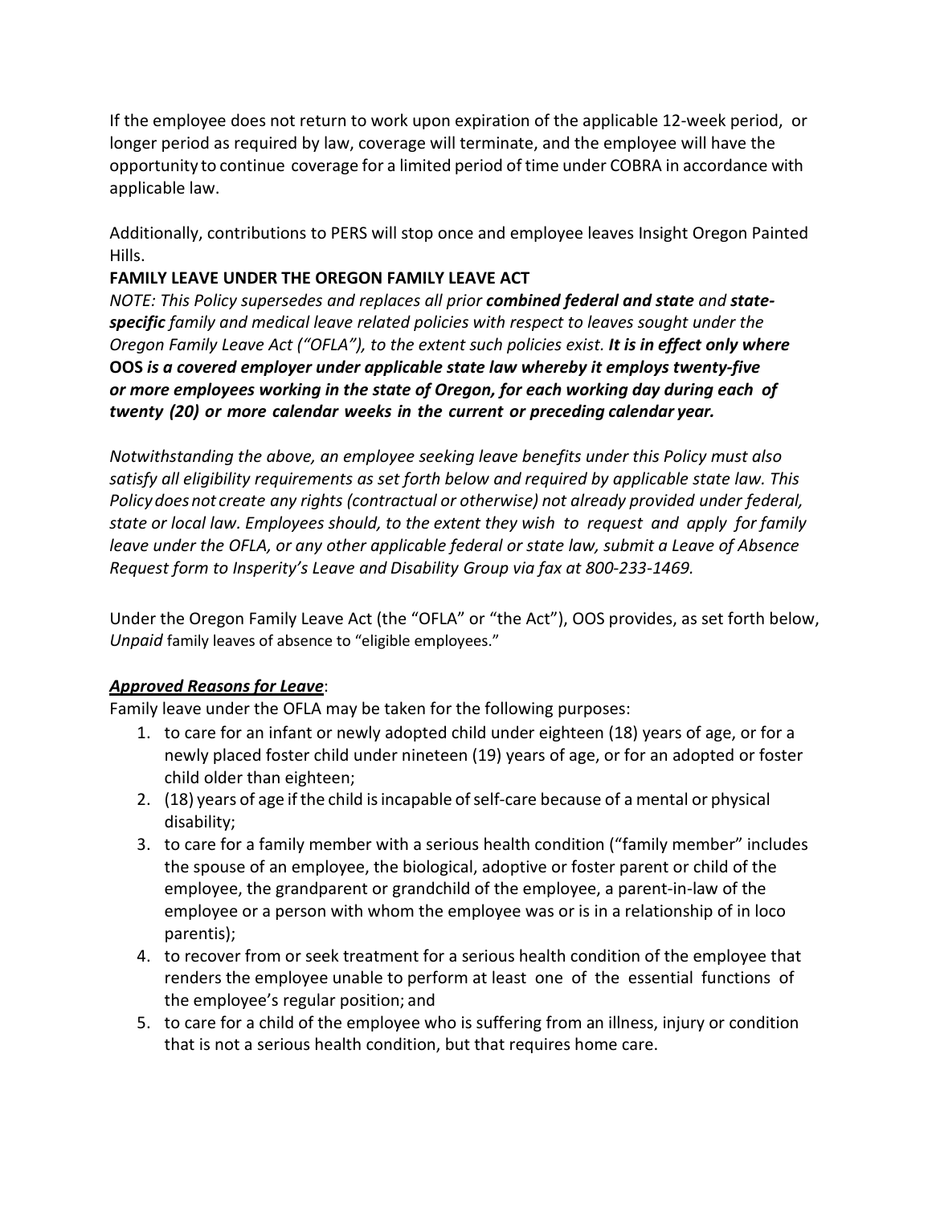If the employee does not return to work upon expiration of the applicable 12-week period, or longer period as required by law, coverage will terminate, and the employee will have the opportunity to continue coverage for a limited period of time under COBRA in accordance with applicable law.

Additionally, contributions to PERS will stop once and employee leaves Insight Oregon Painted Hills.

**FAMILY LEAVE UNDER THE OREGON FAMILY LEAVE ACT**

*NOTE: This Policy supersedes and replaces all prior* ***combined federal and state*** *and* ***state-specific*** *family and medical leave related policies with respect to leaves sought under the Oregon Family Leave Act ("OFLA"), to the extent such policies exist.* ***It is in effect only where OOS is a covered employer under applicable state law whereby it employs twenty-five or more employees working in the state of Oregon, for each working day during each of twenty (20) or more calendar weeks in the current or preceding calendar year.***

*Notwithstanding the above, an employee seeking leave benefits under this Policy must also satisfy all eligibility requirements as set forth below and required by applicable state law. This Policy does not create any rights (contractual or otherwise) not already provided under federal, state or local law. Employees should, to the extent they wish to request and apply for family leave under the OFLA, or any other applicable federal or state law, submit a Leave of Absence Request form to Insperity's Leave and Disability Group via fax at 800-233-1469.*

Under the Oregon Family Leave Act (the "OFLA" or "the Act"), OOS provides, as set forth below, *Unpaid* family leaves of absence to "eligible employees."

***Approved Reasons for Leave***:

Family leave under the OFLA may be taken for the following purposes:

1. to care for an infant or newly adopted child under eighteen (18) years of age, or for a newly placed foster child under nineteen (19) years of age, or for an adopted or foster child older than eighteen;
2. (18) years of age if the child is incapable of self-care because of a mental or physical disability;
3. to care for a family member with a serious health condition ("family member" includes the spouse of an employee, the biological, adoptive or foster parent or child of the employee, the grandparent or grandchild of the employee, a parent-in-law of the employee or a person with whom the employee was or is in a relationship of in loco parentis);
4. to recover from or seek treatment for a serious health condition of the employee that renders the employee unable to perform at least one of the essential functions of the employee's regular position; and
5. to care for a child of the employee who is suffering from an illness, injury or condition that is not a serious health condition, but that requires home care.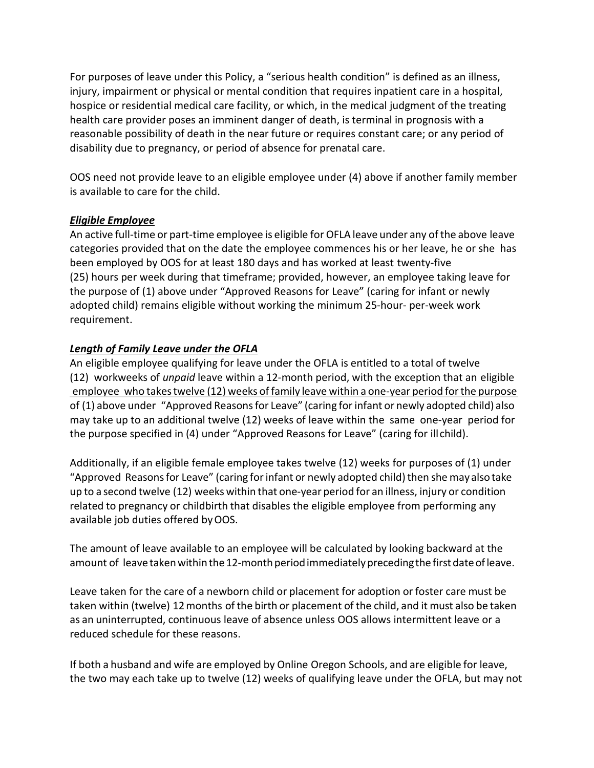For purposes of leave under this Policy, a "serious health condition" is defined as an illness, injury, impairment or physical or mental condition that requires inpatient care in a hospital, hospice or residential medical care facility, or which, in the medical judgment of the treating health care provider poses an imminent danger of death, is terminal in prognosis with a reasonable possibility of death in the near future or requires constant care; or any period of disability due to pregnancy, or period of absence for prenatal care.

OOS need not provide leave to an eligible employee under (4) above if another family member is available to care for the child.

***Eligible Employee***

An active full-time or part-time employee is eligible for OFLA leave under any of the above leave categories provided that on the date the employee commences his or her leave, he or she has been employed by OOS for at least 180 days and has worked at least twenty-five (25) hours per week during that timeframe; provided, however, an employee taking leave for the purpose of (1) above under "Approved Reasons for Leave" (caring for infant or newly adopted child) remains eligible without working the minimum 25-hour- per-week work requirement.

***Length of Family Leave under the OFLA***

An eligible employee qualifying for leave under the OFLA is entitled to a total of twelve (12) workweeks of *unpaid* leave within a 12-month period, with the exception that an eligible employee who takes twelve (12) weeks of family leave within a one-year period for the purpose of (1) above under "Approved Reasons for Leave" (caring for infant or newly adopted child) also may take up to an additional twelve (12) weeks of leave within the same one-year period for the purpose specified in (4) under "Approved Reasons for Leave" (caring for ill child).

Additionally, if an eligible female employee takes twelve (12) weeks for purposes of (1) under "Approved Reasons for Leave" (caring for infant or newly adopted child) then she may also take up to a second twelve (12) weeks within that one-year period for an illness, injury or condition related to pregnancy or childbirth that disables the eligible employee from performing any available job duties offered by OOS.

The amount of leave available to an employee will be calculated by looking backward at the amount of leave taken within the 12-month period immediately preceding the first date of leave.

Leave taken for the care of a newborn child or placement for adoption or foster care must be taken within (twelve) 12 months of the birth or placement of the child, and it must also be taken as an uninterrupted, continuous leave of absence unless OOS allows intermittent leave or a reduced schedule for these reasons.

If both a husband and wife are employed by Online Oregon Schools, and are eligible for leave, the two may each take up to twelve (12) weeks of qualifying leave under the OFLA, but may not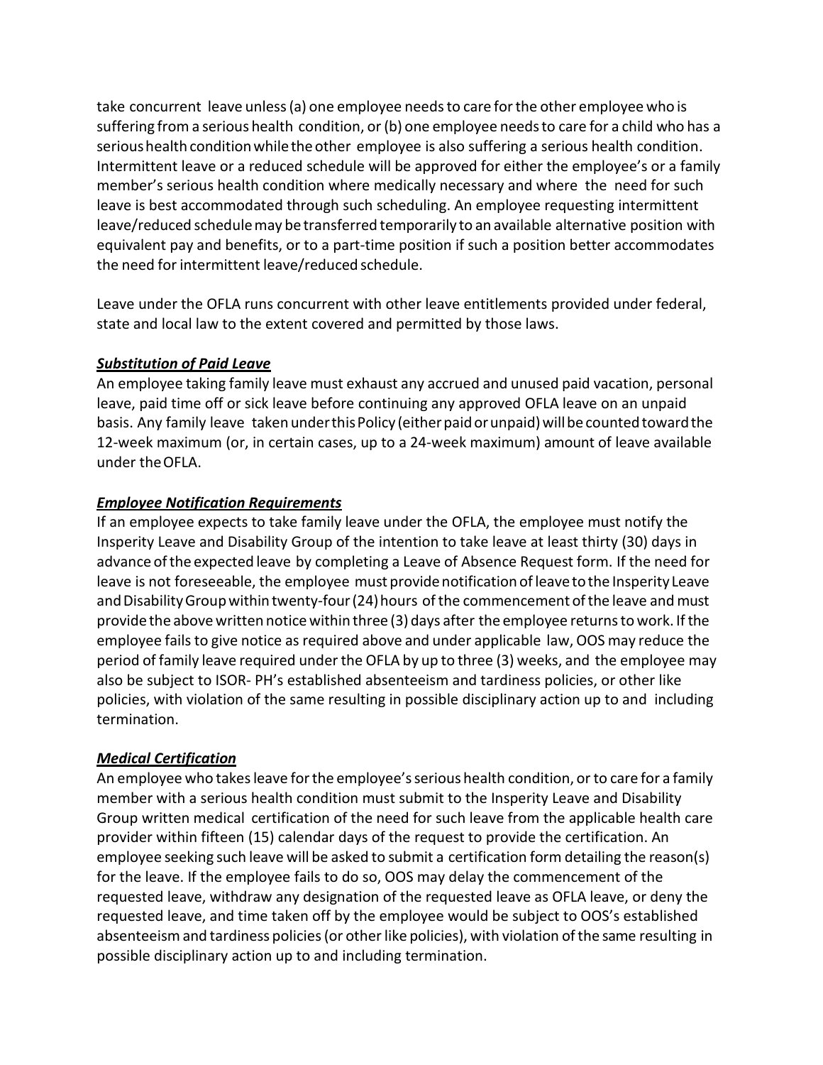take concurrent leave unless (a) one employee needs to care for the other employee who is suffering from a serious health condition, or (b) one employee needs to care for a child who has a serious health condition while the other employee is also suffering a serious health condition. Intermittent leave or a reduced schedule will be approved for either the employee's or a family member's serious health condition where medically necessary and where the need for such leave is best accommodated through such scheduling. An employee requesting intermittent leave/reduced schedule may be transferred temporarily to an available alternative position with equivalent pay and benefits, or to a part-time position if such a position better accommodates the need for intermittent leave/reduced schedule.

Leave under the OFLA runs concurrent with other leave entitlements provided under federal, state and local law to the extent covered and permitted by those laws.

***Substitution of Paid Leave***

An employee taking family leave must exhaust any accrued and unused paid vacation, personal leave, paid time off or sick leave before continuing any approved OFLA leave on an unpaid basis. Any family leave taken under this Policy (either paid or unpaid) will be counted toward the 12-week maximum (or, in certain cases, up to a 24-week maximum) amount of leave available under the OFLA.

***Employee Notification Requirements***

If an employee expects to take family leave under the OFLA, the employee must notify the Insperity Leave and Disability Group of the intention to take leave at least thirty (30) days in advance of the expected leave by completing a Leave of Absence Request form. If the need for leave is not foreseeable, the employee must provide notification of leave to the Insperity Leave and Disability Group within twenty-four (24) hours of the commencement of the leave and must provide the above written notice within three (3) days after the employee returns to work. If the employee fails to give notice as required above and under applicable law, OOS may reduce the period of family leave required under the OFLA by up to three (3) weeks, and the employee may also be subject to ISOR- PH's established absenteeism and tardiness policies, or other like policies, with violation of the same resulting in possible disciplinary action up to and including termination.

***Medical Certification***

An employee who takes leave for the employee's serious health condition, or to care for a family member with a serious health condition must submit to the Insperity Leave and Disability Group written medical certification of the need for such leave from the applicable health care provider within fifteen (15) calendar days of the request to provide the certification. An employee seeking such leave will be asked to submit a certification form detailing the reason(s) for the leave. If the employee fails to do so, OOS may delay the commencement of the requested leave, withdraw any designation of the requested leave as OFLA leave, or deny the requested leave, and time taken off by the employee would be subject to OOS's established absenteeism and tardiness policies (or other like policies), with violation of the same resulting in possible disciplinary action up to and including termination.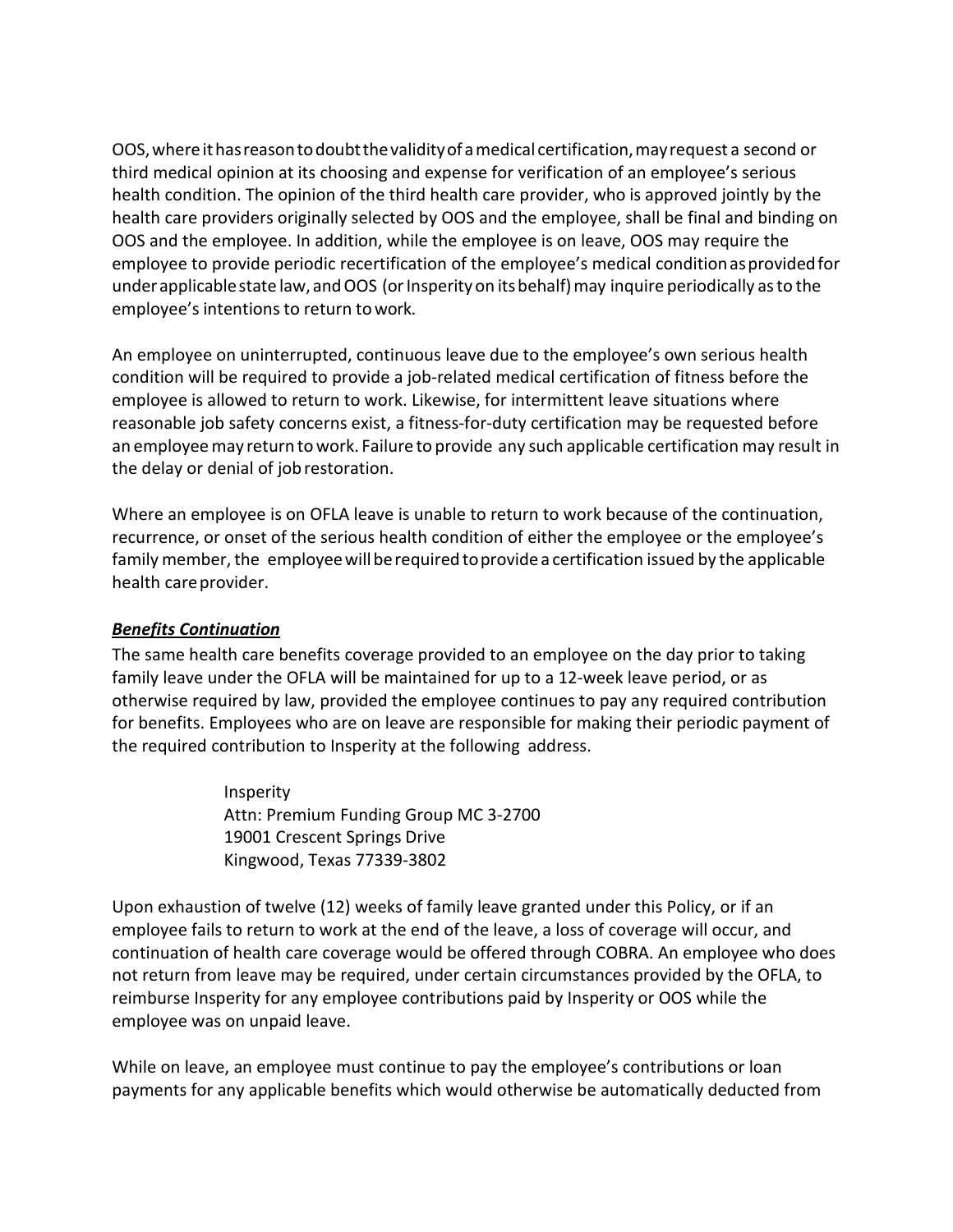OOS, where it has reason to doubt the validity of a medical certification, may request a second or third medical opinion at its choosing and expense for verification of an employee's serious health condition. The opinion of the third health care provider, who is approved jointly by the health care providers originally selected by OOS and the employee, shall be final and binding on OOS and the employee. In addition, while the employee is on leave, OOS may require the employee to provide periodic recertification of the employee's medical condition as provided for under applicable state law, and OOS (or Insperity on its behalf) may inquire periodically as to the employee's intentions to return to work.

An employee on uninterrupted, continuous leave due to the employee's own serious health condition will be required to provide a job-related medical certification of fitness before the employee is allowed to return to work. Likewise, for intermittent leave situations where reasonable job safety concerns exist, a fitness-for-duty certification may be requested before an employee may return to work. Failure to provide any such applicable certification may result in the delay or denial of job restoration.

Where an employee is on OFLA leave is unable to return to work because of the continuation, recurrence, or onset of the serious health condition of either the employee or the employee's family member, the employee will be required to provide a certification issued by the applicable health care provider.

***Benefits Continuation***

The same health care benefits coverage provided to an employee on the day prior to taking family leave under the OFLA will be maintained for up to a 12-week leave period, or as otherwise required by law, provided the employee continues to pay any required contribution for benefits. Employees who are on leave are responsible for making their periodic payment of the required contribution to Insperity at the following address.

Insperity
Attn: Premium Funding Group MC 3-2700
19001 Crescent Springs Drive
Kingwood, Texas 77339-3802

Upon exhaustion of twelve (12) weeks of family leave granted under this Policy, or if an employee fails to return to work at the end of the leave, a loss of coverage will occur, and continuation of health care coverage would be offered through COBRA. An employee who does not return from leave may be required, under certain circumstances provided by the OFLA, to reimburse Insperity for any employee contributions paid by Insperity or OOS while the employee was on unpaid leave.

While on leave, an employee must continue to pay the employee's contributions or loan payments for any applicable benefits which would otherwise be automatically deducted from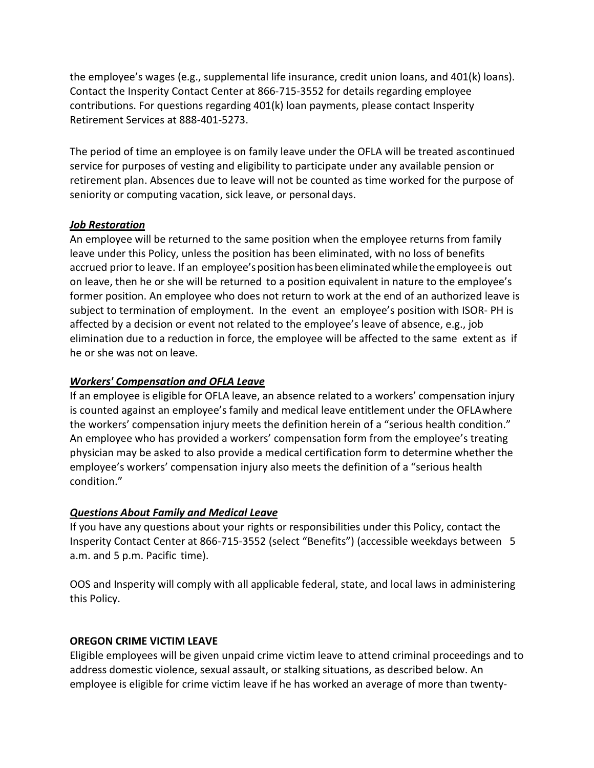the employee's wages (e.g., supplemental life insurance, credit union loans, and 401(k) loans). Contact the Insperity Contact Center at 866-715-3552 for details regarding employee contributions. For questions regarding 401(k) loan payments, please contact Insperity Retirement Services at 888-401-5273.

The period of time an employee is on family leave under the OFLA will be treated as continued service for purposes of vesting and eligibility to participate under any available pension or retirement plan. Absences due to leave will not be counted as time worked for the purpose of seniority or computing vacation, sick leave, or personal days.

***Job Restoration***

An employee will be returned to the same position when the employee returns from family leave under this Policy, unless the position has been eliminated, with no loss of benefits accrued prior to leave. If an employee's position has been eliminated while the employee is out on leave, then he or she will be returned to a position equivalent in nature to the employee's former position. An employee who does not return to work at the end of an authorized leave is subject to termination of employment. In the event an employee's position with ISOR- PH is affected by a decision or event not related to the employee's leave of absence, e.g., job elimination due to a reduction in force, the employee will be affected to the same extent as if he or she was not on leave.

***Workers' Compensation and OFLA Leave***

If an employee is eligible for OFLA leave, an absence related to a workers' compensation injury is counted against an employee's family and medical leave entitlement under the OFLA where the workers' compensation injury meets the definition herein of a "serious health condition." An employee who has provided a workers' compensation form from the employee's treating physician may be asked to also provide a medical certification form to determine whether the employee's workers' compensation injury also meets the definition of a "serious health condition."

***Questions About Family and Medical Leave***

If you have any questions about your rights or responsibilities under this Policy, contact the Insperity Contact Center at 866-715-3552 (select "Benefits") (accessible weekdays between 5 a.m. and 5 p.m. Pacific time).

OOS and Insperity will comply with all applicable federal, state, and local laws in administering this Policy.

**OREGON CRIME VICTIM LEAVE**

Eligible employees will be given unpaid crime victim leave to attend criminal proceedings and to address domestic violence, sexual assault, or stalking situations, as described below. An employee is eligible for crime victim leave if he has worked an average of more than twenty-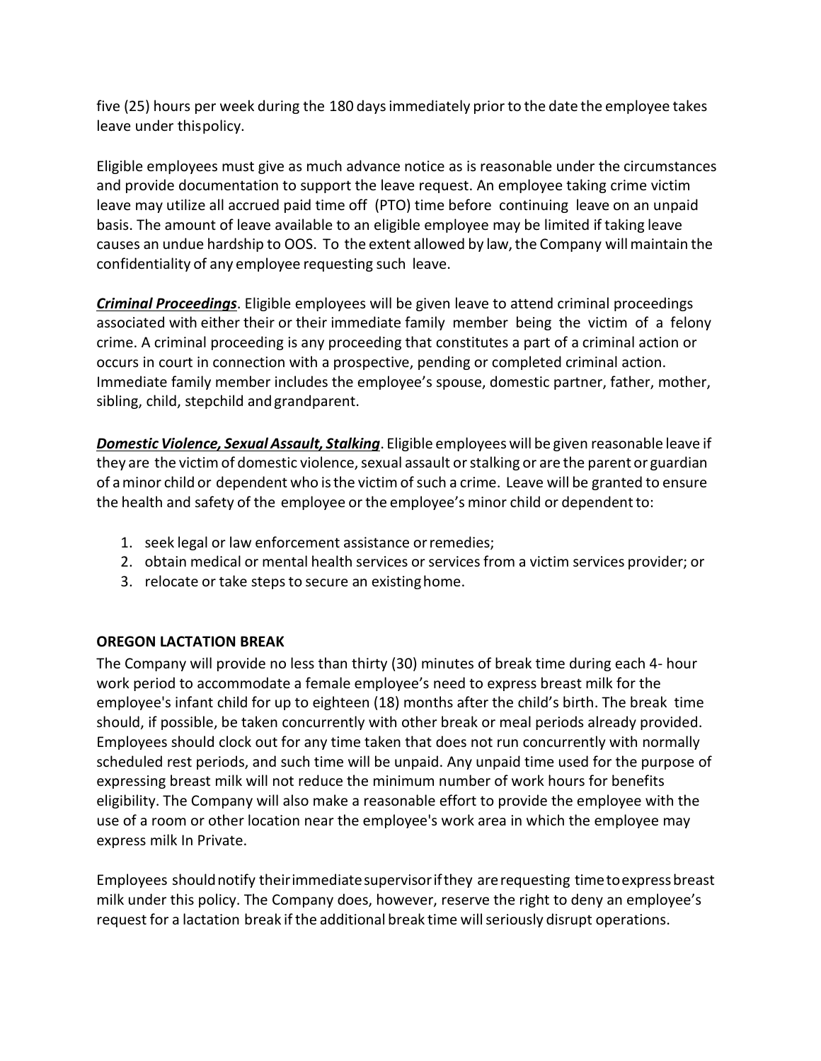five (25) hours per week during the 180 days immediately prior to the date the employee takes leave under this policy.

Eligible employees must give as much advance notice as is reasonable under the circumstances and provide documentation to support the leave request. An employee taking crime victim leave may utilize all accrued paid time off (PTO) time before continuing leave on an unpaid basis. The amount of leave available to an eligible employee may be limited if taking leave causes an undue hardship to OOS. To the extent allowed by law, the Company will maintain the confidentiality of any employee requesting such leave.

***Criminal Proceedings***. Eligible employees will be given leave to attend criminal proceedings associated with either their or their immediate family member being the victim of a felony crime. A criminal proceeding is any proceeding that constitutes a part of a criminal action or occurs in court in connection with a prospective, pending or completed criminal action. Immediate family member includes the employee's spouse, domestic partner, father, mother, sibling, child, stepchild and grandparent.

***Domestic Violence, Sexual Assault, Stalking***. Eligible employees will be given reasonable leave if they are the victim of domestic violence, sexual assault or stalking or are the parent or guardian of a minor child or dependent who is the victim of such a crime. Leave will be granted to ensure the health and safety of the employee or the employee's minor child or dependent to:

1. seek legal or law enforcement assistance or remedies;
2. obtain medical or mental health services or services from a victim services provider; or
3. relocate or take steps to secure an existing home.

**OREGON LACTATION BREAK**

The Company will provide no less than thirty (30) minutes of break time during each 4- hour work period to accommodate a female employee's need to express breast milk for the employee's infant child for up to eighteen (18) months after the child's birth. The break time should, if possible, be taken concurrently with other break or meal periods already provided. Employees should clock out for any time taken that does not run concurrently with normally scheduled rest periods, and such time will be unpaid. Any unpaid time used for the purpose of expressing breast milk will not reduce the minimum number of work hours for benefits eligibility. The Company will also make a reasonable effort to provide the employee with the use of a room or other location near the employee's work area in which the employee may express milk In Private.

Employees should notify their immediate supervisor if they are requesting time to express breast milk under this policy. The Company does, however, reserve the right to deny an employee's request for a lactation break if the additional break time will seriously disrupt operations.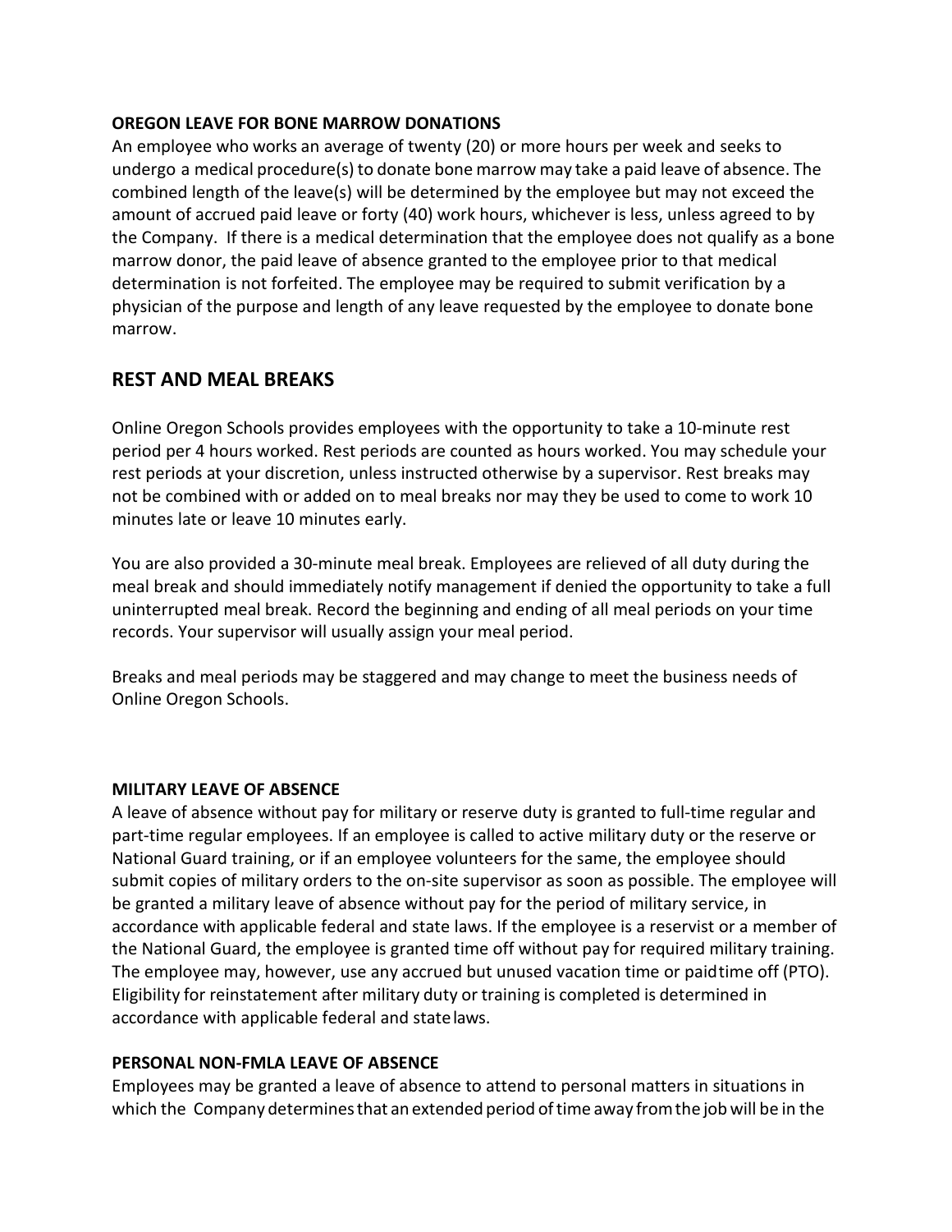**OREGON LEAVE FOR BONE MARROW DONATIONS**

An employee who works an average of twenty (20) or more hours per week and seeks to undergo a medical procedure(s) to donate bone marrow may take a paid leave of absence. The combined length of the leave(s) will be determined by the employee but may not exceed the amount of accrued paid leave or forty (40) work hours, whichever is less, unless agreed to by the Company. If there is a medical determination that the employee does not qualify as a bone marrow donor, the paid leave of absence granted to the employee prior to that medical determination is not forfeited. The employee may be required to submit verification by a physician of the purpose and length of any leave requested by the employee to donate bone marrow.

## REST AND MEAL BREAKS

Online Oregon Schools provides employees with the opportunity to take a 10-minute rest period per 4 hours worked. Rest periods are counted as hours worked. You may schedule your rest periods at your discretion, unless instructed otherwise by a supervisor. Rest breaks may not be combined with or added on to meal breaks nor may they be used to come to work 10 minutes late or leave 10 minutes early.

You are also provided a 30-minute meal break. Employees are relieved of all duty during the meal break and should immediately notify management if denied the opportunity to take a full uninterrupted meal break. Record the beginning and ending of all meal periods on your time records. Your supervisor will usually assign your meal period.

Breaks and meal periods may be staggered and may change to meet the business needs of Online Oregon Schools.

**MILITARY LEAVE OF ABSENCE**

A leave of absence without pay for military or reserve duty is granted to full-time regular and part-time regular employees. If an employee is called to active military duty or the reserve or National Guard training, or if an employee volunteers for the same, the employee should submit copies of military orders to the on-site supervisor as soon as possible. The employee will be granted a military leave of absence without pay for the period of military service, in accordance with applicable federal and state laws. If the employee is a reservist or a member of the National Guard, the employee is granted time off without pay for required military training. The employee may, however, use any accrued but unused vacation time or paid time off (PTO). Eligibility for reinstatement after military duty or training is completed is determined in accordance with applicable federal and state laws.

**PERSONAL NON-FMLA LEAVE OF ABSENCE**

Employees may be granted a leave of absence to attend to personal matters in situations in which the Company determines that an extended period of time away from the job will be in the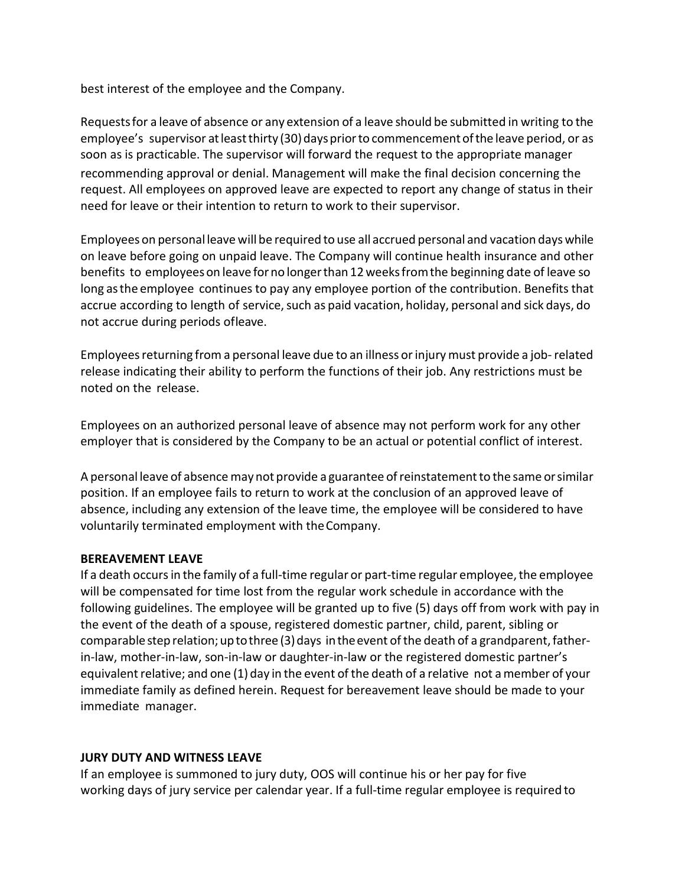best interest of the employee and the Company.

Requests for a leave of absence or any extension of a leave should be submitted in writing to the employee's supervisor at least thirty (30) days prior to commencement of the leave period, or as soon as is practicable. The supervisor will forward the request to the appropriate manager recommending approval or denial. Management will make the final decision concerning the request. All employees on approved leave are expected to report any change of status in their need for leave or their intention to return to work to their supervisor.

Employees on personal leave will be required to use all accrued personal and vacation days while on leave before going on unpaid leave. The Company will continue health insurance and other benefits to employees on leave for no longer than 12 weeks from the beginning date of leave so long as the employee continues to pay any employee portion of the contribution. Benefits that accrue according to length of service, such as paid vacation, holiday, personal and sick days, do not accrue during periods of leave.

Employees returning from a personal leave due to an illness or injury must provide a job-related release indicating their ability to perform the functions of their job. Any restrictions must be noted on the release.

Employees on an authorized personal leave of absence may not perform work for any other employer that is considered by the Company to be an actual or potential conflict of interest.

A personal leave of absence may not provide a guarantee of reinstatement to the same or similar position. If an employee fails to return to work at the conclusion of an approved leave of absence, including any extension of the leave time, the employee will be considered to have voluntarily terminated employment with the Company.

**BEREAVEMENT LEAVE**

If a death occurs in the family of a full-time regular or part-time regular employee, the employee will be compensated for time lost from the regular work schedule in accordance with the following guidelines. The employee will be granted up to five (5) days off from work with pay in the event of the death of a spouse, registered domestic partner, child, parent, sibling or comparable step relation; up to three (3) days in the event of the death of a grandparent, father-in-law, mother-in-law, son-in-law or daughter-in-law or the registered domestic partner's equivalent relative; and one (1) day in the event of the death of a relative not a member of your immediate family as defined herein. Request for bereavement leave should be made to your immediate manager.

**JURY DUTY AND WITNESS LEAVE**

If an employee is summoned to jury duty, OOS will continue his or her pay for five working days of jury service per calendar year. If a full-time regular employee is required to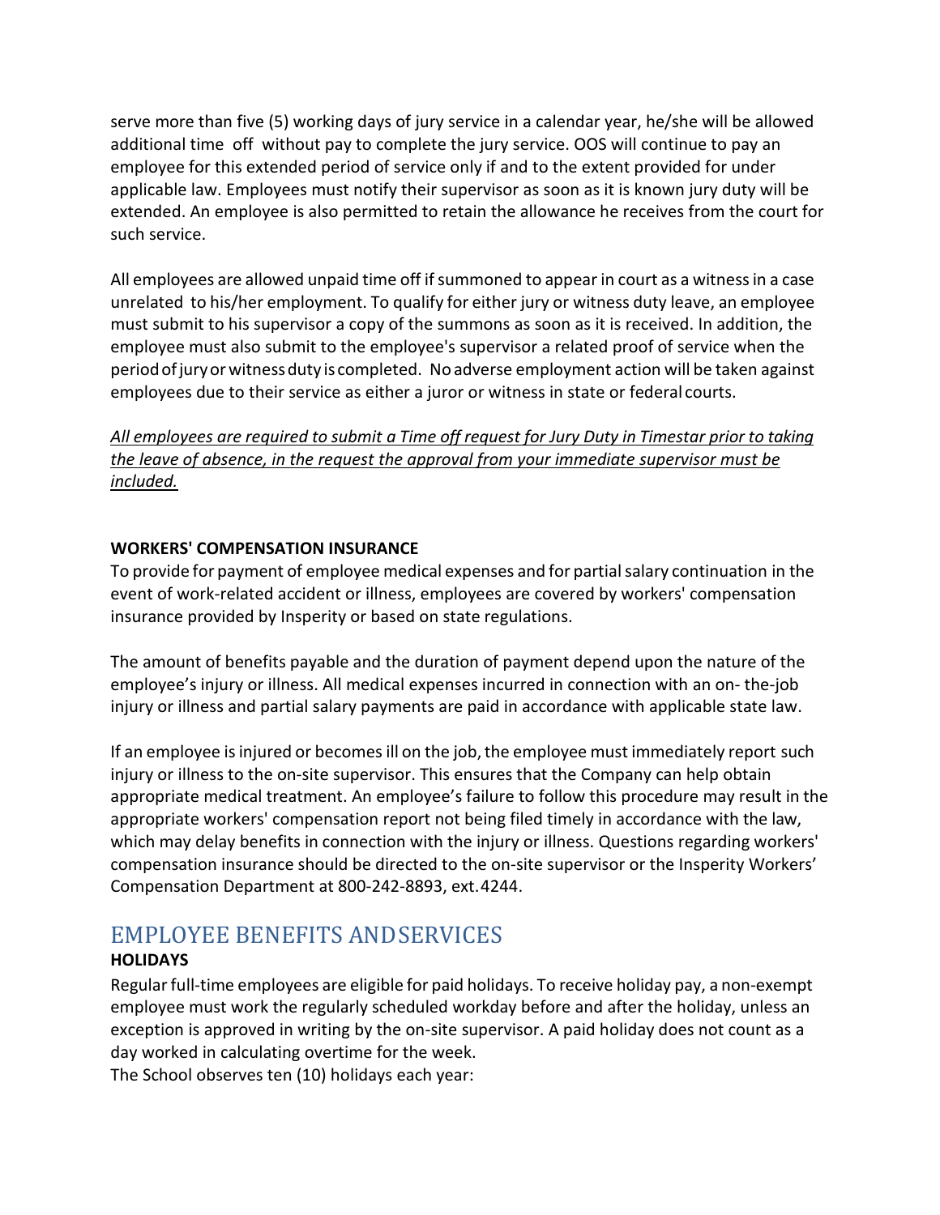serve more than five (5) working days of jury service in a calendar year, he/she will be allowed additional time off without pay to complete the jury service. OOS will continue to pay an employee for this extended period of service only if and to the extent provided for under applicable law. Employees must notify their supervisor as soon as it is known jury duty will be extended. An employee is also permitted to retain the allowance he receives from the court for such service.

All employees are allowed unpaid time off if summoned to appear in court as a witness in a case unrelated to his/her employment. To qualify for either jury or witness duty leave, an employee must submit to his supervisor a copy of the summons as soon as it is received. In addition, the employee must also submit to the employee's supervisor a related proof of service when the period of jury or witness duty is completed. No adverse employment action will be taken against employees due to their service as either a juror or witness in state or federal courts.

*All employees are required to submit a Time off request for Jury Duty in Timestar prior to taking the leave of absence, in the request the approval from your immediate supervisor must be included.*

**WORKERS' COMPENSATION INSURANCE**

To provide for payment of employee medical expenses and for partial salary continuation in the event of work-related accident or illness, employees are covered by workers' compensation insurance provided by Insperity or based on state regulations.

The amount of benefits payable and the duration of payment depend upon the nature of the employee's injury or illness. All medical expenses incurred in connection with an on- the-job injury or illness and partial salary payments are paid in accordance with applicable state law.

If an employee is injured or becomes ill on the job, the employee must immediately report such injury or illness to the on-site supervisor. This ensures that the Company can help obtain appropriate medical treatment. An employee's failure to follow this procedure may result in the appropriate workers' compensation report not being filed timely in accordance with the law, which may delay benefits in connection with the injury or illness. Questions regarding workers' compensation insurance should be directed to the on-site supervisor or the Insperity Workers' Compensation Department at 800-242-8893, ext. 4244.

## EMPLOYEE BENEFITS AND SERVICES

**HOLIDAYS**

Regular full-time employees are eligible for paid holidays. To receive holiday pay, a non-exempt employee must work the regularly scheduled workday before and after the holiday, unless an exception is approved in writing by the on-site supervisor. A paid holiday does not count as a day worked in calculating overtime for the week.

The School observes ten (10) holidays each year: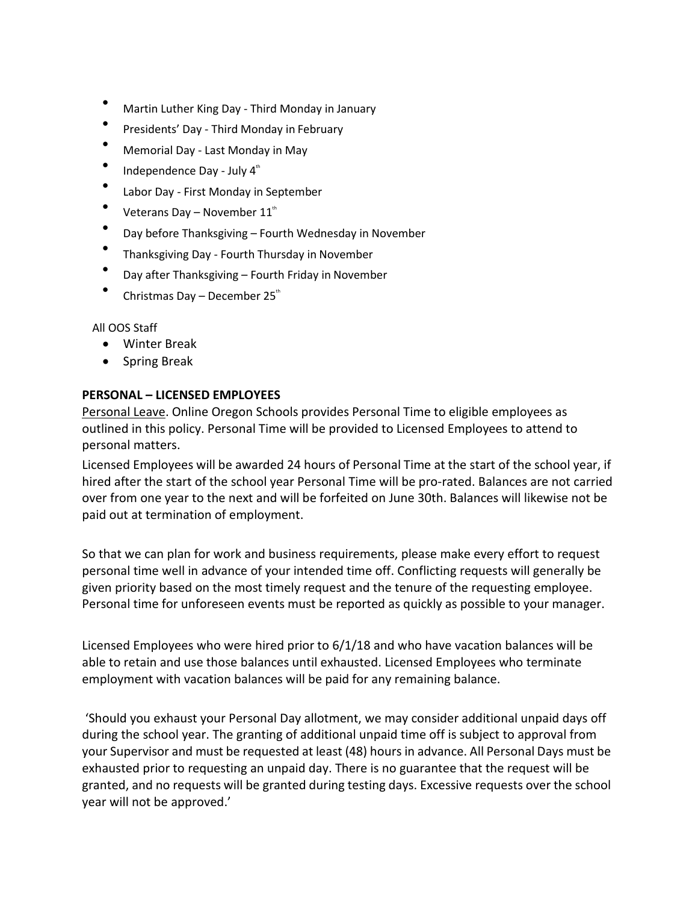- Martin Luther King Day - Third Monday in January
- Presidents' Day - Third Monday in February
- Memorial Day - Last Monday in May
- Independence Day - July 4th
- Labor Day - First Monday in September
- Veterans Day – November 11th
- Day before Thanksgiving – Fourth Wednesday in November
- Thanksgiving Day - Fourth Thursday in November
- Day after Thanksgiving – Fourth Friday in November
- Christmas Day – December 25th

All OOS Staff

- Winter Break
- Spring Break

**PERSONAL – LICENSED EMPLOYEES**

Personal Leave. Online Oregon Schools provides Personal Time to eligible employees as outlined in this policy. Personal Time will be provided to Licensed Employees to attend to personal matters.

Licensed Employees will be awarded 24 hours of Personal Time at the start of the school year, if hired after the start of the school year Personal Time will be pro-rated. Balances are not carried over from one year to the next and will be forfeited on June 30th. Balances will likewise not be paid out at termination of employment.

So that we can plan for work and business requirements, please make every effort to request personal time well in advance of your intended time off. Conflicting requests will generally be given priority based on the most timely request and the tenure of the requesting employee. Personal time for unforeseen events must be reported as quickly as possible to your manager.

Licensed Employees who were hired prior to 6/1/18 and who have vacation balances will be able to retain and use those balances until exhausted. Licensed Employees who terminate employment with vacation balances will be paid for any remaining balance.

'Should you exhaust your Personal Day allotment, we may consider additional unpaid days off during the school year. The granting of additional unpaid time off is subject to approval from your Supervisor and must be requested at least (48) hours in advance. All Personal Days must be exhausted prior to requesting an unpaid day. There is no guarantee that the request will be granted, and no requests will be granted during testing days. Excessive requests over the school year will not be approved.'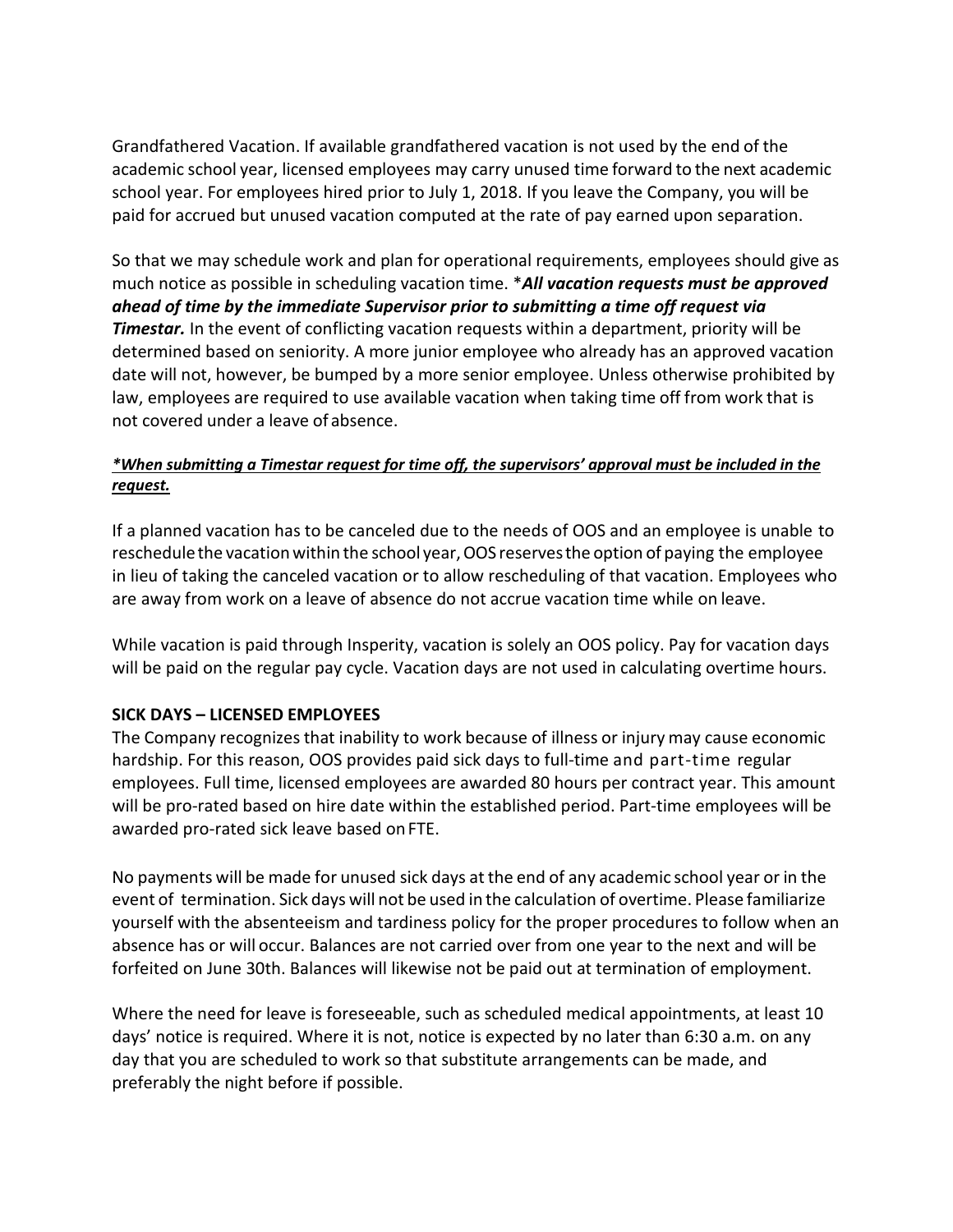Grandfathered Vacation. If available grandfathered vacation is not used by the end of the academic school year, licensed employees may carry unused time forward to the next academic school year. For employees hired prior to July 1, 2018. If you leave the Company, you will be paid for accrued but unused vacation computed at the rate of pay earned upon separation.

So that we may schedule work and plan for operational requirements, employees should give as much notice as possible in scheduling vacation time. \****All vacation requests must be approved ahead of time by the immediate Supervisor prior to submitting a time off request via Timestar.*** In the event of conflicting vacation requests within a department, priority will be determined based on seniority. A more junior employee who already has an approved vacation date will not, however, be bumped by a more senior employee. Unless otherwise prohibited by law, employees are required to use available vacation when taking time off from work that is not covered under a leave of absence.

***<u>\*When submitting a Timestar request for time off, the supervisors' approval must be included in the request.</u>***

If a planned vacation has to be canceled due to the needs of OOS and an employee is unable to reschedule the vacation within the school year, OOS reserves the option of paying the employee in lieu of taking the canceled vacation or to allow rescheduling of that vacation. Employees who are away from work on a leave of absence do not accrue vacation time while on leave.

While vacation is paid through Insperity, vacation is solely an OOS policy. Pay for vacation days will be paid on the regular pay cycle. Vacation days are not used in calculating overtime hours.

**SICK DAYS – LICENSED EMPLOYEES**

The Company recognizes that inability to work because of illness or injury may cause economic hardship. For this reason, OOS provides paid sick days to full-time and part-time regular employees. Full time, licensed employees are awarded 80 hours per contract year. This amount will be pro-rated based on hire date within the established period. Part-time employees will be awarded pro-rated sick leave based on FTE.

No payments will be made for unused sick days at the end of any academic school year or in the event of termination. Sick days will not be used in the calculation of overtime. Please familiarize yourself with the absenteeism and tardiness policy for the proper procedures to follow when an absence has or will occur. Balances are not carried over from one year to the next and will be forfeited on June 30th. Balances will likewise not be paid out at termination of employment.

Where the need for leave is foreseeable, such as scheduled medical appointments, at least 10 days' notice is required. Where it is not, notice is expected by no later than 6:30 a.m. on any day that you are scheduled to work so that substitute arrangements can be made, and preferably the night before if possible.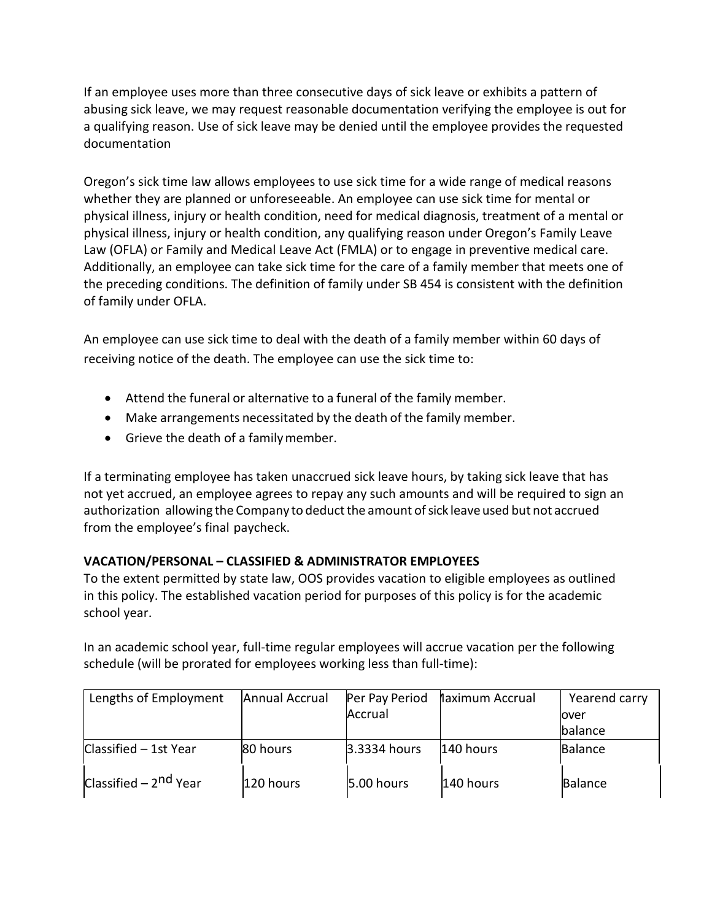If an employee uses more than three consecutive days of sick leave or exhibits a pattern of abusing sick leave, we may request reasonable documentation verifying the employee is out for a qualifying reason. Use of sick leave may be denied until the employee provides the requested documentation

Oregon's sick time law allows employees to use sick time for a wide range of medical reasons whether they are planned or unforeseeable. An employee can use sick time for mental or physical illness, injury or health condition, need for medical diagnosis, treatment of a mental or physical illness, injury or health condition, any qualifying reason under Oregon's Family Leave Law (OFLA) or Family and Medical Leave Act (FMLA) or to engage in preventive medical care. Additionally, an employee can take sick time for the care of a family member that meets one of the preceding conditions. The definition of family under SB 454 is consistent with the definition of family under OFLA.

An employee can use sick time to deal with the death of a family member within 60 days of receiving notice of the death. The employee can use the sick time to:

- Attend the funeral or alternative to a funeral of the family member.
- Make arrangements necessitated by the death of the family member.
- Grieve the death of a family member.

If a terminating employee has taken unaccrued sick leave hours, by taking sick leave that has not yet accrued, an employee agrees to repay any such amounts and will be required to sign an authorization allowing the Company to deduct the amount of sick leave used but not accrued from the employee's final paycheck.

**VACATION/PERSONAL – CLASSIFIED & ADMINISTRATOR EMPLOYEES**

To the extent permitted by state law, OOS provides vacation to eligible employees as outlined in this policy. The established vacation period for purposes of this policy is for the academic school year.

In an academic school year, full-time regular employees will accrue vacation per the following schedule (will be prorated for employees working less than full-time):

| Lengths of Employment | Annual Accrual | Per Pay Period Accrual | Maximum Accrual | Yearend carry over balance |
|---|---|---|---|---|
| Classified – 1st Year | 80 hours | 3.3334 hours | 140 hours | Balance |
| Classified – 2nd Year | 120 hours | 5.00 hours | 140 hours | Balance |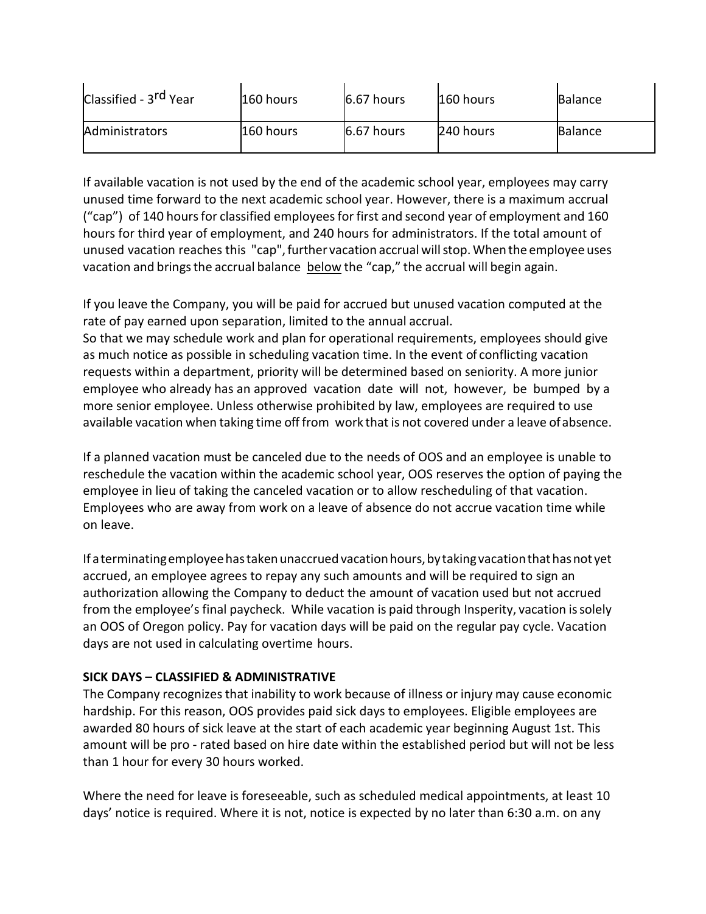| Classified - 3rd Year | 160 hours | 6.67 hours | 160 hours | Balance |
|---|---|---|---|---|
| Administrators | 160 hours | 6.67 hours | 240 hours | Balance |

If available vacation is not used by the end of the academic school year, employees may carry unused time forward to the next academic school year. However, there is a maximum accrual ("cap") of 140 hours for classified employees for first and second year of employment and 160 hours for third year of employment, and 240 hours for administrators. If the total amount of unused vacation reaches this "cap", further vacation accrual will stop. When the employee uses vacation and brings the accrual balance <u>below</u> the "cap," the accrual will begin again.

If you leave the Company, you will be paid for accrued but unused vacation computed at the rate of pay earned upon separation, limited to the annual accrual.
So that we may schedule work and plan for operational requirements, employees should give as much notice as possible in scheduling vacation time. In the event of conflicting vacation requests within a department, priority will be determined based on seniority. A more junior employee who already has an approved vacation date will not, however, be bumped by a more senior employee. Unless otherwise prohibited by law, employees are required to use available vacation when taking time off from work that is not covered under a leave of absence.

If a planned vacation must be canceled due to the needs of OOS and an employee is unable to reschedule the vacation within the academic school year, OOS reserves the option of paying the employee in lieu of taking the canceled vacation or to allow rescheduling of that vacation. Employees who are away from work on a leave of absence do not accrue vacation time while on leave.

If a terminating employee has taken unaccrued vacation hours, by taking vacation that has not yet accrued, an employee agrees to repay any such amounts and will be required to sign an authorization allowing the Company to deduct the amount of vacation used but not accrued from the employee's final paycheck. While vacation is paid through Insperity, vacation is solely an OOS of Oregon policy. Pay for vacation days will be paid on the regular pay cycle. Vacation days are not used in calculating overtime hours.

**SICK DAYS – CLASSIFIED & ADMINISTRATIVE**
The Company recognizes that inability to work because of illness or injury may cause economic hardship. For this reason, OOS provides paid sick days to employees. Eligible employees are awarded 80 hours of sick leave at the start of each academic year beginning August 1st. This amount will be pro - rated based on hire date within the established period but will not be less than 1 hour for every 30 hours worked.

Where the need for leave is foreseeable, such as scheduled medical appointments, at least 10 days' notice is required. Where it is not, notice is expected by no later than 6:30 a.m. on any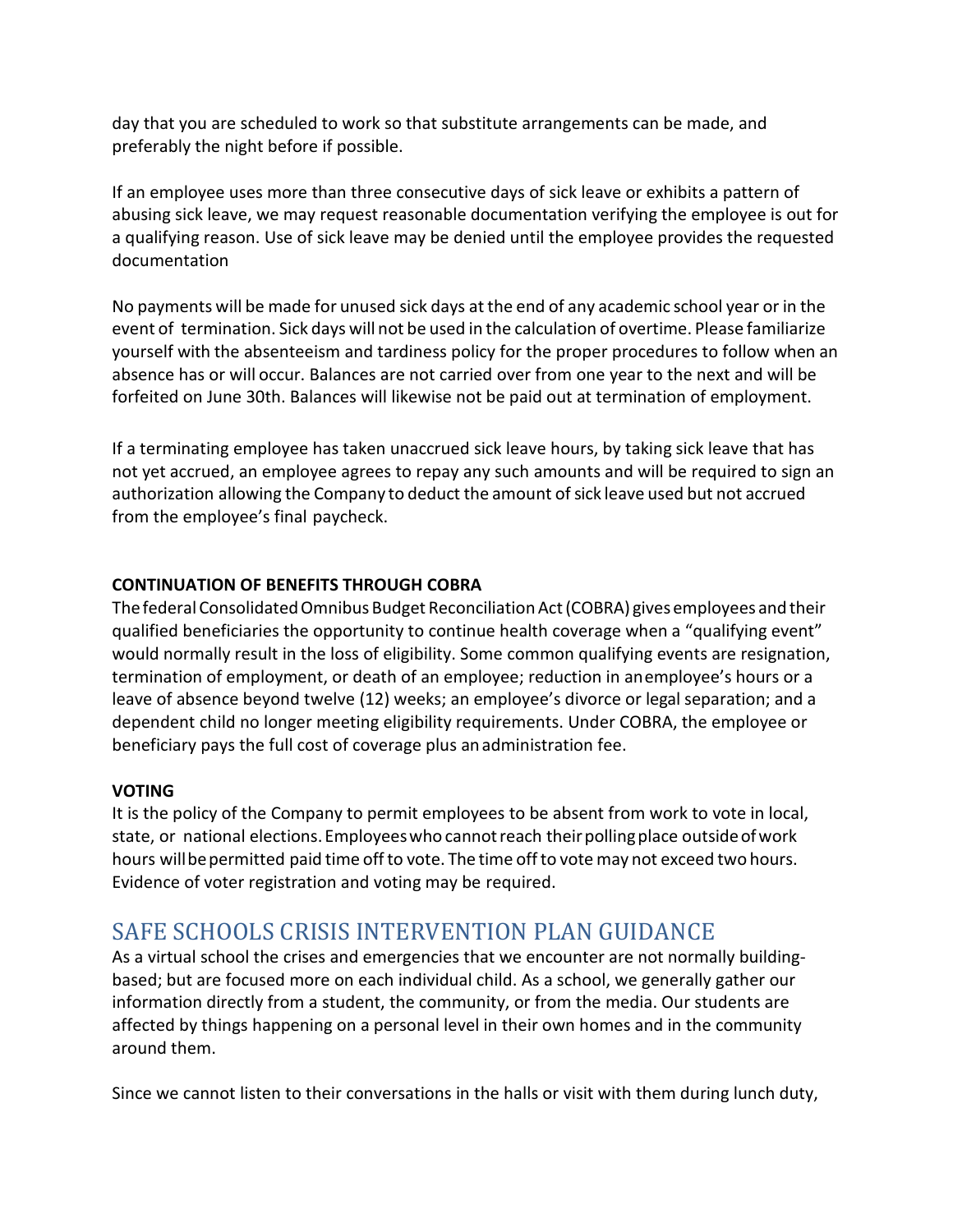day that you are scheduled to work so that substitute arrangements can be made, and preferably the night before if possible.

If an employee uses more than three consecutive days of sick leave or exhibits a pattern of abusing sick leave, we may request reasonable documentation verifying the employee is out for a qualifying reason. Use of sick leave may be denied until the employee provides the requested documentation

No payments will be made for unused sick days at the end of any academic school year or in the event of termination. Sick days will not be used in the calculation of overtime. Please familiarize yourself with the absenteeism and tardiness policy for the proper procedures to follow when an absence has or will occur. Balances are not carried over from one year to the next and will be forfeited on June 30th. Balances will likewise not be paid out at termination of employment.

If a terminating employee has taken unaccrued sick leave hours, by taking sick leave that has not yet accrued, an employee agrees to repay any such amounts and will be required to sign an authorization allowing the Company to deduct the amount of sick leave used but not accrued from the employee's final paycheck.

**CONTINUATION OF BENEFITS THROUGH COBRA**

The federal Consolidated Omnibus Budget Reconciliation Act (COBRA) gives employees and their qualified beneficiaries the opportunity to continue health coverage when a "qualifying event" would normally result in the loss of eligibility. Some common qualifying events are resignation, termination of employment, or death of an employee; reduction in an employee's hours or a leave of absence beyond twelve (12) weeks; an employee's divorce or legal separation; and a dependent child no longer meeting eligibility requirements. Under COBRA, the employee or beneficiary pays the full cost of coverage plus an administration fee.

**VOTING**

It is the policy of the Company to permit employees to be absent from work to vote in local, state, or national elections. Employees who cannot reach their polling place outside of work hours will be permitted paid time off to vote. The time off to vote may not exceed two hours. Evidence of voter registration and voting may be required.

## SAFE SCHOOLS CRISIS INTERVENTION PLAN GUIDANCE

As a virtual school the crises and emergencies that we encounter are not normally building-based; but are focused more on each individual child. As a school, we generally gather our information directly from a student, the community, or from the media. Our students are affected by things happening on a personal level in their own homes and in the community around them.

Since we cannot listen to their conversations in the halls or visit with them during lunch duty,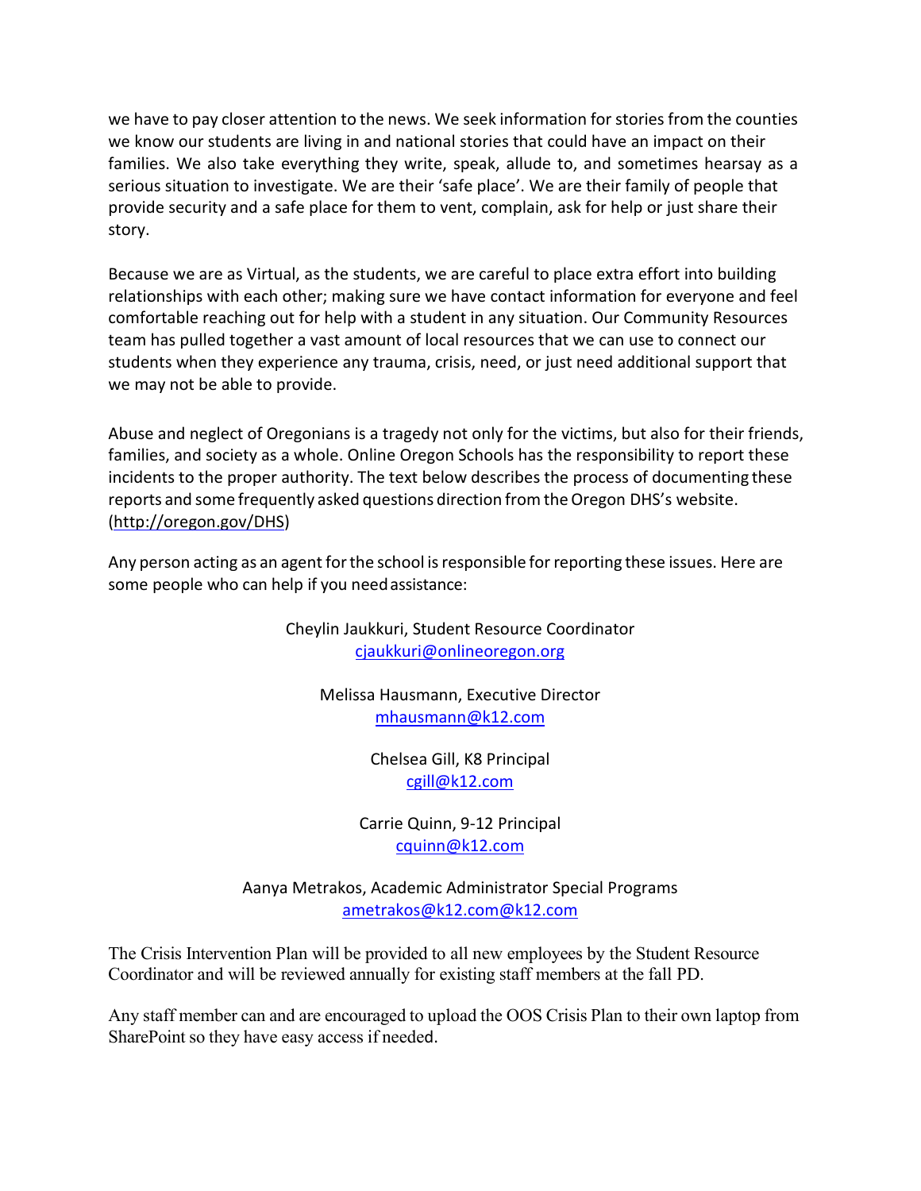we have to pay closer attention to the news. We seek information for stories from the counties we know our students are living in and national stories that could have an impact on their families. We also take everything they write, speak, allude to, and sometimes hearsay as a serious situation to investigate. We are their 'safe place'. We are their family of people that provide security and a safe place for them to vent, complain, ask for help or just share their story.

Because we are as Virtual, as the students, we are careful to place extra effort into building relationships with each other; making sure we have contact information for everyone and feel comfortable reaching out for help with a student in any situation. Our Community Resources team has pulled together a vast amount of local resources that we can use to connect our students when they experience any trauma, crisis, need, or just need additional support that we may not be able to provide.

Abuse and neglect of Oregonians is a tragedy not only for the victims, but also for their friends, families, and society as a whole. Online Oregon Schools has the responsibility to report these incidents to the proper authority. The text below describes the process of documenting these reports and some frequently asked questions direction from the Oregon DHS's website. (http://oregon.gov/DHS)

Any person acting as an agent for the school is responsible for reporting these issues. Here are some people who can help if you need assistance:

Cheylin Jaukkuri, Student Resource Coordinator
cjaukkuri@onlineoregon.org

Melissa Hausmann, Executive Director
mhausmann@k12.com

Chelsea Gill, K8 Principal
cgill@k12.com

Carrie Quinn, 9-12 Principal
cquinn@k12.com

Aanya Metrakos, Academic Administrator Special Programs
ametrakos@k12.com@k12.com

The Crisis Intervention Plan will be provided to all new employees by the Student Resource Coordinator and will be reviewed annually for existing staff members at the fall PD.

Any staff member can and are encouraged to upload the OOS Crisis Plan to their own laptop from SharePoint so they have easy access if needed.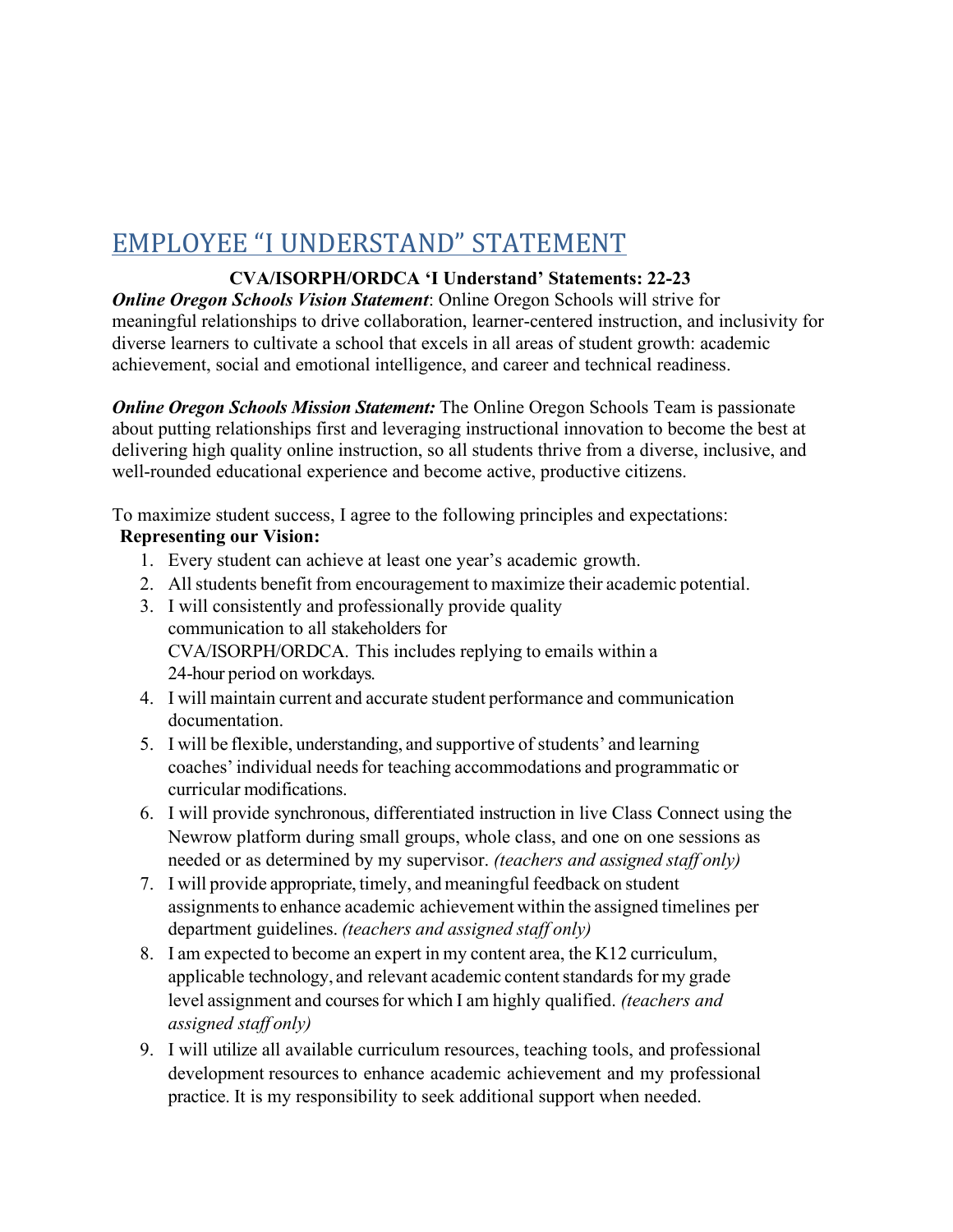# EMPLOYEE "I UNDERSTAND" STATEMENT

**CVA/ISORPH/ORDCA 'I Understand' Statements: 22-23**

***Online Oregon Schools Vision Statement***: Online Oregon Schools will strive for meaningful relationships to drive collaboration, learner-centered instruction, and inclusivity for diverse learners to cultivate a school that excels in all areas of student growth: academic achievement, social and emotional intelligence, and career and technical readiness.

***Online Oregon Schools Mission Statement:*** The Online Oregon Schools Team is passionate about putting relationships first and leveraging instructional innovation to become the best at delivering high quality online instruction, so all students thrive from a diverse, inclusive, and well-rounded educational experience and become active, productive citizens.

To maximize student success, I agree to the following principles and expectations:

**Representing our Vision:**

1. Every student can achieve at least one year's academic growth.
2. All students benefit from encouragement to maximize their academic potential.
3. I will consistently and professionally provide quality communication to all stakeholders for CVA/ISORPH/ORDCA. This includes replying to emails within a 24-hour period on workdays.
4. I will maintain current and accurate student performance and communication documentation.
5. I will be flexible, understanding, and supportive of students' and learning coaches' individual needs for teaching accommodations and programmatic or curricular modifications.
6. I will provide synchronous, differentiated instruction in live Class Connect using the Newrow platform during small groups, whole class, and one on one sessions as needed or as determined by my supervisor. *(teachers and assigned staff only)*
7. I will provide appropriate, timely, and meaningful feedback on student assignments to enhance academic achievement within the assigned timelines per department guidelines. *(teachers and assigned staff only)*
8. I am expected to become an expert in my content area, the K12 curriculum, applicable technology, and relevant academic content standards for my grade level assignment and courses for which I am highly qualified. *(teachers and assigned staff only)*
9. I will utilize all available curriculum resources, teaching tools, and professional development resources to enhance academic achievement and my professional practice. It is my responsibility to seek additional support when needed.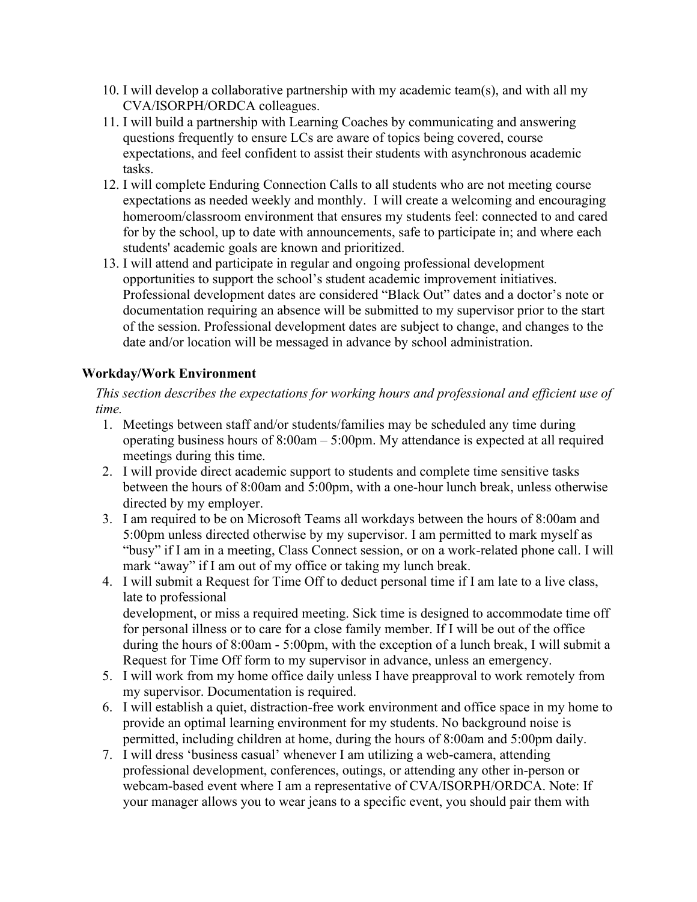10. I will develop a collaborative partnership with my academic team(s), and with all my CVA/ISORPH/ORDCA colleagues.
11. I will build a partnership with Learning Coaches by communicating and answering questions frequently to ensure LCs are aware of topics being covered, course expectations, and feel confident to assist their students with asynchronous academic tasks.
12. I will complete Enduring Connection Calls to all students who are not meeting course expectations as needed weekly and monthly. I will create a welcoming and encouraging homeroom/classroom environment that ensures my students feel: connected to and cared for by the school, up to date with announcements, safe to participate in; and where each students' academic goals are known and prioritized.
13. I will attend and participate in regular and ongoing professional development opportunities to support the school's student academic improvement initiatives. Professional development dates are considered "Black Out" dates and a doctor's note or documentation requiring an absence will be submitted to my supervisor prior to the start of the session. Professional development dates are subject to change, and changes to the date and/or location will be messaged in advance by school administration.

### Workday/Work Environment

*This section describes the expectations for working hours and professional and efficient use of time.*

1. Meetings between staff and/or students/families may be scheduled any time during operating business hours of 8:00am – 5:00pm. My attendance is expected at all required meetings during this time.
2. I will provide direct academic support to students and complete time sensitive tasks between the hours of 8:00am and 5:00pm, with a one-hour lunch break, unless otherwise directed by my employer.
3. I am required to be on Microsoft Teams all workdays between the hours of 8:00am and 5:00pm unless directed otherwise by my supervisor. I am permitted to mark myself as "busy" if I am in a meeting, Class Connect session, or on a work-related phone call. I will mark "away" if I am out of my office or taking my lunch break.
4. I will submit a Request for Time Off to deduct personal time if I am late to a live class, late to professional development, or miss a required meeting. Sick time is designed to accommodate time off for personal illness or to care for a close family member. If I will be out of the office during the hours of 8:00am - 5:00pm, with the exception of a lunch break, I will submit a Request for Time Off form to my supervisor in advance, unless an emergency.
5. I will work from my home office daily unless I have preapproval to work remotely from my supervisor. Documentation is required.
6. I will establish a quiet, distraction-free work environment and office space in my home to provide an optimal learning environment for my students. No background noise is permitted, including children at home, during the hours of 8:00am and 5:00pm daily.
7. I will dress 'business casual' whenever I am utilizing a web-camera, attending professional development, conferences, outings, or attending any other in-person or webcam-based event where I am a representative of CVA/ISORPH/ORDCA. Note: If your manager allows you to wear jeans to a specific event, you should pair them with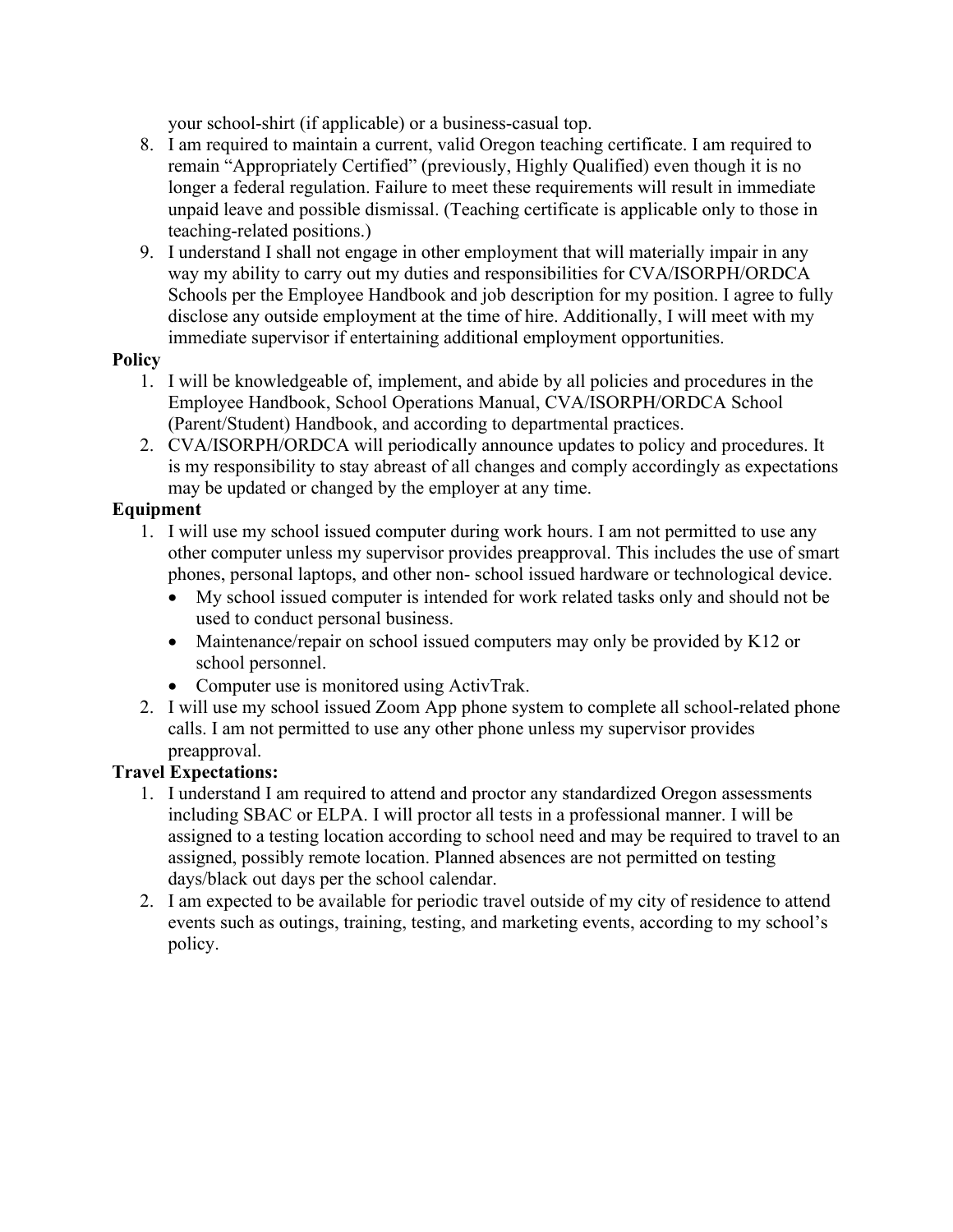your school-shirt (if applicable) or a business-casual top.

8. I am required to maintain a current, valid Oregon teaching certificate. I am required to remain "Appropriately Certified" (previously, Highly Qualified) even though it is no longer a federal regulation. Failure to meet these requirements will result in immediate unpaid leave and possible dismissal. (Teaching certificate is applicable only to those in teaching-related positions.)
9. I understand I shall not engage in other employment that will materially impair in any way my ability to carry out my duties and responsibilities for CVA/ISORPH/ORDCA Schools per the Employee Handbook and job description for my position. I agree to fully disclose any outside employment at the time of hire. Additionally, I will meet with my immediate supervisor if entertaining additional employment opportunities.

**Policy**

1. I will be knowledgeable of, implement, and abide by all policies and procedures in the Employee Handbook, School Operations Manual, CVA/ISORPH/ORDCA School (Parent/Student) Handbook, and according to departmental practices.
2. CVA/ISORPH/ORDCA will periodically announce updates to policy and procedures. It is my responsibility to stay abreast of all changes and comply accordingly as expectations may be updated or changed by the employer at any time.

**Equipment**

1. I will use my school issued computer during work hours. I am not permitted to use any other computer unless my supervisor provides preapproval. This includes the use of smart phones, personal laptops, and other non- school issued hardware or technological device.
   - My school issued computer is intended for work related tasks only and should not be used to conduct personal business.
   - Maintenance/repair on school issued computers may only be provided by K12 or school personnel.
   - Computer use is monitored using ActivTrak.
2. I will use my school issued Zoom App phone system to complete all school-related phone calls. I am not permitted to use any other phone unless my supervisor provides preapproval.

**Travel Expectations:**

1. I understand I am required to attend and proctor any standardized Oregon assessments including SBAC or ELPA. I will proctor all tests in a professional manner. I will be assigned to a testing location according to school need and may be required to travel to an assigned, possibly remote location. Planned absences are not permitted on testing days/black out days per the school calendar.
2. I am expected to be available for periodic travel outside of my city of residence to attend events such as outings, training, testing, and marketing events, according to my school's policy.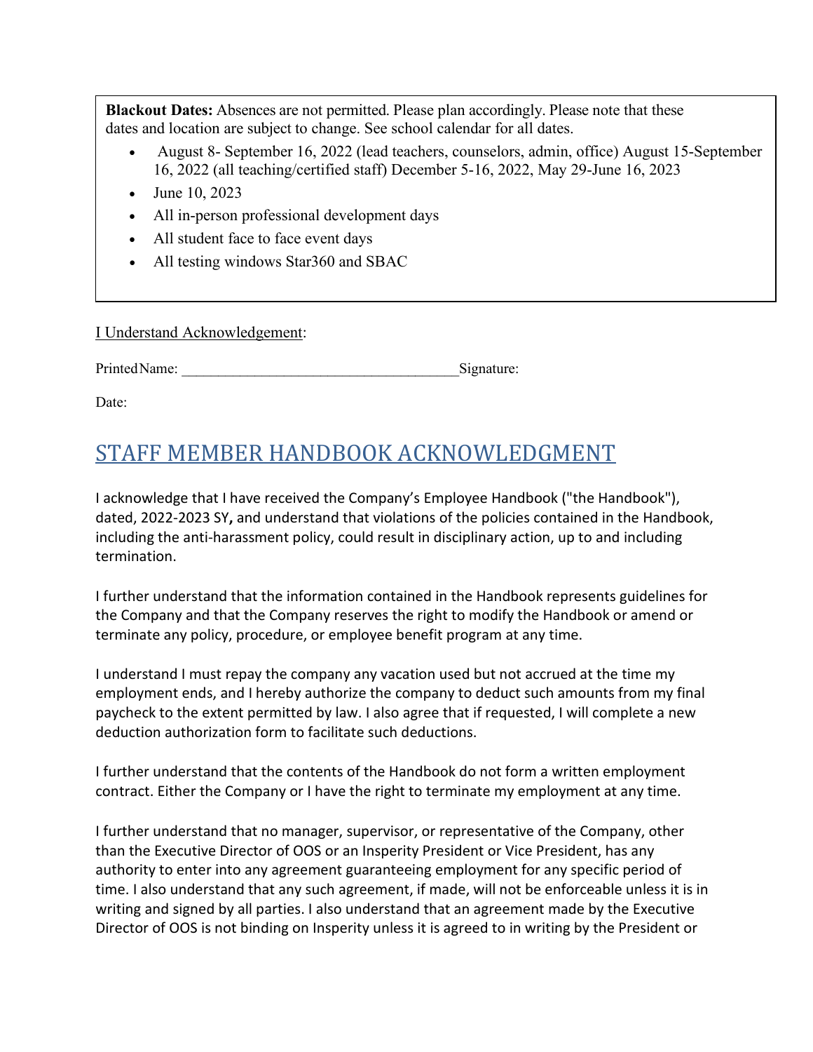**Blackout Dates:** Absences are not permitted. Please plan accordingly. Please note that these dates and location are subject to change. See school calendar for all dates.

- August 8- September 16, 2022 (lead teachers, counselors, admin, office) August 15-September 16, 2022 (all teaching/certified staff) December 5-16, 2022, May 29-June 16, 2023
- June 10, 2023
- All in-person professional development days
- All student face to face event days
- All testing windows Star360 and SBAC

I Understand Acknowledgement:

Printed Name: ______________________________________ Signature:

Date:

# STAFF MEMBER HANDBOOK ACKNOWLEDGMENT

I acknowledge that I have received the Company's Employee Handbook ("the Handbook"), dated, 2022-2023 SY**,** and understand that violations of the policies contained in the Handbook, including the anti-harassment policy, could result in disciplinary action, up to and including termination.

I further understand that the information contained in the Handbook represents guidelines for the Company and that the Company reserves the right to modify the Handbook or amend or terminate any policy, procedure, or employee benefit program at any time.

I understand I must repay the company any vacation used but not accrued at the time my employment ends, and I hereby authorize the company to deduct such amounts from my final paycheck to the extent permitted by law. I also agree that if requested, I will complete a new deduction authorization form to facilitate such deductions.

I further understand that the contents of the Handbook do not form a written employment contract. Either the Company or I have the right to terminate my employment at any time.

I further understand that no manager, supervisor, or representative of the Company, other than the Executive Director of OOS or an Insperity President or Vice President, has any authority to enter into any agreement guaranteeing employment for any specific period of time. I also understand that any such agreement, if made, will not be enforceable unless it is in writing and signed by all parties. I also understand that an agreement made by the Executive Director of OOS is not binding on Insperity unless it is agreed to in writing by the President or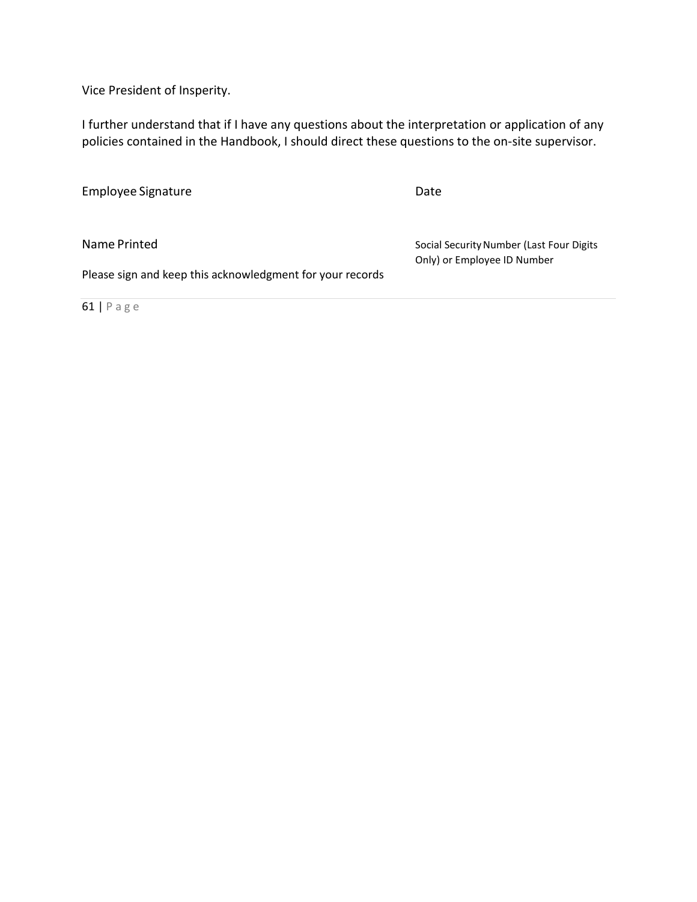Vice President of Insperity.

I further understand that if I have any questions about the interpretation or application of any policies contained in the Handbook, I should direct these questions to the on-site supervisor.

Employee Signature &nbsp;&nbsp;&nbsp;&nbsp;&nbsp;&nbsp;&nbsp;&nbsp;&nbsp;&nbsp;&nbsp;&nbsp;&nbsp;&nbsp;&nbsp;&nbsp; Date

Name Printed &nbsp;&nbsp;&nbsp;&nbsp;&nbsp;&nbsp;&nbsp;&nbsp;&nbsp;&nbsp;&nbsp;&nbsp;&nbsp;&nbsp;&nbsp;&nbsp; Social Security Number (Last Four Digits Only) or Employee ID Number

Please sign and keep this acknowledgment for your records